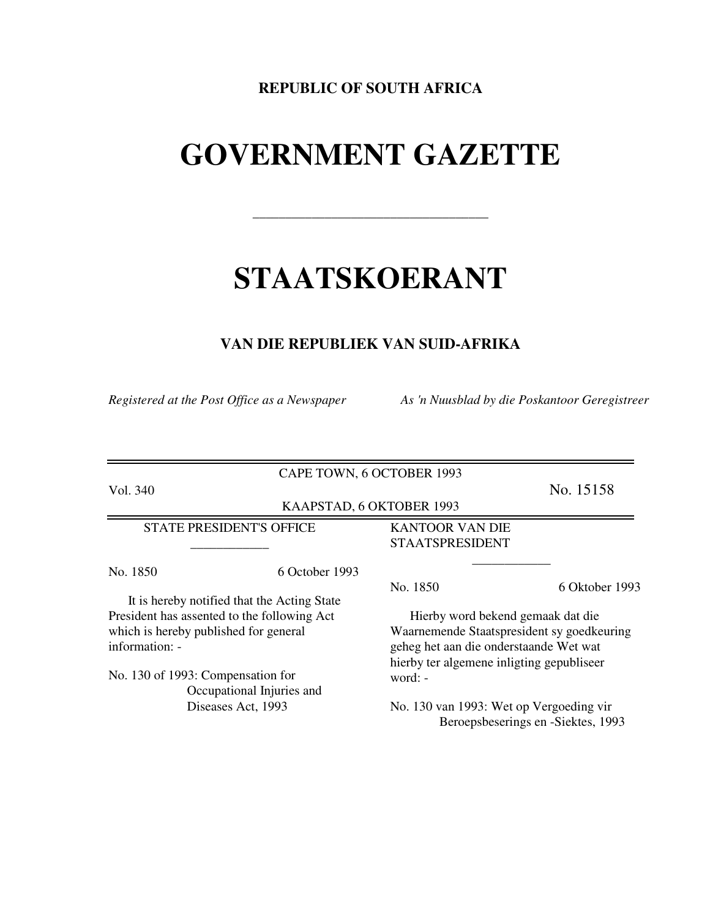**REPUBLIC OF SOUTH AFRICA**

# GOVERNMENT GAZETTE

---

# STAATSKOERANT

**VAN DIE REPUBLIEK VAN SUID-AFRIKA**

*Registered at the Post Office as a Newspaper*

*As 'n Nuusblad by die Poskantoor Geregistreer*

---

CAPE TOWN, 6 OCTOBER 1993

Vol. 340 — No. 15158

KAAPSTAD, 6 OKTOBER 1993

---

STATE PRESIDENT'S OFFICE

No. 1850 — 6 October 1993

It is hereby notified that the Acting State President has assented to the following Act which is hereby published for general information: -

No. 130 of 1993: Compensation for Occupational Injuries and Diseases Act, 1993

KANTOOR VAN DIE STAATSPRESIDENT

No. 1850 — 6 Oktober 1993

Hierby word bekend gemaak dat die Waarnemende Staatspresident sy goedkeuring geheg het aan die onderstaande Wet wat hierby ter algemene inligting gepubliseer word: -

No. 130 van 1993: Wet op Vergoeding vir Beroepsbeserings en -Siektes, 1993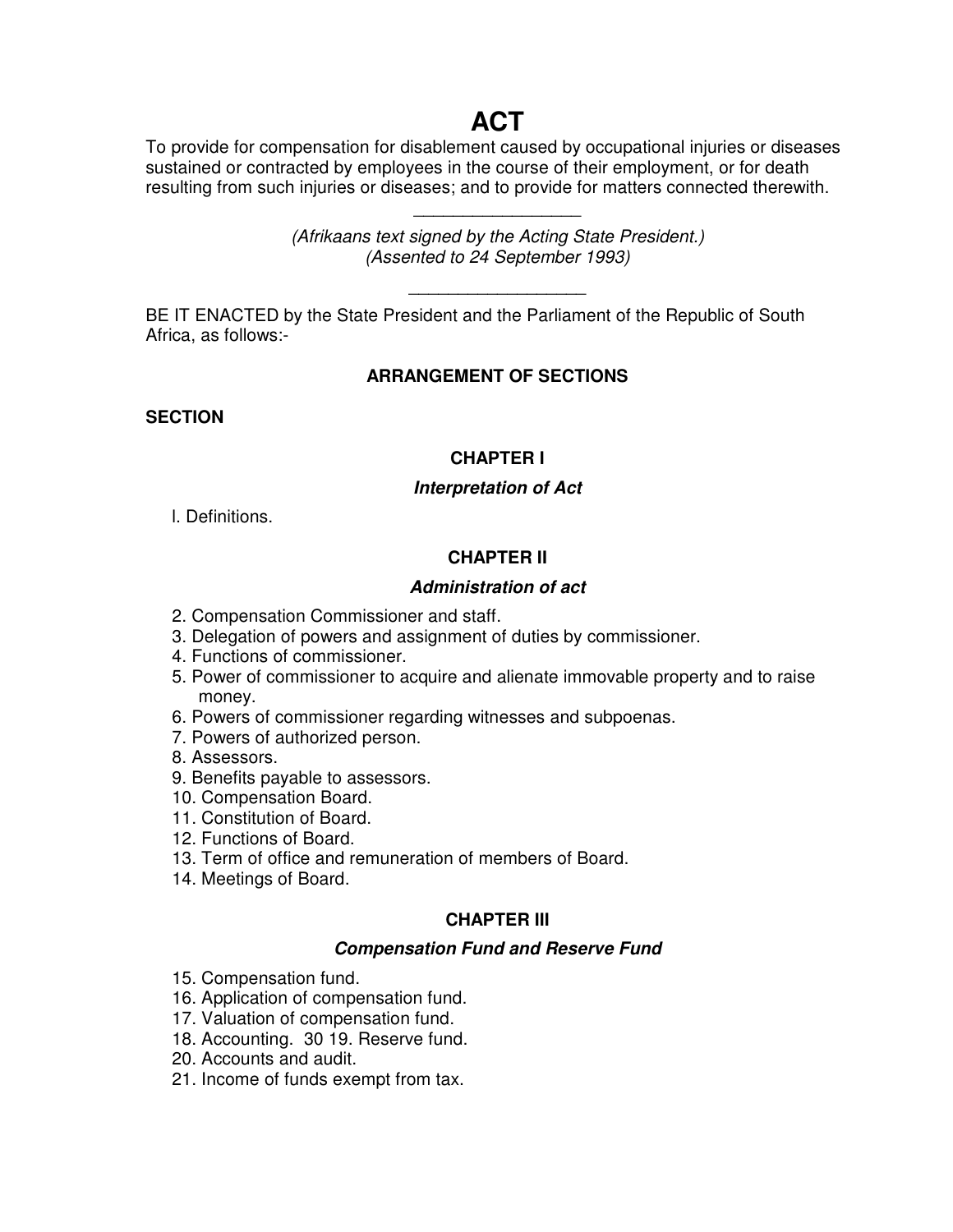# ACT

To provide for compensation for disablement caused by occupational injuries or diseases sustained or contracted by employees in the course of their employment, or for death resulting from such injuries or diseases; and to provide for matters connected therewith.

---

*(Afrikaans text signed by the Acting State President.)*
*(Assented to 24 September 1993)*

---

BE IT ENACTED by the State President and the Parliament of the Republic of South Africa, as follows:-

### ARRANGEMENT OF SECTIONS

**SECTION**

### CHAPTER I

***Interpretation of Act***

l. Definitions.

### CHAPTER II

***Administration of act***

2. Compensation Commissioner and staff.
3. Delegation of powers and assignment of duties by commissioner.
4. Functions of commissioner.
5. Power of commissioner to acquire and alienate immovable property and to raise money.
6. Powers of commissioner regarding witnesses and subpoenas.
7. Powers of authorized person.
8. Assessors.
9. Benefits payable to assessors.
10. Compensation Board.
11. Constitution of Board.
12. Functions of Board.
13. Term of office and remuneration of members of Board.
14. Meetings of Board.

### CHAPTER III

***Compensation Fund and Reserve Fund***

15. Compensation fund.
16. Application of compensation fund.
17. Valuation of compensation fund.
18. Accounting. 30 19. Reserve fund.
20. Accounts and audit.
21. Income of funds exempt from tax.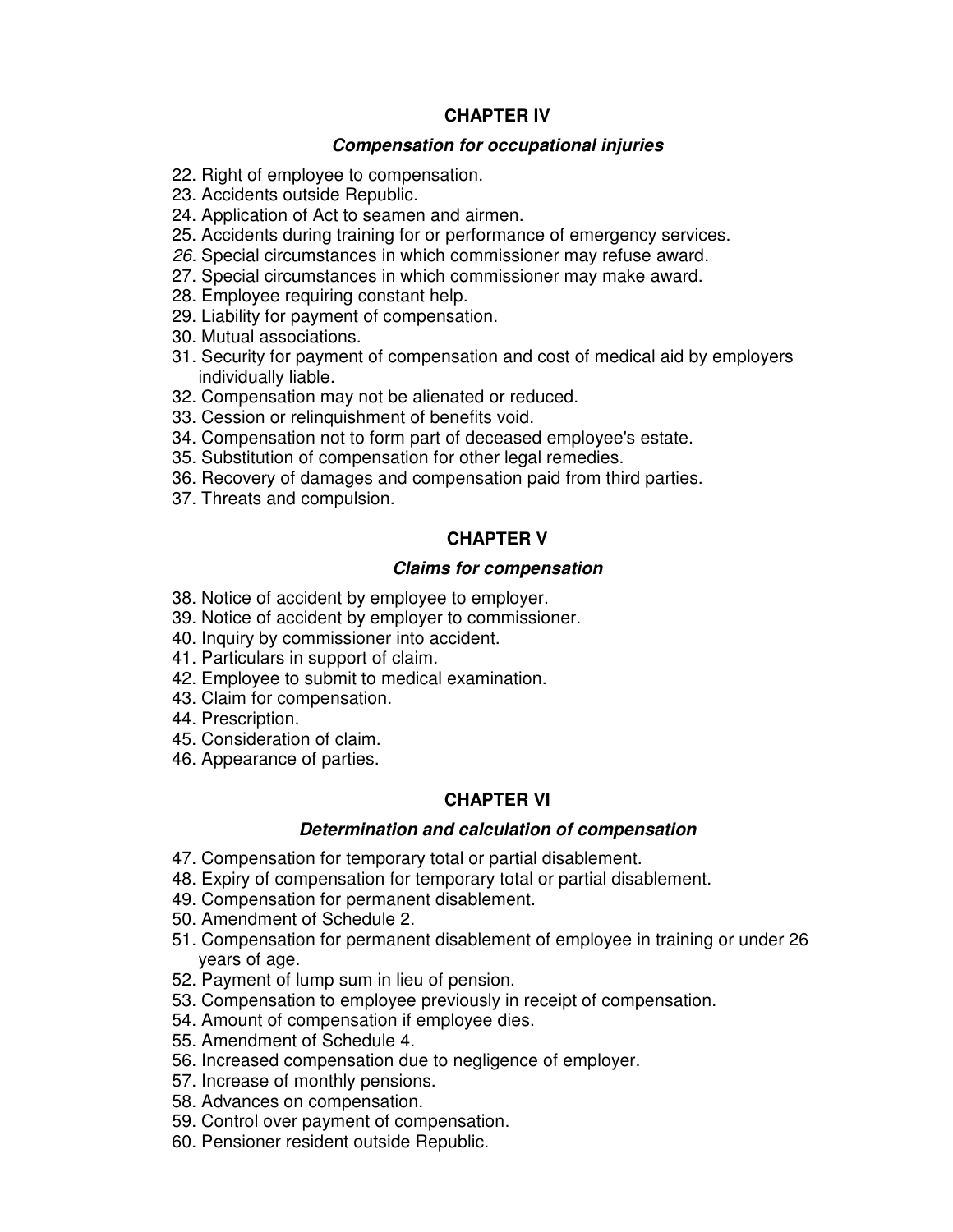## CHAPTER IV

### *Compensation for occupational injuries*

22. Right of employee to compensation.
23. Accidents outside Republic.
24. Application of Act to seamen and airmen.
25. Accidents during training for or performance of emergency services.
26. Special circumstances in which commissioner may refuse award.
27. Special circumstances in which commissioner may make award.
28. Employee requiring constant help.
29. Liability for payment of compensation.
30. Mutual associations.
31. Security for payment of compensation and cost of medical aid by employers individually liable.
32. Compensation may not be alienated or reduced.
33. Cession or relinquishment of benefits void.
34. Compensation not to form part of deceased employee's estate.
35. Substitution of compensation for other legal remedies.
36. Recovery of damages and compensation paid from third parties.
37. Threats and compulsion.

## CHAPTER V

### *Claims for compensation*

38. Notice of accident by employee to employer.
39. Notice of accident by employer to commissioner.
40. Inquiry by commissioner into accident.
41. Particulars in support of claim.
42. Employee to submit to medical examination.
43. Claim for compensation.
44. Prescription.
45. Consideration of claim.
46. Appearance of parties.

## CHAPTER VI

### *Determination and calculation of compensation*

47. Compensation for temporary total or partial disablement.
48. Expiry of compensation for temporary total or partial disablement.
49. Compensation for permanent disablement.
50. Amendment of Schedule 2.
51. Compensation for permanent disablement of employee in training or under 26 years of age.
52. Payment of lump sum in lieu of pension.
53. Compensation to employee previously in receipt of compensation.
54. Amount of compensation if employee dies.
55. Amendment of Schedule 4.
56. Increased compensation due to negligence of employer.
57. Increase of monthly pensions.
58. Advances on compensation.
59. Control over payment of compensation.
60. Pensioner resident outside Republic.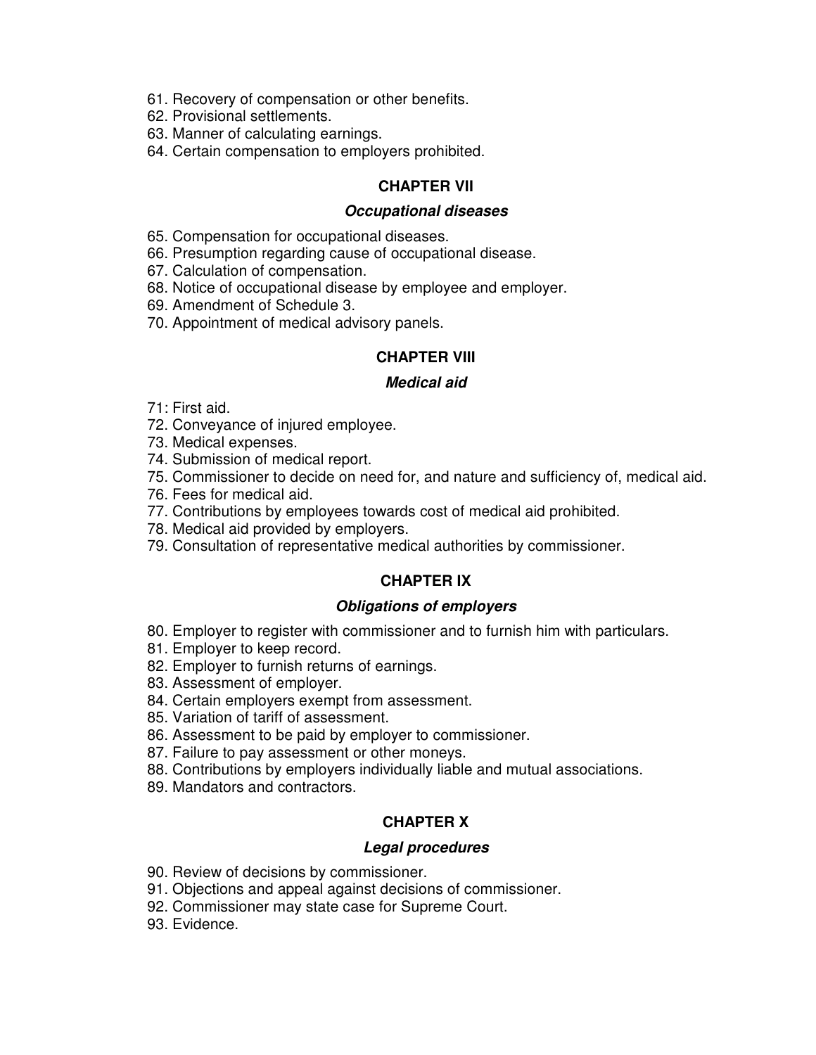61. Recovery of compensation or other benefits.
62. Provisional settlements.
63. Manner of calculating earnings.
64. Certain compensation to employers prohibited.

## CHAPTER VII

### *Occupational diseases*

65. Compensation for occupational diseases.
66. Presumption regarding cause of occupational disease.
67. Calculation of compensation.
68. Notice of occupational disease by employee and employer.
69. Amendment of Schedule 3.
70. Appointment of medical advisory panels.

## CHAPTER VIII

### *Medical aid*

71: First aid.
72. Conveyance of injured employee.
73. Medical expenses.
74. Submission of medical report.
75. Commissioner to decide on need for, and nature and sufficiency of, medical aid.
76. Fees for medical aid.
77. Contributions by employees towards cost of medical aid prohibited.
78. Medical aid provided by employers.
79. Consultation of representative medical authorities by commissioner.

## CHAPTER IX

### *Obligations of employers*

80. Employer to register with commissioner and to furnish him with particulars.
81. Employer to keep record.
82. Employer to furnish returns of earnings.
83. Assessment of employer.
84. Certain employers exempt from assessment.
85. Variation of tariff of assessment.
86. Assessment to be paid by employer to commissioner.
87. Failure to pay assessment or other moneys.
88. Contributions by employers individually liable and mutual associations.
89. Mandators and contractors.

## CHAPTER X

### *Legal procedures*

90. Review of decisions by commissioner.
91. Objections and appeal against decisions of commissioner.
92. Commissioner may state case for Supreme Court.
93. Evidence.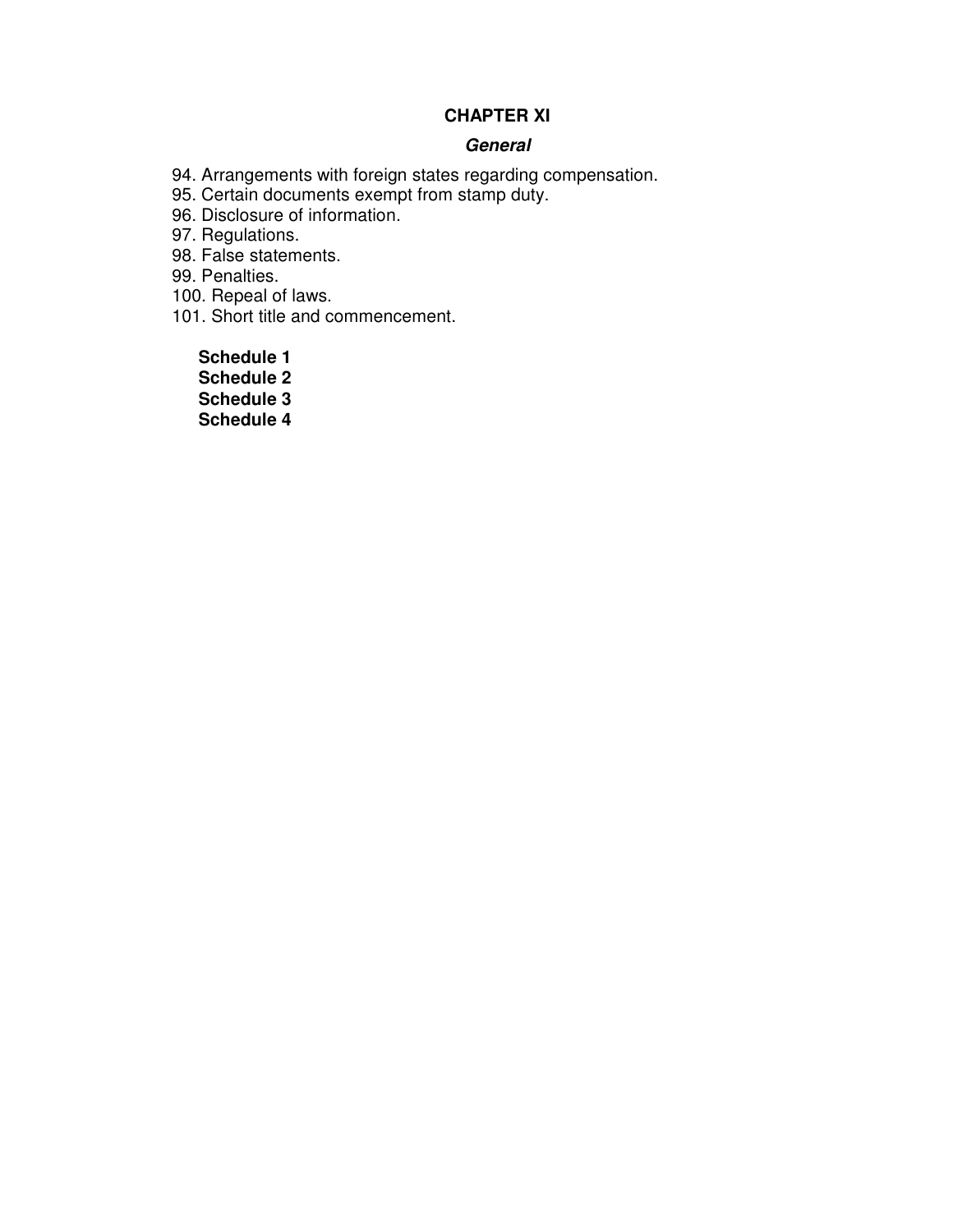## CHAPTER XI

### *General*

94. Arrangements with foreign states regarding compensation.
95. Certain documents exempt from stamp duty.
96. Disclosure of information.
97. Regulations.
98. False statements.
99. Penalties.
100. Repeal of laws.
101. Short title and commencement.

**Schedule 1**
**Schedule 2**
**Schedule 3**
**Schedule 4**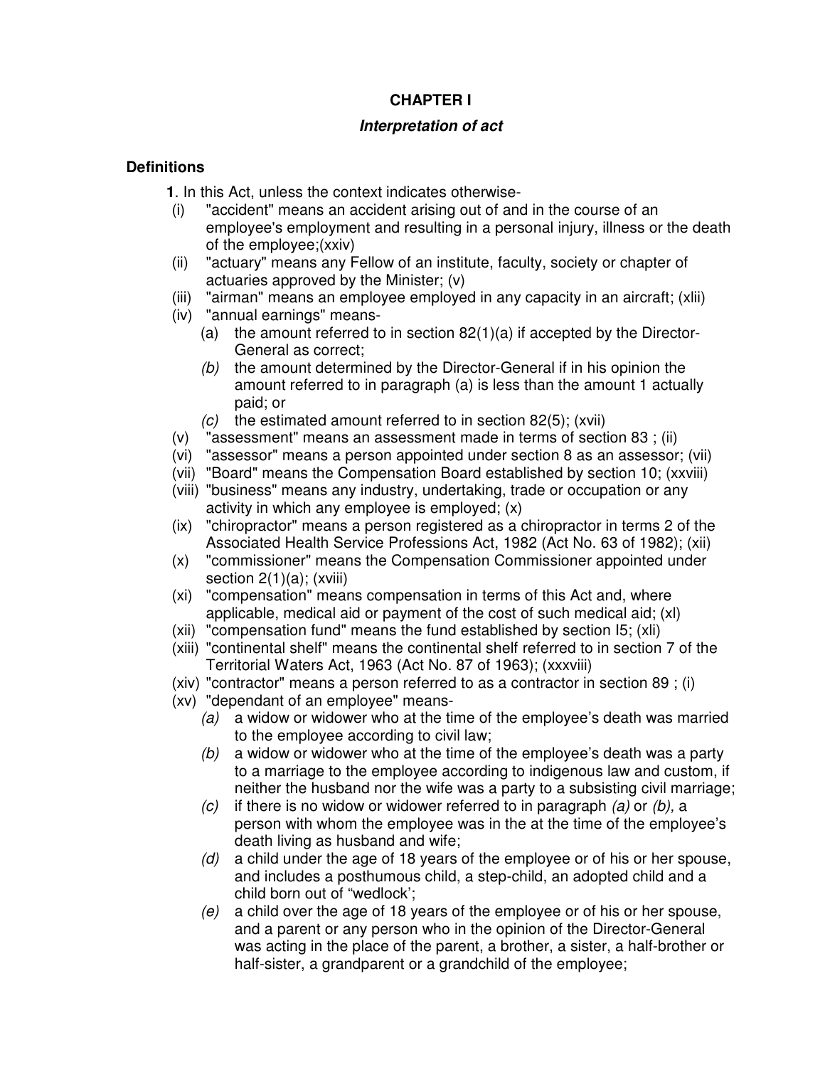# CHAPTER I

## *Interpretation of act*

### Definitions

**1**. In this Act, unless the context indicates otherwise-

(i) "accident" means an accident arising out of and in the course of an employee's employment and resulting in a personal injury, illness or the death of the employee;(xxiv)

(ii) "actuary" means any Fellow of an institute, faculty, society or chapter of actuaries approved by the Minister; (v)

(iii) "airman" means an employee employed in any capacity in an aircraft; (xlii)

(iv) "annual earnings" means-

(a) the amount referred to in section 82(1)(a) if accepted by the Director-General as correct;

*(b)* the amount determined by the Director-General if in his opinion the amount referred to in paragraph (a) is less than the amount 1 actually paid; or

*(c)* the estimated amount referred to in section 82(5); (xvii)

(v) "assessment" means an assessment made in terms of section 83 ; (ii)

(vi) "assessor" means a person appointed under section 8 as an assessor; (vii)

(vii) "Board" means the Compensation Board established by section 10; (xxviii)

(viii) "business" means any industry, undertaking, trade or occupation or any activity in which any employee is employed; (x)

(ix) "chiropractor" means a person registered as a chiropractor in terms 2 of the Associated Health Service Professions Act, 1982 (Act No. 63 of 1982); (xii)

(x) "commissioner" means the Compensation Commissioner appointed under section 2(1)(a); (xviii)

(xi) "compensation" means compensation in terms of this Act and, where applicable, medical aid or payment of the cost of such medical aid; (xl)

(xii) "compensation fund" means the fund established by section I5; (xli)

(xiii) "continental shelf" means the continental shelf referred to in section 7 of the Territorial Waters Act, 1963 (Act No. 87 of 1963); (xxxviii)

(xiv) "contractor" means a person referred to as a contractor in section 89 ; (i)

(xv) "dependant of an employee" means-

*(a)* a widow or widower who at the time of the employee's death was married to the employee according to civil law;

*(b)* a widow or widower who at the time of the employee's death was a party to a marriage to the employee according to indigenous law and custom, if neither the husband nor the wife was a party to a subsisting civil marriage;

*(c)* if there is no widow or widower referred to in paragraph *(a)* or *(b),* a person with whom the employee was in the at the time of the employee's death living as husband and wife;

*(d)* a child under the age of 18 years of the employee or of his or her spouse, and includes a posthumous child, a step-child, an adopted child and a child born out of "wedlock';

*(e)* a child over the age of 18 years of the employee or of his or her spouse, and a parent or any person who in the opinion of the Director-General was acting in the place of the parent, a brother, a sister, a half-brother or half-sister, a grandparent or a grandchild of the employee;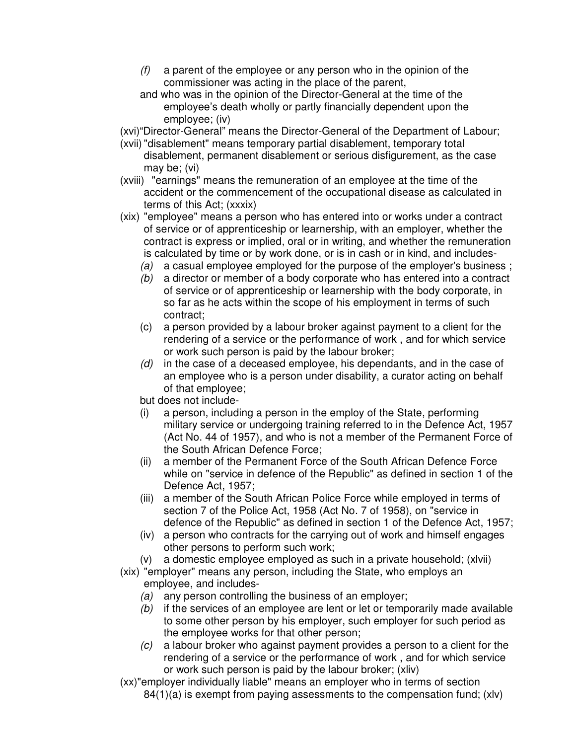*(f)* a parent of the employee or any person who in the opinion of the commissioner was acting in the place of the parent,

and who was in the opinion of the Director-General at the time of the employee's death wholly or partly financially dependent upon the employee; (iv)

(xvi) "Director-General" means the Director-General of the Department of Labour;

(xvii) "disablement" means temporary partial disablement, temporary total disablement, permanent disablement or serious disfigurement, as the case may be; (vi)

(xviii) "earnings" means the remuneration of an employee at the time of the accident or the commencement of the occupational disease as calculated in terms of this Act; (xxxix)

(xix) "employee" means a person who has entered into or works under a contract of service or of apprenticeship or learnership, with an employer, whether the contract is express or implied, oral or in writing, and whether the remuneration is calculated by time or by work done, or is in cash or in kind, and includes-

- *(a)* a casual employee employed for the purpose of the employer's business ;
- *(b)* a director or member of a body corporate who has entered into a contract of service or of apprenticeship or learnership with the body corporate, in so far as he acts within the scope of his employment in terms of such contract;
- (c) a person provided by a labour broker against payment to a client for the rendering of a service or the performance of work , and for which service or work such person is paid by the labour broker;
- *(d)* in the case of a deceased employee, his dependants, and in the case of an employee who is a person under disability, a curator acting on behalf of that employee;

but does not include-

- (i) a person, including a person in the employ of the State, performing military service or undergoing training referred to in the Defence Act, 1957 (Act No. 44 of 1957), and who is not a member of the Permanent Force of the South African Defence Force;
- (ii) a member of the Permanent Force of the South African Defence Force while on "service in defence of the Republic" as defined in section 1 of the Defence Act, 1957;
- (iii) a member of the South African Police Force while employed in terms of section 7 of the Police Act, 1958 (Act No. 7 of 1958), on "service in defence of the Republic" as defined in section 1 of the Defence Act, 1957;
- (iv) a person who contracts for the carrying out of work and himself engages other persons to perform such work;
- (v) a domestic employee employed as such in a private household; (xlvii)

(xix) "employer" means any person, including the State, who employs an employee, and includes-

- *(a)* any person controlling the business of an employer;
- *(b)* if the services of an employee are lent or let or temporarily made available to some other person by his employer, such employer for such period as the employee works for that other person;
- *(c)* a labour broker who against payment provides a person to a client for the rendering of a service or the performance of work , and for which service or work such person is paid by the labour broker; (xliv)

(xx) "employer individually liable" means an employer who in terms of section 84(1)(a) is exempt from paying assessments to the compensation fund; (xlv)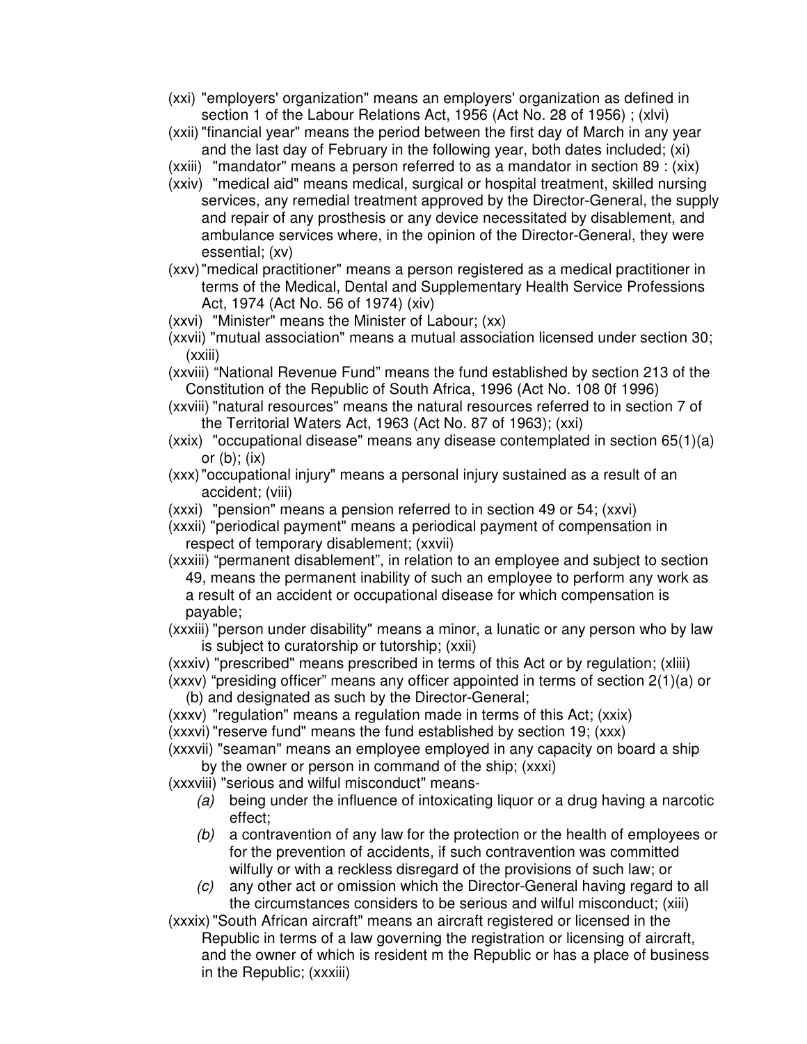(xxi) "employers' organization" means an employers' organization as defined in section 1 of the Labour Relations Act, 1956 (Act No. 28 of 1956) ; (xlvi)

(xxii) "financial year" means the period between the first day of March in any year and the last day of February in the following year, both dates included; (xi)

(xxiii) "mandator" means a person referred to as a mandator in section 89 : (xix)

(xxiv) "medical aid" means medical, surgical or hospital treatment, skilled nursing services, any remedial treatment approved by the Director-General, the supply and repair of any prosthesis or any device necessitated by disablement, and ambulance services where, in the opinion of the Director-General, they were essential; (xv)

(xxv) "medical practitioner" means a person registered as a medical practitioner in terms of the Medical, Dental and Supplementary Health Service Professions Act, 1974 (Act No. 56 of 1974) (xiv)

(xxvi) "Minister" means the Minister of Labour; (xx)

(xxvii) "mutual association" means a mutual association licensed under section 30; (xxiii)

(xxviii) "National Revenue Fund" means the fund established by section 213 of the Constitution of the Republic of South Africa, 1996 (Act No. 108 0f 1996)

(xxviii) "natural resources" means the natural resources referred to in section 7 of the Territorial Waters Act, 1963 (Act No. 87 of 1963); (xxi)

(xxix) "occupational disease" means any disease contemplated in section 65(1)(a) or (b); (ix)

(xxx) "occupational injury" means a personal injury sustained as a result of an accident; (viii)

(xxxi) "pension" means a pension referred to in section 49 or 54; (xxvi)

(xxxii) "periodical payment" means a periodical payment of compensation in respect of temporary disablement; (xxvii)

(xxxiii) "permanent disablement", in relation to an employee and subject to section 49, means the permanent inability of such an employee to perform any work as a result of an accident or occupational disease for which compensation is payable;

(xxxiii) "person under disability" means a minor, a lunatic or any person who by law is subject to curatorship or tutorship; (xxii)

(xxxiv) "prescribed" means prescribed in terms of this Act or by regulation; (xliii)

(xxxv) "presiding officer" means any officer appointed in terms of section 2(1)(a) or (b) and designated as such by the Director-General;

(xxxv) "regulation" means a regulation made in terms of this Act; (xxix)

(xxxvi) "reserve fund" means the fund established by section 19; (xxx)

(xxxvii) "seaman" means an employee employed in any capacity on board a ship by the owner or person in command of the ship; (xxxi)

(xxxviii) "serious and wilful misconduct" means-

- *(a)* being under the influence of intoxicating liquor or a drug having a narcotic effect;
- *(b)* a contravention of any law for the protection or the health of employees or for the prevention of accidents, if such contravention was committed wilfully or with a reckless disregard of the provisions of such law; or
- *(c)* any other act or omission which the Director-General having regard to all the circumstances considers to be serious and wilful misconduct; (xiii)

(xxxix) "South African aircraft" means an aircraft registered or licensed in the Republic in terms of a law governing the registration or licensing of aircraft, and the owner of which is resident m the Republic or has a place of business in the Republic; (xxxiii)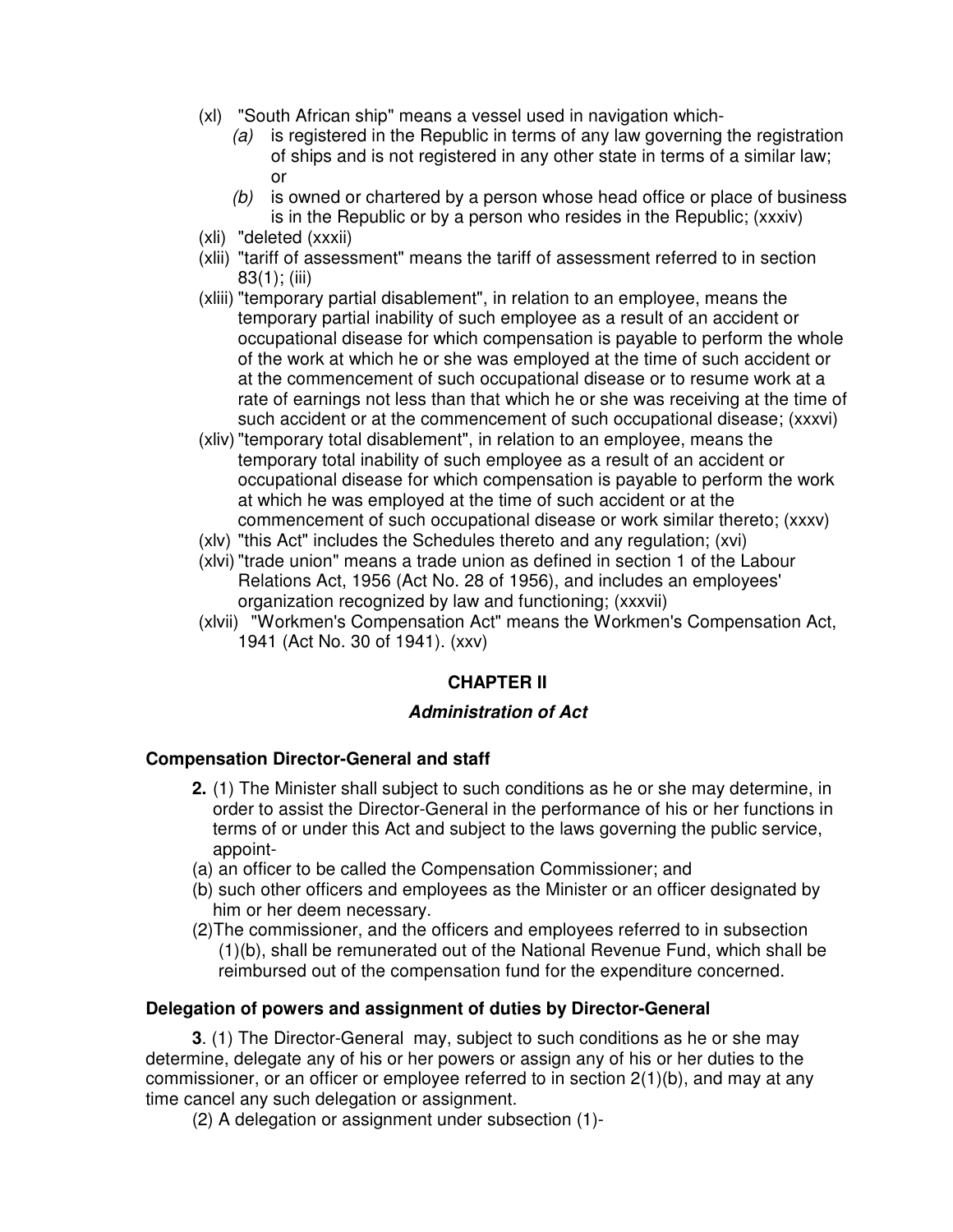(xl) "South African ship" means a vessel used in navigation which-

*(a)* is registered in the Republic in terms of any law governing the registration of ships and is not registered in any other state in terms of a similar law; or

*(b)* is owned or chartered by a person whose head office or place of business is in the Republic or by a person who resides in the Republic; (xxxiv)

(xli) "deleted (xxxii)

(xlii) "tariff of assessment" means the tariff of assessment referred to in section 83(1); (iii)

(xliii) "temporary partial disablement", in relation to an employee, means the temporary partial inability of such employee as a result of an accident or occupational disease for which compensation is payable to perform the whole of the work at which he or she was employed at the time of such accident or at the commencement of such occupational disease or to resume work at a rate of earnings not less than that which he or she was receiving at the time of such accident or at the commencement of such occupational disease; (xxxvi)

(xliv) "temporary total disablement", in relation to an employee, means the temporary total inability of such employee as a result of an accident or occupational disease for which compensation is payable to perform the work at which he was employed at the time of such accident or at the commencement of such occupational disease or work similar thereto; (xxxv)

(xlv) "this Act" includes the Schedules thereto and any regulation; (xvi)

(xlvi) "trade union" means a trade union as defined in section 1 of the Labour Relations Act, 1956 (Act No. 28 of 1956), and includes an employees' organization recognized by law and functioning; (xxxvii)

(xlvii) "Workmen's Compensation Act" means the Workmen's Compensation Act, 1941 (Act No. 30 of 1941). (xxv)

## CHAPTER II

### *Administration of Act*

**Compensation Director-General and staff**

**2.** (1) The Minister shall subject to such conditions as he or she may determine, in order to assist the Director-General in the performance of his or her functions in terms of or under this Act and subject to the laws governing the public service, appoint-

(a) an officer to be called the Compensation Commissioner; and

(b) such other officers and employees as the Minister or an officer designated by him or her deem necessary.

(2) The commissioner, and the officers and employees referred to in subsection (1)(b), shall be remunerated out of the National Revenue Fund, which shall be reimbursed out of the compensation fund for the expenditure concerned.

**Delegation of powers and assignment of duties by Director-General**

**3**. (1) The Director-General may, subject to such conditions as he or she may determine, delegate any of his or her powers or assign any of his or her duties to the commissioner, or an officer or employee referred to in section 2(1)(b), and may at any time cancel any such delegation or assignment.

(2) A delegation or assignment under subsection (1)-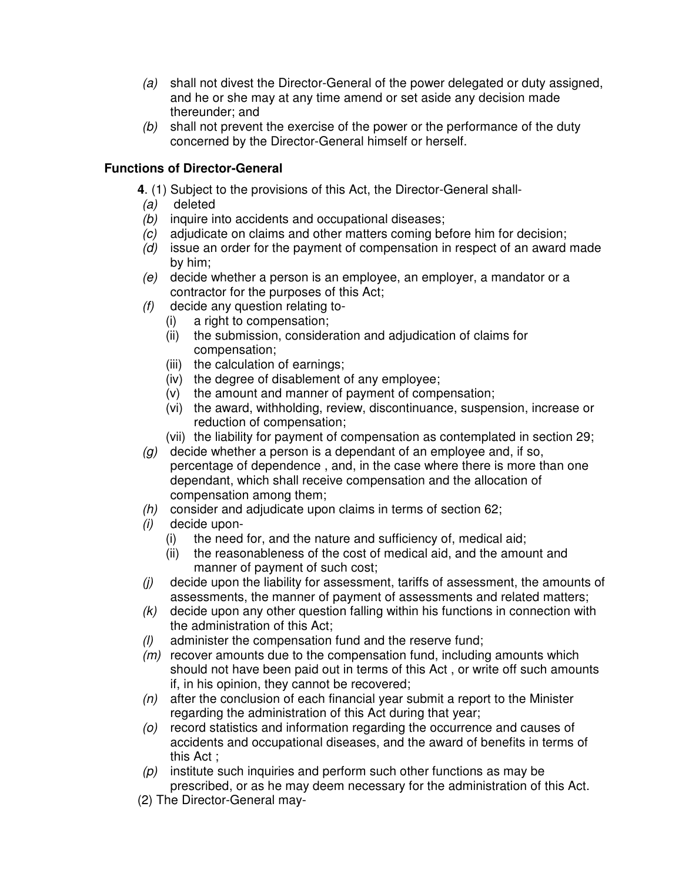*(a)* shall not divest the Director-General of the power delegated or duty assigned, and he or she may at any time amend or set aside any decision made thereunder; and

*(b)* shall not prevent the exercise of the power or the performance of the duty concerned by the Director-General himself or herself.

**Functions of Director-General**

**4**. (1) Subject to the provisions of this Act, the Director-General shall-

*(a)* deleted

*(b)* inquire into accidents and occupational diseases;

*(c)* adjudicate on claims and other matters coming before him for decision;

*(d)* issue an order for the payment of compensation in respect of an award made by him;

*(e)* decide whether a person is an employee, an employer, a mandator or a contractor for the purposes of this Act;

*(f)* decide any question relating to-

- (i) a right to compensation;
- (ii) the submission, consideration and adjudication of claims for compensation;
- (iii) the calculation of earnings;
- (iv) the degree of disablement of any employee;
- (v) the amount and manner of payment of compensation;
- (vi) the award, withholding, review, discontinuance, suspension, increase or reduction of compensation;
- (vii) the liability for payment of compensation as contemplated in section 29;

*(g)* decide whether a person is a dependant of an employee and, if so, percentage of dependence , and, in the case where there is more than one dependant, which shall receive compensation and the allocation of compensation among them;

*(h)* consider and adjudicate upon claims in terms of section 62;

*(i)* decide upon-

- (i) the need for, and the nature and sufficiency of, medical aid;
- (ii) the reasonableness of the cost of medical aid, and the amount and manner of payment of such cost;

*(j)* decide upon the liability for assessment, tariffs of assessment, the amounts of assessments, the manner of payment of assessments and related matters;

*(k)* decide upon any other question falling within his functions in connection with the administration of this Act;

*(l)* administer the compensation fund and the reserve fund;

*(m)* recover amounts due to the compensation fund, including amounts which should not have been paid out in terms of this Act , or write off such amounts if, in his opinion, they cannot be recovered;

*(n)* after the conclusion of each financial year submit a report to the Minister regarding the administration of this Act during that year;

*(o)* record statistics and information regarding the occurrence and causes of accidents and occupational diseases, and the award of benefits in terms of this Act ;

*(p)* institute such inquiries and perform such other functions as may be prescribed, or as he may deem necessary for the administration of this Act.

(2) The Director-General may-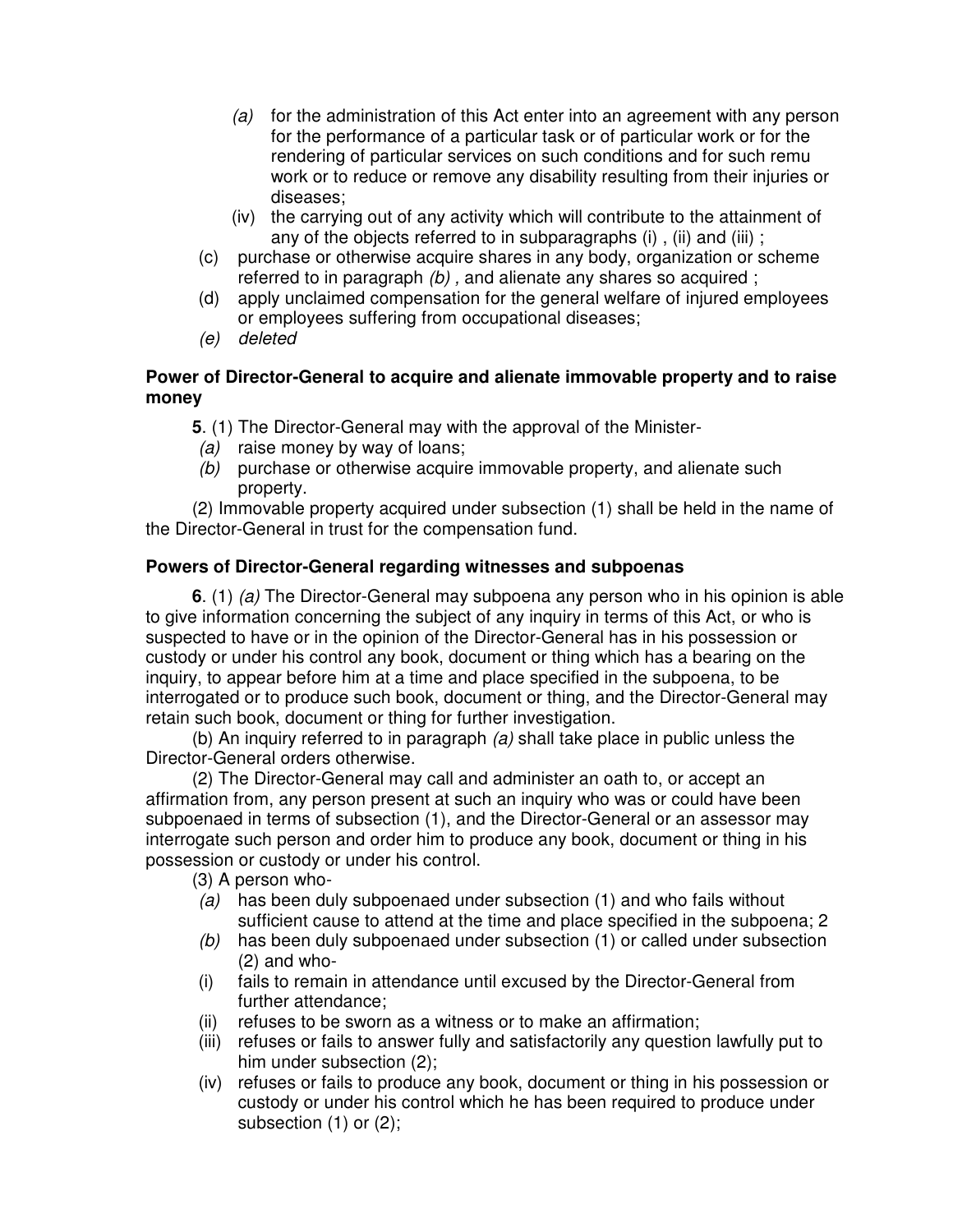(a) for the administration of this Act enter into an agreement with any person for the performance of a particular task or of particular work or for the rendering of particular services on such conditions and for such remu work or to reduce or remove any disability resulting from their injuries or diseases;

(iv) the carrying out of any activity which will contribute to the attainment of any of the objects referred to in subparagraphs (i) , (ii) and (iii) ;

(c) purchase or otherwise acquire shares in any body, organization or scheme referred to in paragraph *(b)* , and alienate any shares so acquired ;

(d) apply unclaimed compensation for the general welfare of injured employees or employees suffering from occupational diseases;

*(e) deleted*

**Power of Director-General to acquire and alienate immovable property and to raise money**

**5**. (1) The Director-General may with the approval of the Minister-

*(a)* raise money by way of loans;

*(b)* purchase or otherwise acquire immovable property, and alienate such property.

(2) Immovable property acquired under subsection (1) shall be held in the name of the Director-General in trust for the compensation fund.

**Powers of Director-General regarding witnesses and subpoenas**

**6**. (1) *(a)* The Director-General may subpoena any person who in his opinion is able to give information concerning the subject of any inquiry in terms of this Act, or who is suspected to have or in the opinion of the Director-General has in his possession or custody or under his control any book, document or thing which has a bearing on the inquiry, to appear before him at a time and place specified in the subpoena, to be interrogated or to produce such book, document or thing, and the Director-General may retain such book, document or thing for further investigation.

(b) An inquiry referred to in paragraph *(a)* shall take place in public unless the Director-General orders otherwise.

(2) The Director-General may call and administer an oath to, or accept an affirmation from, any person present at such an inquiry who was or could have been subpoenaed in terms of subsection (1), and the Director-General or an assessor may interrogate such person and order him to produce any book, document or thing in his possession or custody or under his control.

(3) A person who-

*(a)* has been duly subpoenaed under subsection (1) and who fails without sufficient cause to attend at the time and place specified in the subpoena; 2

*(b)* has been duly subpoenaed under subsection (1) or called under subsection (2) and who-

(i) fails to remain in attendance until excused by the Director-General from further attendance;

(ii) refuses to be sworn as a witness or to make an affirmation;

(iii) refuses or fails to answer fully and satisfactorily any question lawfully put to him under subsection (2);

(iv) refuses or fails to produce any book, document or thing in his possession or custody or under his control which he has been required to produce under subsection (1) or (2);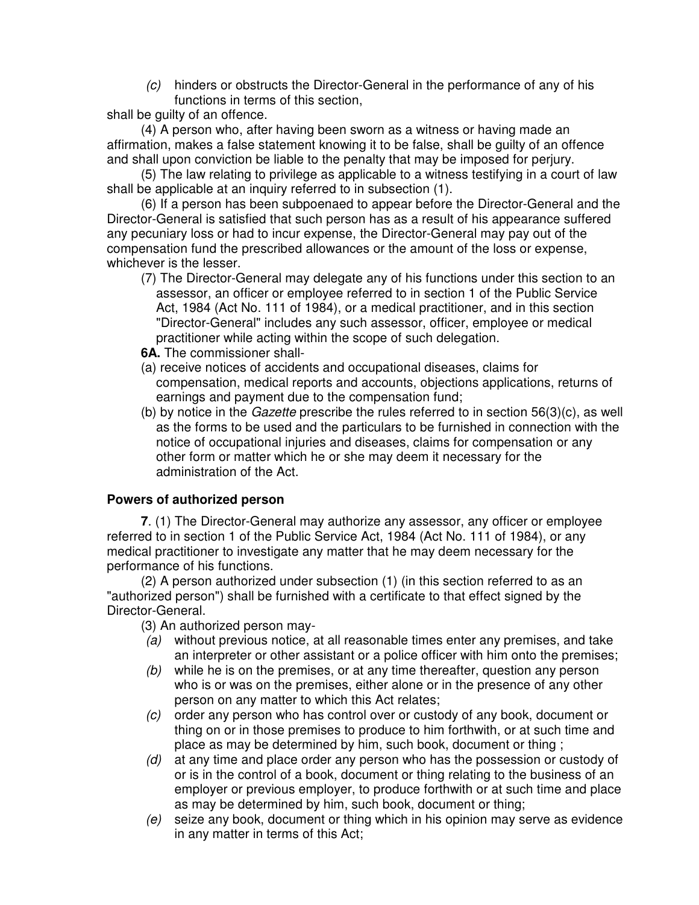*(c)* hinders or obstructs the Director-General in the performance of any of his functions in terms of this section,

shall be guilty of an offence.

(4) A person who, after having been sworn as a witness or having made an affirmation, makes a false statement knowing it to be false, shall be guilty of an offence and shall upon conviction be liable to the penalty that may be imposed for perjury.

(5) The law relating to privilege as applicable to a witness testifying in a court of law shall be applicable at an inquiry referred to in subsection (1).

(6) If a person has been subpoenaed to appear before the Director-General and the Director-General is satisfied that such person has as a result of his appearance suffered any pecuniary loss or had to incur expense, the Director-General may pay out of the compensation fund the prescribed allowances or the amount of the loss or expense, whichever is the lesser.

(7) The Director-General may delegate any of his functions under this section to an assessor, an officer or employee referred to in section 1 of the Public Service Act, 1984 (Act No. 111 of 1984), or a medical practitioner, and in this section "Director-General" includes any such assessor, officer, employee or medical practitioner while acting within the scope of such delegation.

**6A.** The commissioner shall-

(a) receive notices of accidents and occupational diseases, claims for compensation, medical reports and accounts, objections applications, returns of earnings and payment due to the compensation fund;

(b) by notice in the *Gazette* prescribe the rules referred to in section 56(3)(c), as well as the forms to be used and the particulars to be furnished in connection with the notice of occupational injuries and diseases, claims for compensation or any other form or matter which he or she may deem it necessary for the administration of the Act.

## Powers of authorized person

**7**. (1) The Director-General may authorize any assessor, any officer or employee referred to in section 1 of the Public Service Act, 1984 (Act No. 111 of 1984), or any medical practitioner to investigate any matter that he may deem necessary for the performance of his functions.

(2) A person authorized under subsection (1) (in this section referred to as an "authorized person") shall be furnished with a certificate to that effect signed by the Director-General.

(3) An authorized person may-

*(a)* without previous notice, at all reasonable times enter any premises, and take an interpreter or other assistant or a police officer with him onto the premises;

*(b)* while he is on the premises, or at any time thereafter, question any person who is or was on the premises, either alone or in the presence of any other person on any matter to which this Act relates;

*(c)* order any person who has control over or custody of any book, document or thing on or in those premises to produce to him forthwith, or at such time and place as may be determined by him, such book, document or thing ;

*(d)* at any time and place order any person who has the possession or custody of or is in the control of a book, document or thing relating to the business of an employer or previous employer, to produce forthwith or at such time and place as may be determined by him, such book, document or thing;

*(e)* seize any book, document or thing which in his opinion may serve as evidence in any matter in terms of this Act;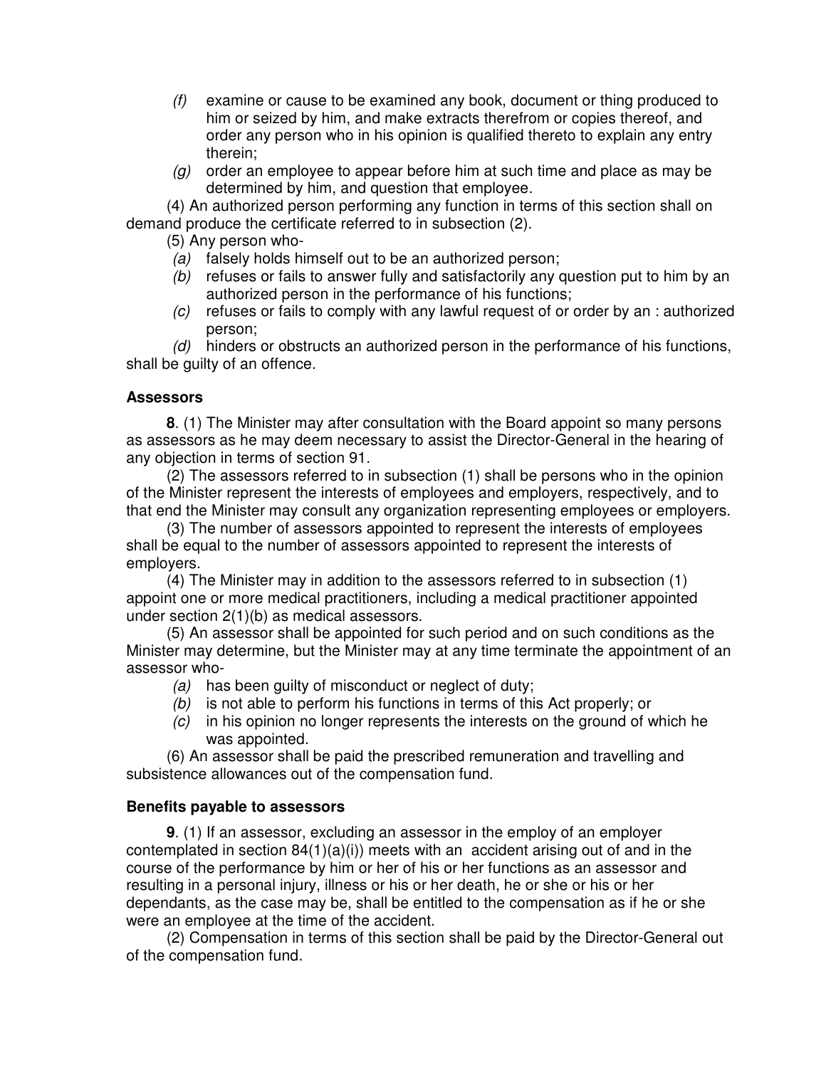*(f)* examine or cause to be examined any book, document or thing produced to him or seized by him, and make extracts therefrom or copies thereof, and order any person who in his opinion is qualified thereto to explain any entry therein;

*(g)* order an employee to appear before him at such time and place as may be determined by him, and question that employee.

(4) An authorized person performing any function in terms of this section shall on demand produce the certificate referred to in subsection (2).

(5) Any person who-

*(a)* falsely holds himself out to be an authorized person;

*(b)* refuses or fails to answer fully and satisfactorily any question put to him by an authorized person in the performance of his functions;

*(c)* refuses or fails to comply with any lawful request of or order by an : authorized person;

*(d)* hinders or obstructs an authorized person in the performance of his functions,

shall be guilty of an offence.

### Assessors

**8**. (1) The Minister may after consultation with the Board appoint so many persons as assessors as he may deem necessary to assist the Director-General in the hearing of any objection in terms of section 91.

(2) The assessors referred to in subsection (1) shall be persons who in the opinion of the Minister represent the interests of employees and employers, respectively, and to that end the Minister may consult any organization representing employees or employers.

(3) The number of assessors appointed to represent the interests of employees shall be equal to the number of assessors appointed to represent the interests of employers.

(4) The Minister may in addition to the assessors referred to in subsection (1) appoint one or more medical practitioners, including a medical practitioner appointed under section 2(1)(b) as medical assessors.

(5) An assessor shall be appointed for such period and on such conditions as the Minister may determine, but the Minister may at any time terminate the appointment of an assessor who-

*(a)* has been guilty of misconduct or neglect of duty;

*(b)* is not able to perform his functions in terms of this Act properly; or

*(c)* in his opinion no longer represents the interests on the ground of which he was appointed.

(6) An assessor shall be paid the prescribed remuneration and travelling and subsistence allowances out of the compensation fund.

### Benefits payable to assessors

**9**. (1) If an assessor, excluding an assessor in the employ of an employer contemplated in section 84(1)(a)(i)) meets with an accident arising out of and in the course of the performance by him or her of his or her functions as an assessor and resulting in a personal injury, illness or his or her death, he or she or his or her dependants, as the case may be, shall be entitled to the compensation as if he or she were an employee at the time of the accident.

(2) Compensation in terms of this section shall be paid by the Director-General out of the compensation fund.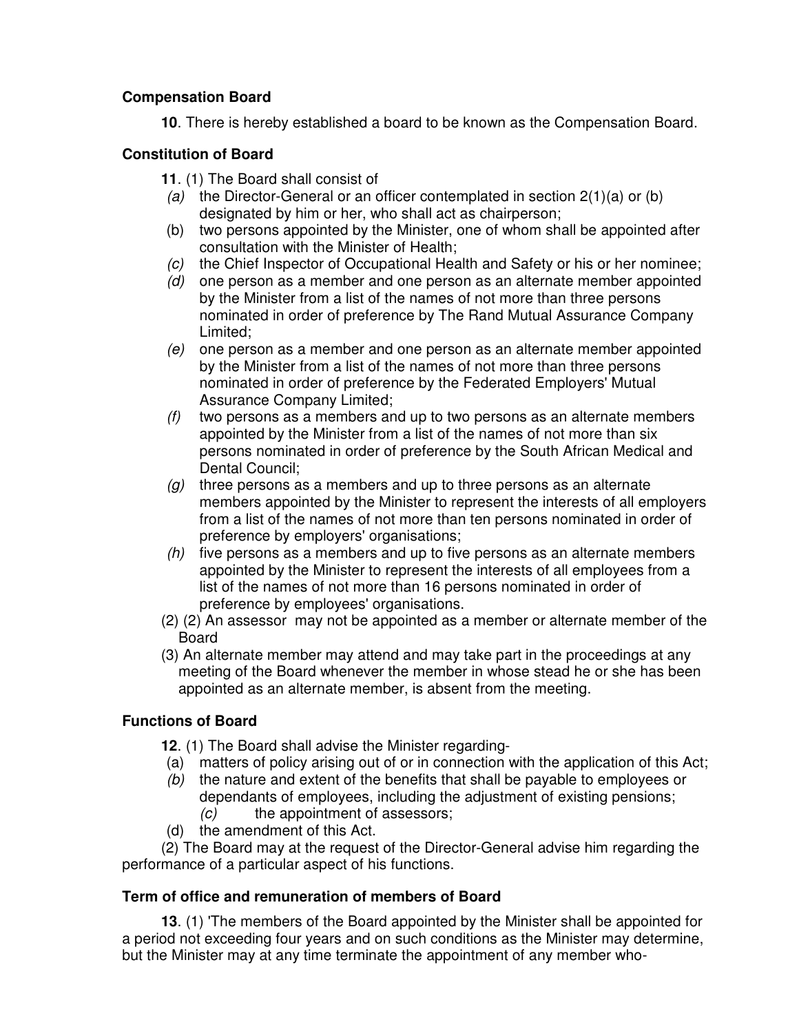**Compensation Board**

**10**. There is hereby established a board to be known as the Compensation Board.

**Constitution of Board**

**11**. (1) The Board shall consist of

*(a)* the Director-General or an officer contemplated in section 2(1)(a) or (b) designated by him or her, who shall act as chairperson;

(b) two persons appointed by the Minister, one of whom shall be appointed after consultation with the Minister of Health;

*(c)* the Chief Inspector of Occupational Health and Safety or his or her nominee;

*(d)* one person as a member and one person as an alternate member appointed by the Minister from a list of the names of not more than three persons nominated in order of preference by The Rand Mutual Assurance Company Limited;

*(e)* one person as a member and one person as an alternate member appointed by the Minister from a list of the names of not more than three persons nominated in order of preference by the Federated Employers' Mutual Assurance Company Limited;

*(f)* two persons as a members and up to two persons as an alternate members appointed by the Minister from a list of the names of not more than six persons nominated in order of preference by the South African Medical and Dental Council;

*(g)* three persons as a members and up to three persons as an alternate members appointed by the Minister to represent the interests of all employers from a list of the names of not more than ten persons nominated in order of preference by employers' organisations;

*(h)* five persons as a members and up to five persons as an alternate members appointed by the Minister to represent the interests of all employees from a list of the names of not more than 16 persons nominated in order of preference by employees' organisations.

(2) (2) An assessor may not be appointed as a member or alternate member of the Board

(3) An alternate member may attend and may take part in the proceedings at any meeting of the Board whenever the member in whose stead he or she has been appointed as an alternate member, is absent from the meeting.

**Functions of Board**

**12**. (1) The Board shall advise the Minister regarding-

(a) matters of policy arising out of or in connection with the application of this Act;

*(b)* the nature and extent of the benefits that shall be payable to employees or dependants of employees, including the adjustment of existing pensions;

*(c)* the appointment of assessors;

(d) the amendment of this Act.

(2) The Board may at the request of the Director-General advise him regarding the performance of a particular aspect of his functions.

**Term of office and remuneration of members of Board**

**13**. (1) 'The members of the Board appointed by the Minister shall be appointed for a period not exceeding four years and on such conditions as the Minister may determine, but the Minister may at any time terminate the appointment of any member who-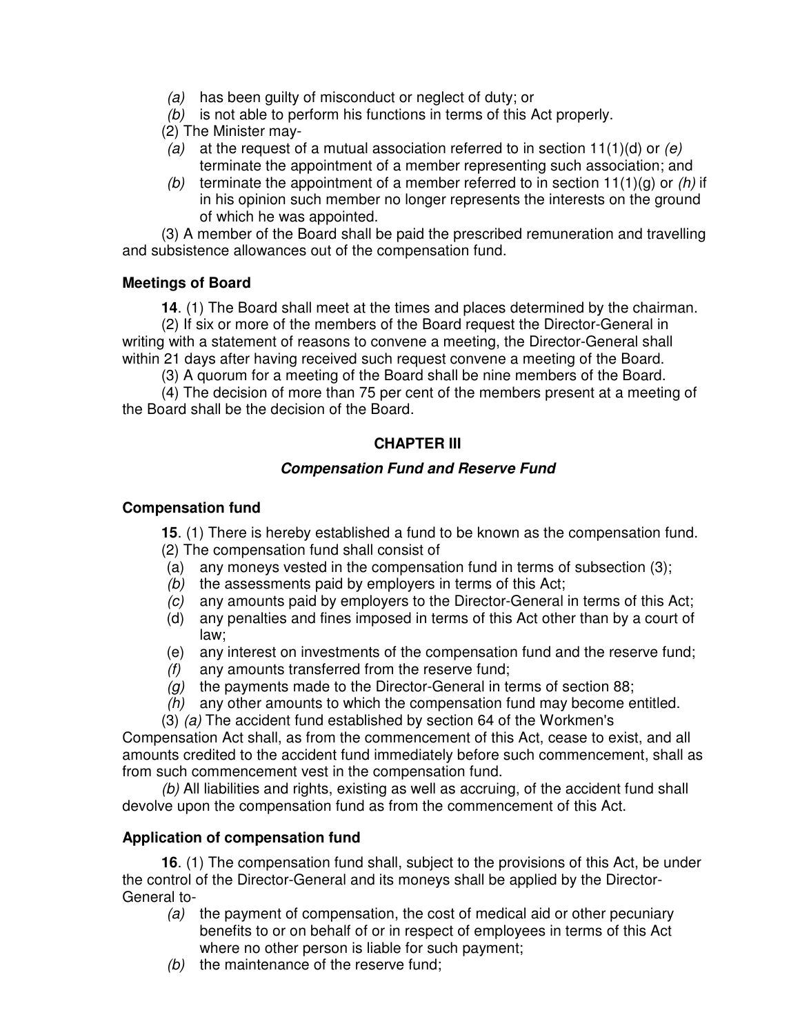(a) has been guilty of misconduct or neglect of duty; or

(b) is not able to perform his functions in terms of this Act properly.

(2) The Minister may-

(a) at the request of a mutual association referred to in section 11(1)(d) or *(e)* terminate the appointment of a member representing such association; and

(b) terminate the appointment of a member referred to in section 11(1)(g) or *(h)* if in his opinion such member no longer represents the interests on the ground of which he was appointed.

(3) A member of the Board shall be paid the prescribed remuneration and travelling and subsistence allowances out of the compensation fund.

**Meetings of Board**

**14**. (1) The Board shall meet at the times and places determined by the chairman.

(2) If six or more of the members of the Board request the Director-General in writing with a statement of reasons to convene a meeting, the Director-General shall within 21 days after having received such request convene a meeting of the Board.

(3) A quorum for a meeting of the Board shall be nine members of the Board.

(4) The decision of more than 75 per cent of the members present at a meeting of the Board shall be the decision of the Board.

## CHAPTER III

### *Compensation Fund and Reserve Fund*

**Compensation fund**

**15**. (1) There is hereby established a fund to be known as the compensation fund.

(2) The compensation fund shall consist of

(a) any moneys vested in the compensation fund in terms of subsection (3);

*(b)* the assessments paid by employers in terms of this Act;

*(c)* any amounts paid by employers to the Director-General in terms of this Act;

(d) any penalties and fines imposed in terms of this Act other than by a court of law;

(e) any interest on investments of the compensation fund and the reserve fund;

*(f)* any amounts transferred from the reserve fund;

*(g)* the payments made to the Director-General in terms of section 88;

*(h)* any other amounts to which the compensation fund may become entitled.

(3) *(a)* The accident fund established by section 64 of the Workmen's Compensation Act shall, as from the commencement of this Act, cease to exist, and all amounts credited to the accident fund immediately before such commencement, shall as from such commencement vest in the compensation fund.

*(b)* All liabilities and rights, existing as well as accruing, of the accident fund shall devolve upon the compensation fund as from the commencement of this Act.

**Application of compensation fund**

**16**. (1) The compensation fund shall, subject to the provisions of this Act, be under the control of the Director-General and its moneys shall be applied by the Director-General to-

*(a)* the payment of compensation, the cost of medical aid or other pecuniary benefits to or on behalf of or in respect of employees in terms of this Act where no other person is liable for such payment;

*(b)* the maintenance of the reserve fund;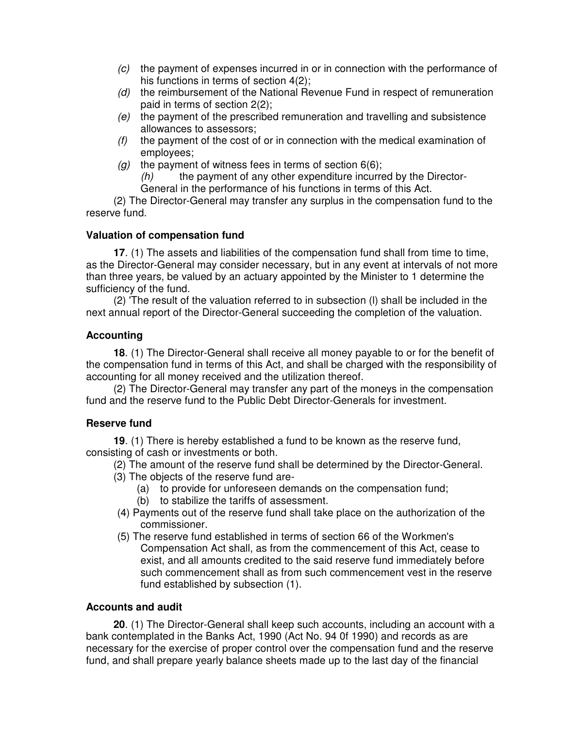*(c)* the payment of expenses incurred in or in connection with the performance of his functions in terms of section 4(2);

*(d)* the reimbursement of the National Revenue Fund in respect of remuneration paid in terms of section 2(2);

*(e)* the payment of the prescribed remuneration and travelling and subsistence allowances to assessors;

*(f)* the payment of the cost of or in connection with the medical examination of employees;

*(g)* the payment of witness fees in terms of section 6(6);

*(h)* the payment of any other expenditure incurred by the Director-General in the performance of his functions in terms of this Act.

(2) The Director-General may transfer any surplus in the compensation fund to the reserve fund.

**Valuation of compensation fund**

**17**. (1) The assets and liabilities of the compensation fund shall from time to time, as the Director-General may consider necessary, but in any event at intervals of not more than three years, be valued by an actuary appointed by the Minister to 1 determine the sufficiency of the fund.

(2) 'The result of the valuation referred to in subsection (l) shall be included in the next annual report of the Director-General succeeding the completion of the valuation.

**Accounting**

**18**. (1) The Director-General shall receive all money payable to or for the benefit of the compensation fund in terms of this Act, and shall be charged with the responsibility of accounting for all money received and the utilization thereof.

(2) The Director-General may transfer any part of the moneys in the compensation fund and the reserve fund to the Public Debt Director-Generals for investment.

**Reserve fund**

**19**. (1) There is hereby established a fund to be known as the reserve fund, consisting of cash or investments or both.

(2) The amount of the reserve fund shall be determined by the Director-General.

(3) The objects of the reserve fund are-

(a) to provide for unforeseen demands on the compensation fund;

(b) to stabilize the tariffs of assessment.

(4) Payments out of the reserve fund shall take place on the authorization of the commissioner.

(5) The reserve fund established in terms of section 66 of the Workmen's Compensation Act shall, as from the commencement of this Act, cease to exist, and all amounts credited to the said reserve fund immediately before such commencement shall as from such commencement vest in the reserve fund established by subsection (1).

**Accounts and audit**

**20**. (1) The Director-General shall keep such accounts, including an account with a bank contemplated in the Banks Act, 1990 (Act No. 94 0f 1990) and records as are necessary for the exercise of proper control over the compensation fund and the reserve fund, and shall prepare yearly balance sheets made up to the last day of the financial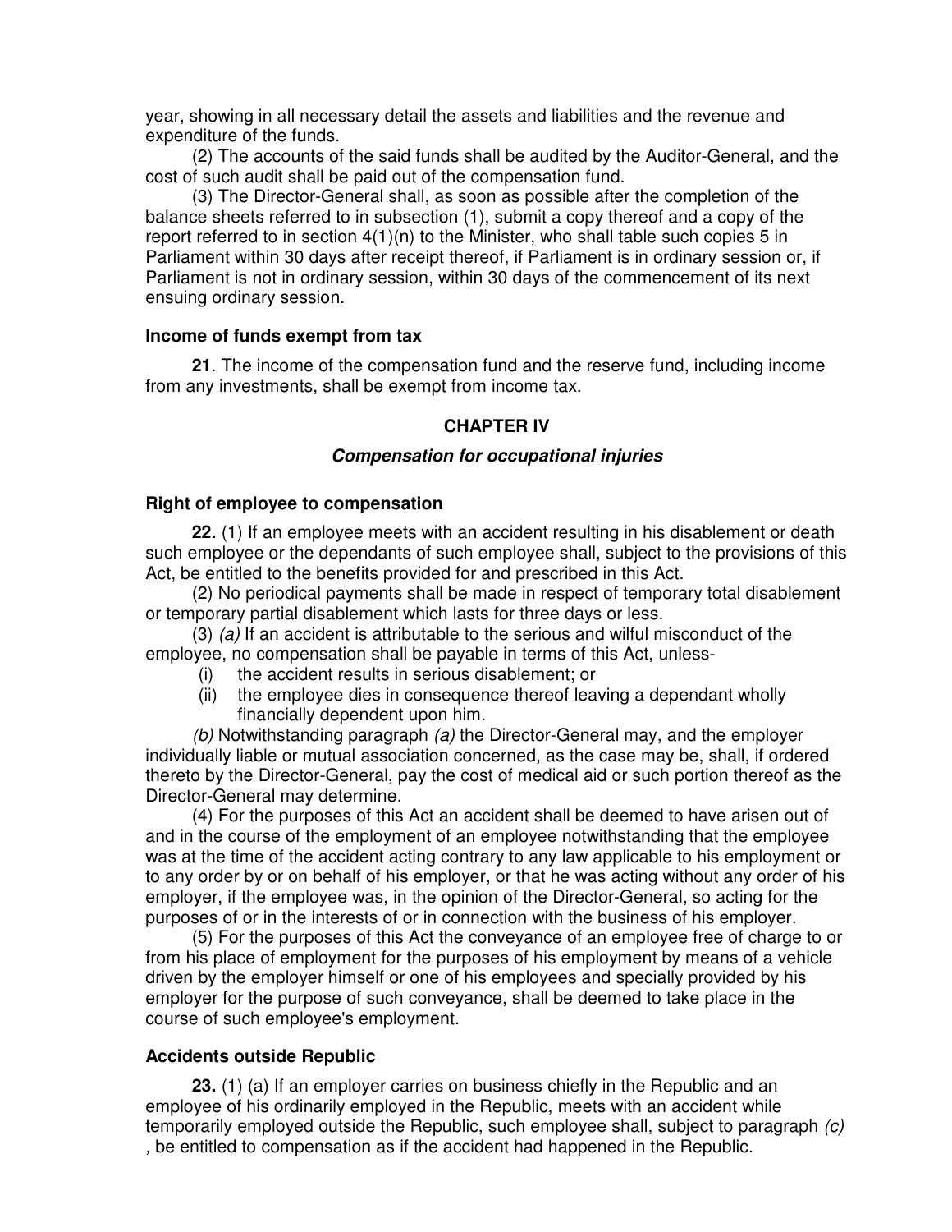year, showing in all necessary detail the assets and liabilities and the revenue and expenditure of the funds.

(2) The accounts of the said funds shall be audited by the Auditor-General, and the cost of such audit shall be paid out of the compensation fund.

(3) The Director-General shall, as soon as possible after the completion of the balance sheets referred to in subsection (1), submit a copy thereof and a copy of the report referred to in section 4(1)(n) to the Minister, who shall table such copies 5 in Parliament within 30 days after receipt thereof, if Parliament is in ordinary session or, if Parliament is not in ordinary session, within 30 days of the commencement of its next ensuing ordinary session.

**Income of funds exempt from tax**

**21**. The income of the compensation fund and the reserve fund, including income from any investments, shall be exempt from income tax.

## CHAPTER IV

### *Compensation for occupational injuries*

**Right of employee to compensation**

**22.** (1) If an employee meets with an accident resulting in his disablement or death such employee or the dependants of such employee shall, subject to the provisions of this Act, be entitled to the benefits provided for and prescribed in this Act.

(2) No periodical payments shall be made in respect of temporary total disablement or temporary partial disablement which lasts for three days or less.

(3) *(a)* If an accident is attributable to the serious and wilful misconduct of the employee, no compensation shall be payable in terms of this Act, unless-

(i) the accident results in serious disablement; or

(ii) the employee dies in consequence thereof leaving a dependant wholly financially dependent upon him.

*(b)* Notwithstanding paragraph *(a)* the Director-General may, and the employer individually liable or mutual association concerned, as the case may be, shall, if ordered thereto by the Director-General, pay the cost of medical aid or such portion thereof as the Director-General may determine.

(4) For the purposes of this Act an accident shall be deemed to have arisen out of and in the course of the employment of an employee notwithstanding that the employee was at the time of the accident acting contrary to any law applicable to his employment or to any order by or on behalf of his employer, or that he was acting without any order of his employer, if the employee was, in the opinion of the Director-General, so acting for the purposes of or in the interests of or in connection with the business of his employer.

(5) For the purposes of this Act the conveyance of an employee free of charge to or from his place of employment for the purposes of his employment by means of a vehicle driven by the employer himself or one of his employees and specially provided by his employer for the purpose of such conveyance, shall be deemed to take place in the course of such employee's employment.

**Accidents outside Republic**

**23.** (1) (a) If an employer carries on business chiefly in the Republic and an employee of his ordinarily employed in the Republic, meets with an accident while temporarily employed outside the Republic, such employee shall, subject to paragraph *(c)* , be entitled to compensation as if the accident had happened in the Republic.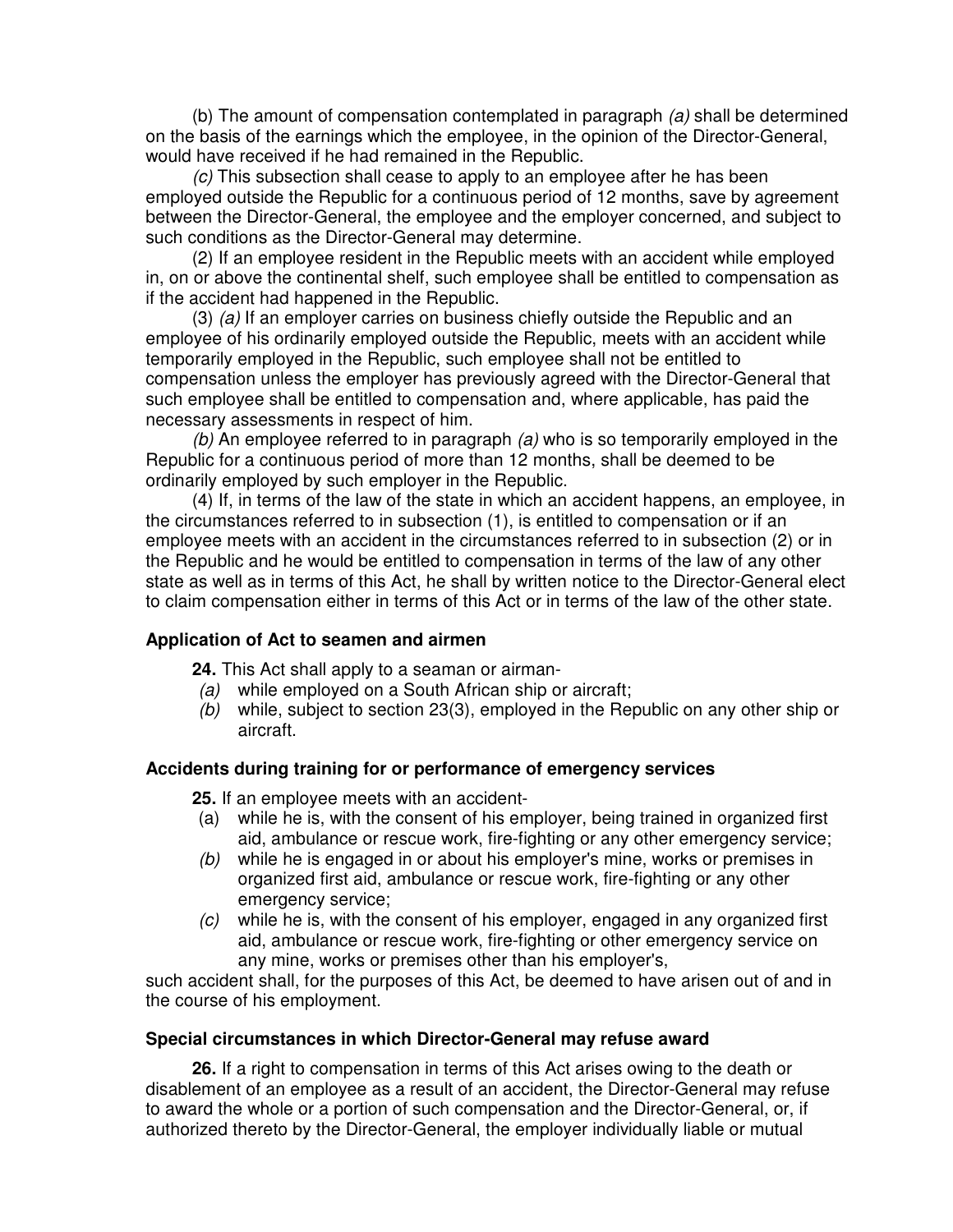(b) The amount of compensation contemplated in paragraph *(a)* shall be determined on the basis of the earnings which the employee, in the opinion of the Director-General, would have received if he had remained in the Republic.

*(c)* This subsection shall cease to apply to an employee after he has been employed outside the Republic for a continuous period of 12 months, save by agreement between the Director-General, the employee and the employer concerned, and subject to such conditions as the Director-General may determine.

(2) If an employee resident in the Republic meets with an accident while employed in, on or above the continental shelf, such employee shall be entitled to compensation as if the accident had happened in the Republic.

(3) *(a)* If an employer carries on business chiefly outside the Republic and an employee of his ordinarily employed outside the Republic, meets with an accident while temporarily employed in the Republic, such employee shall not be entitled to compensation unless the employer has previously agreed with the Director-General that such employee shall be entitled to compensation and, where applicable, has paid the necessary assessments in respect of him.

*(b)* An employee referred to in paragraph *(a)* who is so temporarily employed in the Republic for a continuous period of more than 12 months, shall be deemed to be ordinarily employed by such employer in the Republic.

(4) If, in terms of the law of the state in which an accident happens, an employee, in the circumstances referred to in subsection (1), is entitled to compensation or if an employee meets with an accident in the circumstances referred to in subsection (2) or in the Republic and he would be entitled to compensation in terms of the law of any other state as well as in terms of this Act, he shall by written notice to the Director-General elect to claim compensation either in terms of this Act or in terms of the law of the other state.

**Application of Act to seamen and airmen**

**24.** This Act shall apply to a seaman or airman-

*(a)* while employed on a South African ship or aircraft;

*(b)* while, subject to section 23(3), employed in the Republic on any other ship or aircraft.

**Accidents during training for or performance of emergency services**

**25.** If an employee meets with an accident-

(a) while he is, with the consent of his employer, being trained in organized first aid, ambulance or rescue work, fire-fighting or any other emergency service;

*(b)* while he is engaged in or about his employer's mine, works or premises in organized first aid, ambulance or rescue work, fire-fighting or any other emergency service;

*(c)* while he is, with the consent of his employer, engaged in any organized first aid, ambulance or rescue work, fire-fighting or other emergency service on any mine, works or premises other than his employer's,

such accident shall, for the purposes of this Act, be deemed to have arisen out of and in the course of his employment.

**Special circumstances in which Director-General may refuse award**

**26.** If a right to compensation in terms of this Act arises owing to the death or disablement of an employee as a result of an accident, the Director-General may refuse to award the whole or a portion of such compensation and the Director-General, or, if authorized thereto by the Director-General, the employer individually liable or mutual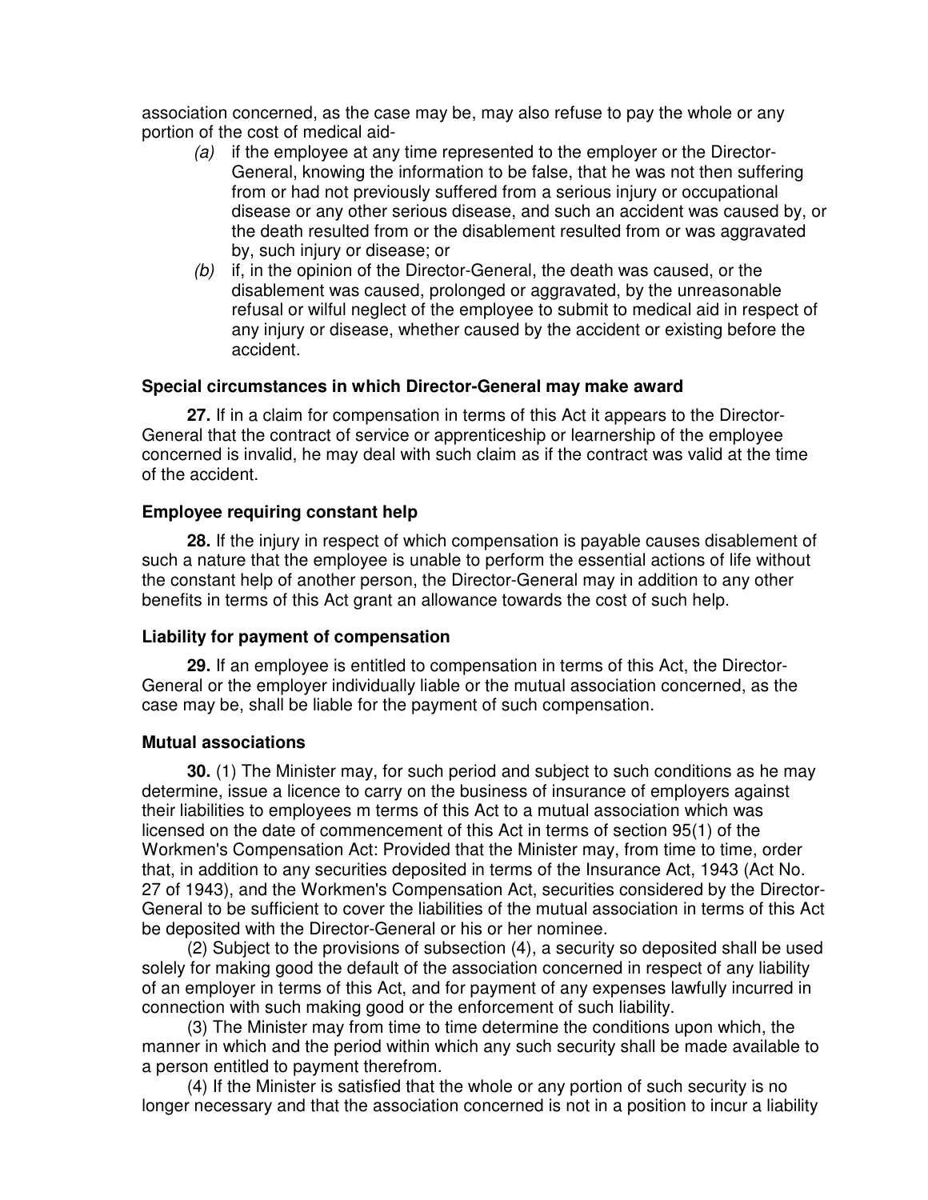association concerned, as the case may be, may also refuse to pay the whole or any portion of the cost of medical aid-

*(a)* if the employee at any time represented to the employer or the Director-General, knowing the information to be false, that he was not then suffering from or had not previously suffered from a serious injury or occupational disease or any other serious disease, and such an accident was caused by, or the death resulted from or the disablement resulted from or was aggravated by, such injury or disease; or

*(b)* if, in the opinion of the Director-General, the death was caused, or the disablement was caused, prolonged or aggravated, by the unreasonable refusal or wilful neglect of the employee to submit to medical aid in respect of any injury or disease, whether caused by the accident or existing before the accident.

### Special circumstances in which Director-General may make award

**27.** If in a claim for compensation in terms of this Act it appears to the Director-General that the contract of service or apprenticeship or learnership of the employee concerned is invalid, he may deal with such claim as if the contract was valid at the time of the accident.

### Employee requiring constant help

**28.** If the injury in respect of which compensation is payable causes disablement of such a nature that the employee is unable to perform the essential actions of life without the constant help of another person, the Director-General may in addition to any other benefits in terms of this Act grant an allowance towards the cost of such help.

### Liability for payment of compensation

**29.** If an employee is entitled to compensation in terms of this Act, the Director-General or the employer individually liable or the mutual association concerned, as the case may be, shall be liable for the payment of such compensation.

### Mutual associations

**30.** (1) The Minister may, for such period and subject to such conditions as he may determine, issue a licence to carry on the business of insurance of employers against their liabilities to employees m terms of this Act to a mutual association which was licensed on the date of commencement of this Act in terms of section 95(1) of the Workmen's Compensation Act: Provided that the Minister may, from time to time, order that, in addition to any securities deposited in terms of the Insurance Act, 1943 (Act No. 27 of 1943), and the Workmen's Compensation Act, securities considered by the Director-General to be sufficient to cover the liabilities of the mutual association in terms of this Act be deposited with the Director-General or his or her nominee.

(2) Subject to the provisions of subsection (4), a security so deposited shall be used solely for making good the default of the association concerned in respect of any liability of an employer in terms of this Act, and for payment of any expenses lawfully incurred in connection with such making good or the enforcement of such liability.

(3) The Minister may from time to time determine the conditions upon which, the manner in which and the period within which any such security shall be made available to a person entitled to payment therefrom.

(4) If the Minister is satisfied that the whole or any portion of such security is no longer necessary and that the association concerned is not in a position to incur a liability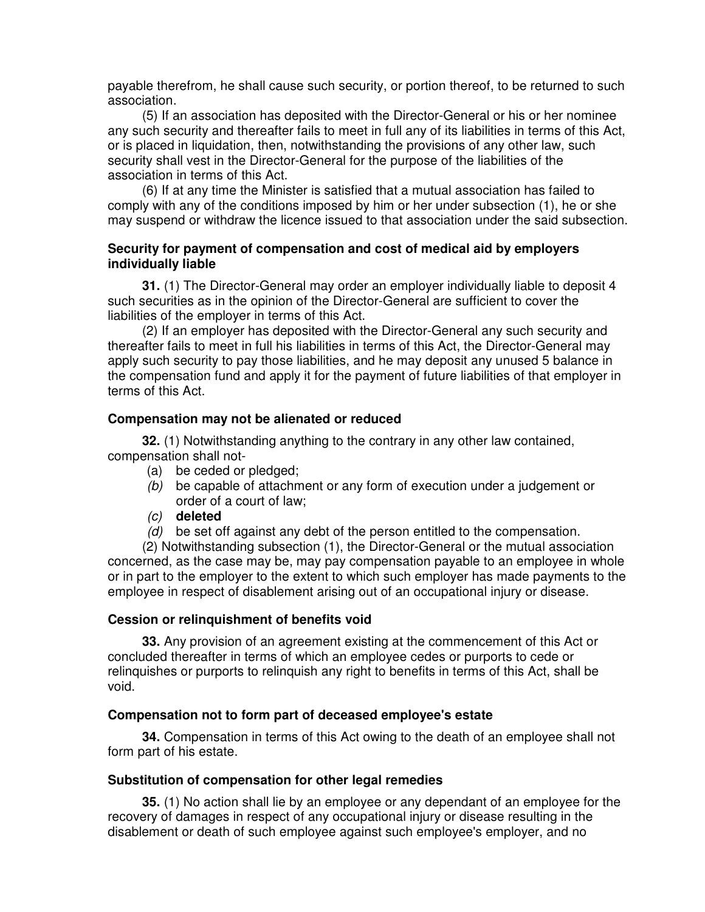payable therefrom, he shall cause such security, or portion thereof, to be returned to such association.

(5) If an association has deposited with the Director-General or his or her nominee any such security and thereafter fails to meet in full any of its liabilities in terms of this Act, or is placed in liquidation, then, notwithstanding the provisions of any other law, such security shall vest in the Director-General for the purpose of the liabilities of the association in terms of this Act.

(6) If at any time the Minister is satisfied that a mutual association has failed to comply with any of the conditions imposed by him or her under subsection (1), he or she may suspend or withdraw the licence issued to that association under the said subsection.

**Security for payment of compensation and cost of medical aid by employers individually liable**

**31.** (1) The Director-General may order an employer individually liable to deposit 4 such securities as in the opinion of the Director-General are sufficient to cover the liabilities of the employer in terms of this Act.

(2) If an employer has deposited with the Director-General any such security and thereafter fails to meet in full his liabilities in terms of this Act, the Director-General may apply such security to pay those liabilities, and he may deposit any unused 5 balance in the compensation fund and apply it for the payment of future liabilities of that employer in terms of this Act.

**Compensation may not be alienated or reduced**

**32.** (1) Notwithstanding anything to the contrary in any other law contained, compensation shall not-

(a) be ceded or pledged;
*(b)* be capable of attachment or any form of execution under a judgement or order of a court of law;
*(c)* **deleted**
*(d)* be set off against any debt of the person entitled to the compensation.

(2) Notwithstanding subsection (1), the Director-General or the mutual association concerned, as the case may be, may pay compensation payable to an employee in whole or in part to the employer to the extent to which such employer has made payments to the employee in respect of disablement arising out of an occupational injury or disease.

**Cession or relinquishment of benefits void**

**33.** Any provision of an agreement existing at the commencement of this Act or concluded thereafter in terms of which an employee cedes or purports to cede or relinquishes or purports to relinquish any right to benefits in terms of this Act, shall be void.

**Compensation not to form part of deceased employee's estate**

**34.** Compensation in terms of this Act owing to the death of an employee shall not form part of his estate.

**Substitution of compensation for other legal remedies**

**35.** (1) No action shall lie by an employee or any dependant of an employee for the recovery of damages in respect of any occupational injury or disease resulting in the disablement or death of such employee against such employee's employer, and no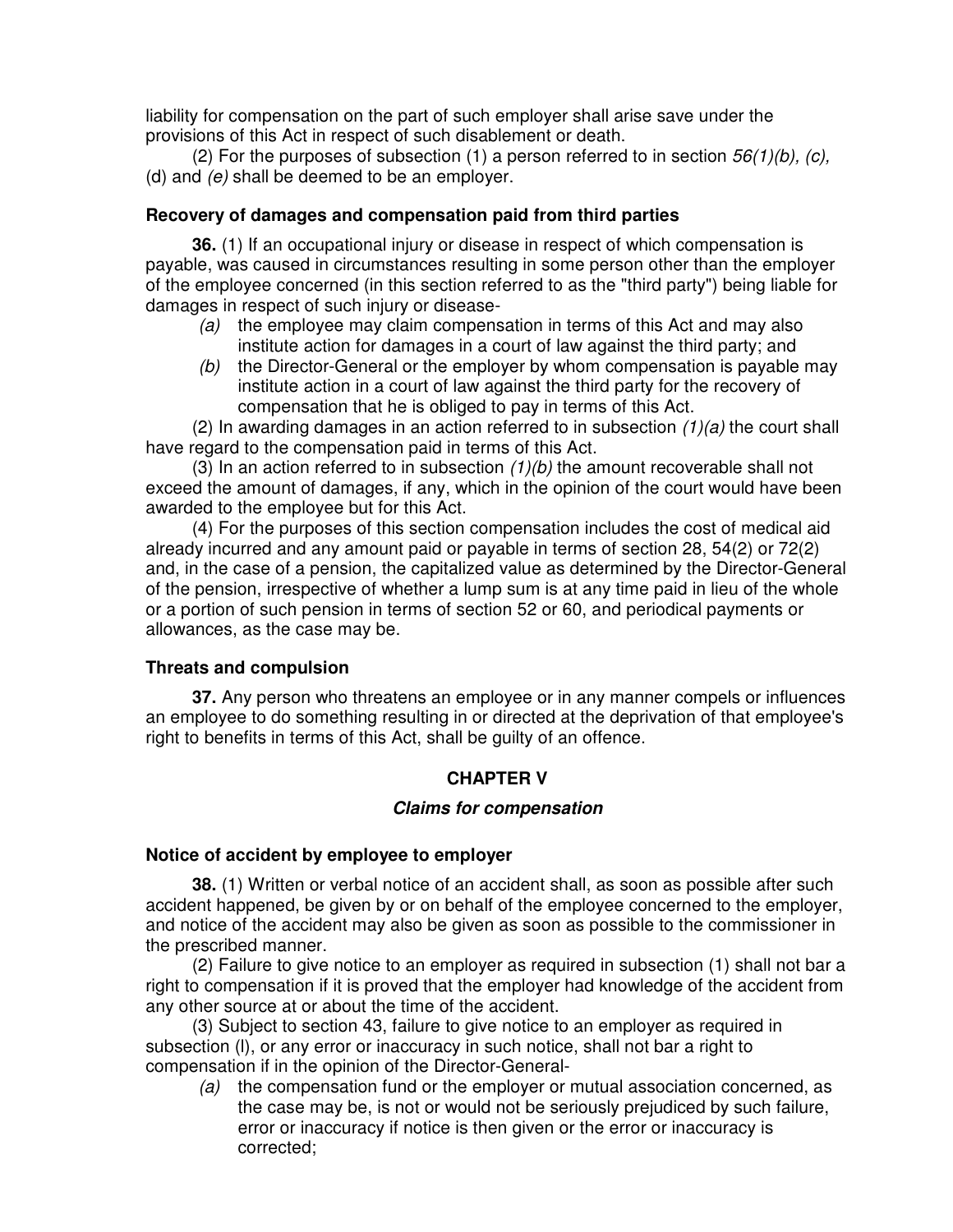liability for compensation on the part of such employer shall arise save under the provisions of this Act in respect of such disablement or death.

(2) For the purposes of subsection (1) a person referred to in section *56(1)(b), (c),* (d) and *(e)* shall be deemed to be an employer.

### Recovery of damages and compensation paid from third parties

**36.** (1) If an occupational injury or disease in respect of which compensation is payable, was caused in circumstances resulting in some person other than the employer of the employee concerned (in this section referred to as the "third party") being liable for damages in respect of such injury or disease-

*(a)* the employee may claim compensation in terms of this Act and may also institute action for damages in a court of law against the third party; and

*(b)* the Director-General or the employer by whom compensation is payable may institute action in a court of law against the third party for the recovery of compensation that he is obliged to pay in terms of this Act.

(2) In awarding damages in an action referred to in subsection *(1)(a)* the court shall have regard to the compensation paid in terms of this Act.

(3) In an action referred to in subsection *(1)(b)* the amount recoverable shall not exceed the amount of damages, if any, which in the opinion of the court would have been awarded to the employee but for this Act.

(4) For the purposes of this section compensation includes the cost of medical aid already incurred and any amount paid or payable in terms of section 28, 54(2) or 72(2) and, in the case of a pension, the capitalized value as determined by the Director-General of the pension, irrespective of whether a lump sum is at any time paid in lieu of the whole or a portion of such pension in terms of section 52 or 60, and periodical payments or allowances, as the case may be.

### Threats and compulsion

**37.** Any person who threatens an employee or in any manner compels or influences an employee to do something resulting in or directed at the deprivation of that employee's right to benefits in terms of this Act, shall be guilty of an offence.

## CHAPTER V

## *Claims for compensation*

### Notice of accident by employee to employer

**38.** (1) Written or verbal notice of an accident shall, as soon as possible after such accident happened, be given by or on behalf of the employee concerned to the employer, and notice of the accident may also be given as soon as possible to the commissioner in the prescribed manner.

(2) Failure to give notice to an employer as required in subsection (1) shall not bar a right to compensation if it is proved that the employer had knowledge of the accident from any other source at or about the time of the accident.

(3) Subject to section 43, failure to give notice to an employer as required in subsection (l), or any error or inaccuracy in such notice, shall not bar a right to compensation if in the opinion of the Director-General-

*(a)* the compensation fund or the employer or mutual association concerned, as the case may be, is not or would not be seriously prejudiced by such failure, error or inaccuracy if notice is then given or the error or inaccuracy is corrected;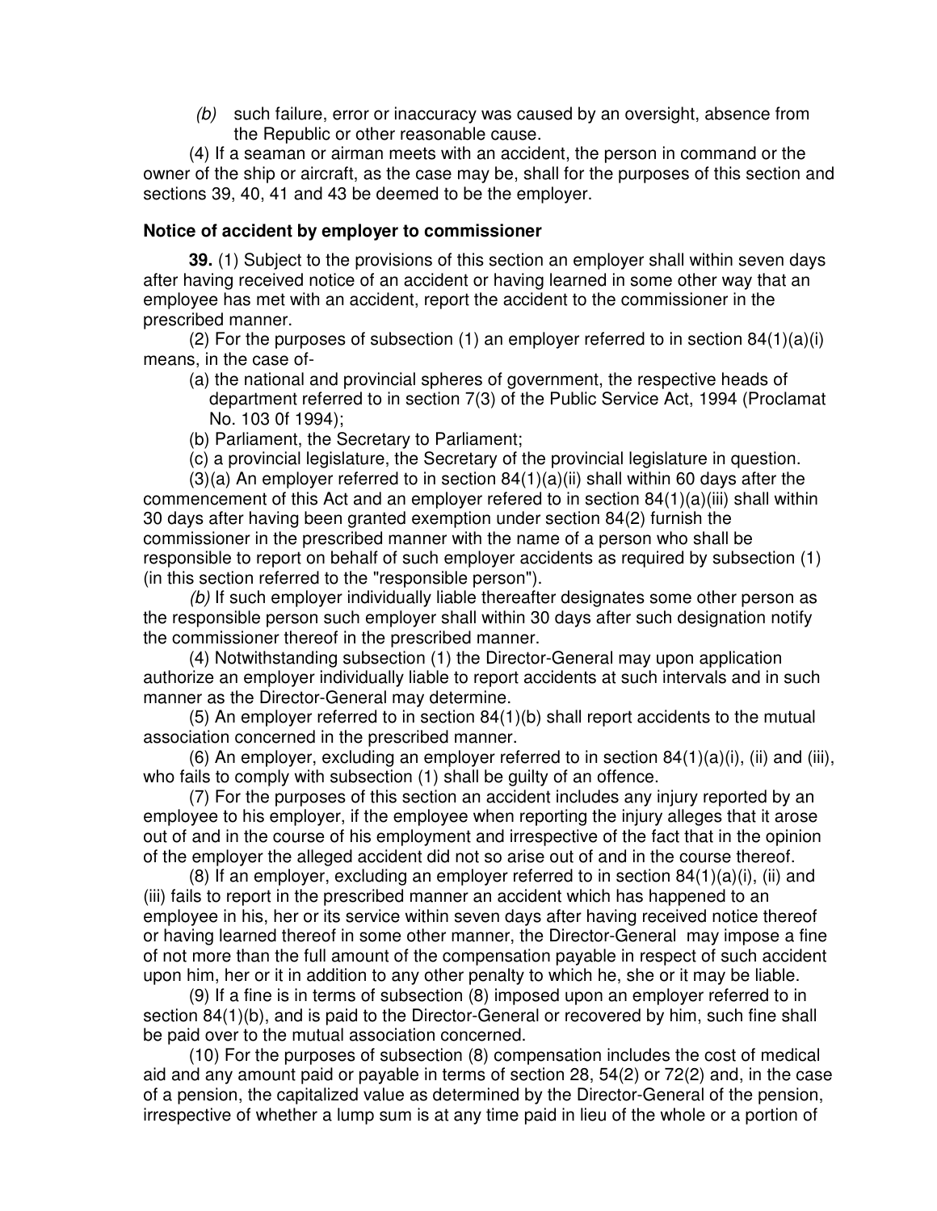*(b)* such failure, error or inaccuracy was caused by an oversight, absence from the Republic or other reasonable cause.

(4) If a seaman or airman meets with an accident, the person in command or the owner of the ship or aircraft, as the case may be, shall for the purposes of this section and sections 39, 40, 41 and 43 be deemed to be the employer.

**Notice of accident by employer to commissioner**

**39.** (1) Subject to the provisions of this section an employer shall within seven days after having received notice of an accident or having learned in some other way that an employee has met with an accident, report the accident to the commissioner in the prescribed manner.

(2) For the purposes of subsection (1) an employer referred to in section 84(1)(a)(i) means, in the case of-

(a) the national and provincial spheres of government, the respective heads of department referred to in section 7(3) of the Public Service Act, 1994 (Proclamat No. 103 0f 1994);

(b) Parliament, the Secretary to Parliament;

(c) a provincial legislature, the Secretary of the provincial legislature in question.

(3)(a) An employer referred to in section 84(1)(a)(ii) shall within 60 days after the commencement of this Act and an employer refered to in section 84(1)(a)(iii) shall within 30 days after having been granted exemption under section 84(2) furnish the commissioner in the prescribed manner with the name of a person who shall be responsible to report on behalf of such employer accidents as required by subsection (1) (in this section referred to the "responsible person").

*(b)* If such employer individually liable thereafter designates some other person as the responsible person such employer shall within 30 days after such designation notify the commissioner thereof in the prescribed manner.

(4) Notwithstanding subsection (1) the Director-General may upon application authorize an employer individually liable to report accidents at such intervals and in such manner as the Director-General may determine.

(5) An employer referred to in section 84(1)(b) shall report accidents to the mutual association concerned in the prescribed manner.

(6) An employer, excluding an employer referred to in section 84(1)(a)(i), (ii) and (iii), who fails to comply with subsection (1) shall be guilty of an offence.

(7) For the purposes of this section an accident includes any injury reported by an employee to his employer, if the employee when reporting the injury alleges that it arose out of and in the course of his employment and irrespective of the fact that in the opinion of the employer the alleged accident did not so arise out of and in the course thereof.

(8) If an employer, excluding an employer referred to in section 84(1)(a)(i), (ii) and (iii) fails to report in the prescribed manner an accident which has happened to an employee in his, her or its service within seven days after having received notice thereof or having learned thereof in some other manner, the Director-General may impose a fine of not more than the full amount of the compensation payable in respect of such accident upon him, her or it in addition to any other penalty to which he, she or it may be liable.

(9) If a fine is in terms of subsection (8) imposed upon an employer referred to in section 84(1)(b), and is paid to the Director-General or recovered by him, such fine shall be paid over to the mutual association concerned.

(10) For the purposes of subsection (8) compensation includes the cost of medical aid and any amount paid or payable in terms of section 28, 54(2) or 72(2) and, in the case of a pension, the capitalized value as determined by the Director-General of the pension, irrespective of whether a lump sum is at any time paid in lieu of the whole or a portion of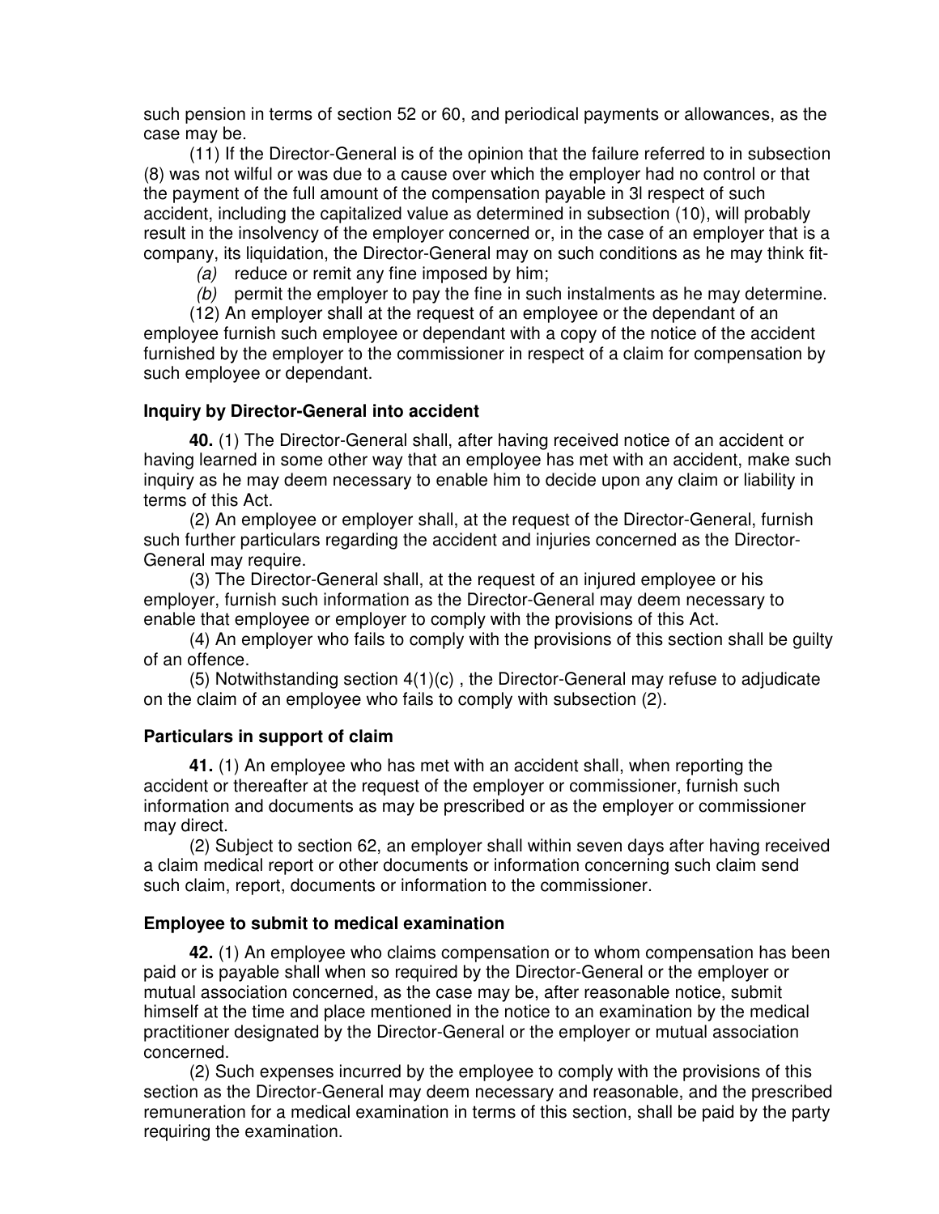such pension in terms of section 52 or 60, and periodical payments or allowances, as the case may be.

(11) If the Director-General is of the opinion that the failure referred to in subsection (8) was not wilful or was due to a cause over which the employer had no control or that the payment of the full amount of the compensation payable in 3l respect of such accident, including the capitalized value as determined in subsection (10), will probably result in the insolvency of the employer concerned or, in the case of an employer that is a company, its liquidation, the Director-General may on such conditions as he may think fit-

*(a)* reduce or remit any fine imposed by him;

*(b)* permit the employer to pay the fine in such instalments as he may determine.

(12) An employer shall at the request of an employee or the dependant of an employee furnish such employee or dependant with a copy of the notice of the accident furnished by the employer to the commissioner in respect of a claim for compensation by such employee or dependant.

### Inquiry by Director-General into accident

**40.** (1) The Director-General shall, after having received notice of an accident or having learned in some other way that an employee has met with an accident, make such inquiry as he may deem necessary to enable him to decide upon any claim or liability in terms of this Act.

(2) An employee or employer shall, at the request of the Director-General, furnish such further particulars regarding the accident and injuries concerned as the Director-General may require.

(3) The Director-General shall, at the request of an injured employee or his employer, furnish such information as the Director-General may deem necessary to enable that employee or employer to comply with the provisions of this Act.

(4) An employer who fails to comply with the provisions of this section shall be guilty of an offence.

(5) Notwithstanding section 4(1)(c) , the Director-General may refuse to adjudicate on the claim of an employee who fails to comply with subsection (2).

### Particulars in support of claim

**41.** (1) An employee who has met with an accident shall, when reporting the accident or thereafter at the request of the employer or commissioner, furnish such information and documents as may be prescribed or as the employer or commissioner may direct.

(2) Subject to section 62, an employer shall within seven days after having received a claim medical report or other documents or information concerning such claim send such claim, report, documents or information to the commissioner.

### Employee to submit to medical examination

**42.** (1) An employee who claims compensation or to whom compensation has been paid or is payable shall when so required by the Director-General or the employer or mutual association concerned, as the case may be, after reasonable notice, submit himself at the time and place mentioned in the notice to an examination by the medical practitioner designated by the Director-General or the employer or mutual association concerned.

(2) Such expenses incurred by the employee to comply with the provisions of this section as the Director-General may deem necessary and reasonable, and the prescribed remuneration for a medical examination in terms of this section, shall be paid by the party requiring the examination.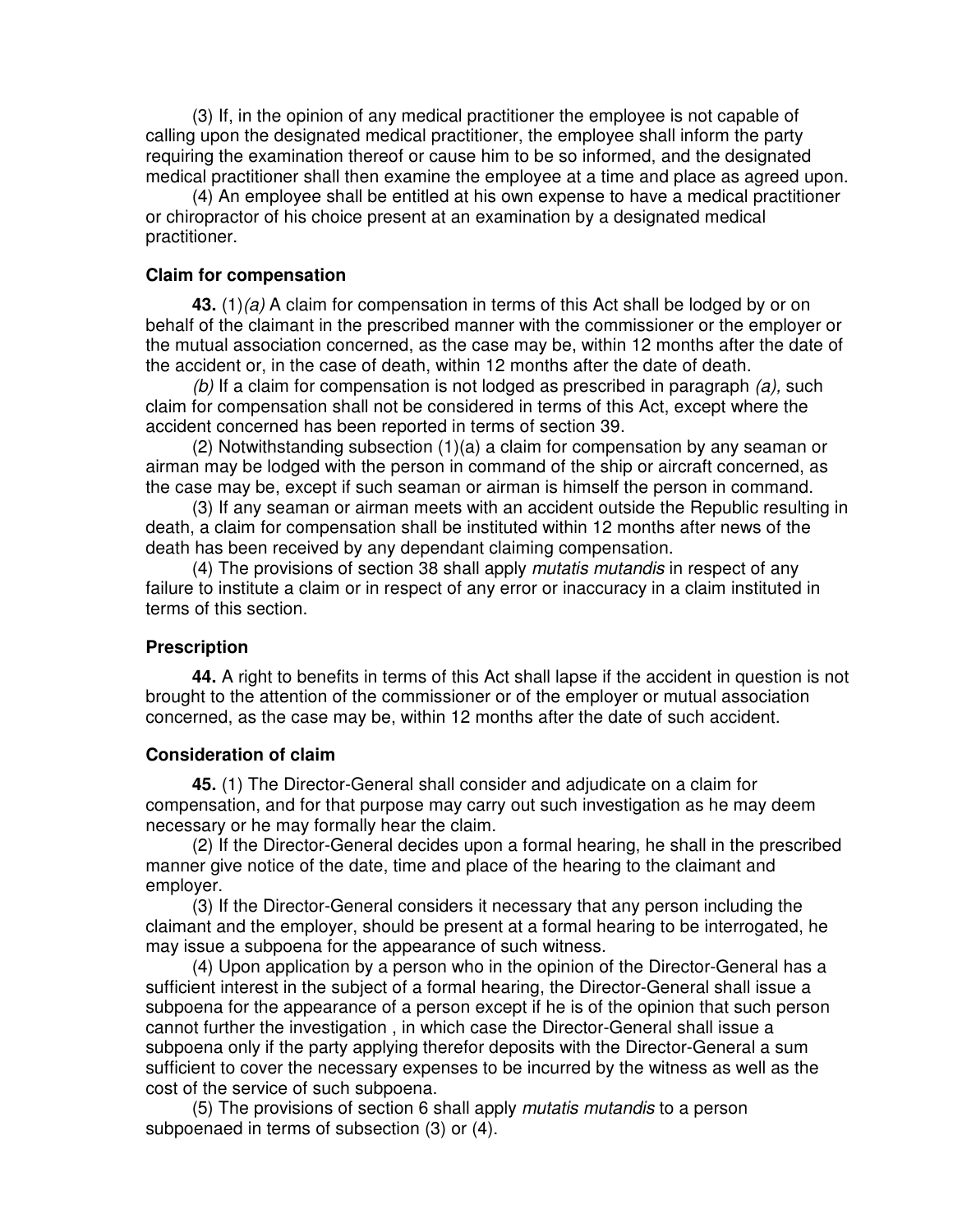(3) If, in the opinion of any medical practitioner the employee is not capable of calling upon the designated medical practitioner, the employee shall inform the party requiring the examination thereof or cause him to be so informed, and the designated medical practitioner shall then examine the employee at a time and place as agreed upon.

(4) An employee shall be entitled at his own expense to have a medical practitioner or chiropractor of his choice present at an examination by a designated medical practitioner.

### Claim for compensation

**43.** (1)*(a)* A claim for compensation in terms of this Act shall be lodged by or on behalf of the claimant in the prescribed manner with the commissioner or the employer or the mutual association concerned, as the case may be, within 12 months after the date of the accident or, in the case of death, within 12 months after the date of death.

*(b)* If a claim for compensation is not lodged as prescribed in paragraph *(a),* such claim for compensation shall not be considered in terms of this Act, except where the accident concerned has been reported in terms of section 39.

(2) Notwithstanding subsection (1)(a) a claim for compensation by any seaman or airman may be lodged with the person in command of the ship or aircraft concerned, as the case may be, except if such seaman or airman is himself the person in command.

(3) If any seaman or airman meets with an accident outside the Republic resulting in death, a claim for compensation shall be instituted within 12 months after news of the death has been received by any dependant claiming compensation.

(4) The provisions of section 38 shall apply *mutatis mutandis* in respect of any failure to institute a claim or in respect of any error or inaccuracy in a claim instituted in terms of this section.

### Prescription

**44.** A right to benefits in terms of this Act shall lapse if the accident in question is not brought to the attention of the commissioner or of the employer or mutual association concerned, as the case may be, within 12 months after the date of such accident.

### Consideration of claim

**45.** (1) The Director-General shall consider and adjudicate on a claim for compensation, and for that purpose may carry out such investigation as he may deem necessary or he may formally hear the claim.

(2) If the Director-General decides upon a formal hearing, he shall in the prescribed manner give notice of the date, time and place of the hearing to the claimant and employer.

(3) If the Director-General considers it necessary that any person including the claimant and the employer, should be present at a formal hearing to be interrogated, he may issue a subpoena for the appearance of such witness.

(4) Upon application by a person who in the opinion of the Director-General has a sufficient interest in the subject of a formal hearing, the Director-General shall issue a subpoena for the appearance of a person except if he is of the opinion that such person cannot further the investigation , in which case the Director-General shall issue a subpoena only if the party applying therefor deposits with the Director-General a sum sufficient to cover the necessary expenses to be incurred by the witness as well as the cost of the service of such subpoena.

(5) The provisions of section 6 shall apply *mutatis mutandis* to a person subpoenaed in terms of subsection (3) or (4).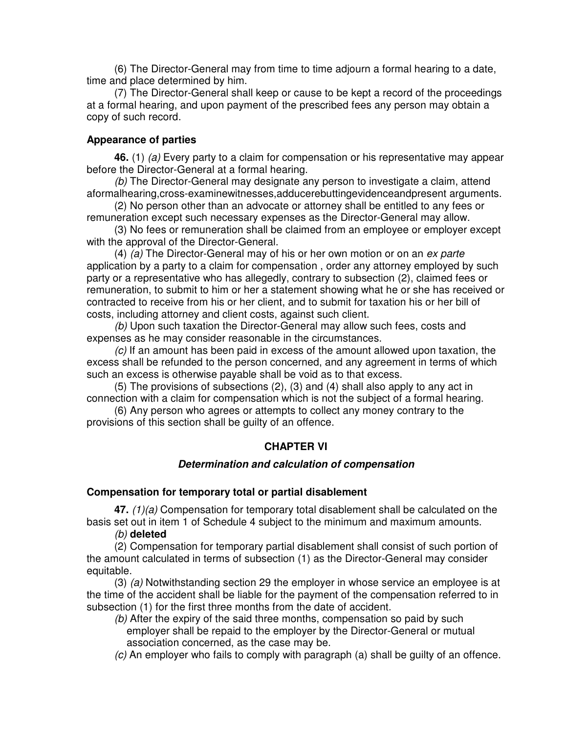(6) The Director-General may from time to time adjourn a formal hearing to a date, time and place determined by him.

(7) The Director-General shall keep or cause to be kept a record of the proceedings at a formal hearing, and upon payment of the prescribed fees any person may obtain a copy of such record.

**Appearance of parties**

**46.** (1) *(a)* Every party to a claim for compensation or his representative may appear before the Director-General at a formal hearing.

*(b)* The Director-General may designate any person to investigate a claim, attend aformalhearing,cross-examinewitnesses,adducerebuttingevidenceandpresent arguments.

(2) No person other than an advocate or attorney shall be entitled to any fees or remuneration except such necessary expenses as the Director-General may allow.

(3) No fees or remuneration shall be claimed from an employee or employer except with the approval of the Director-General.

(4) *(a)* The Director-General may of his or her own motion or on an *ex parte* application by a party to a claim for compensation , order any attorney employed by such party or a representative who has allegedly, contrary to subsection (2), claimed fees or remuneration, to submit to him or her a statement showing what he or she has received or contracted to receive from his or her client, and to submit for taxation his or her bill of costs, including attorney and client costs, against such client.

*(b)* Upon such taxation the Director-General may allow such fees, costs and expenses as he may consider reasonable in the circumstances.

*(c)* If an amount has been paid in excess of the amount allowed upon taxation, the excess shall be refunded to the person concerned, and any agreement in terms of which such an excess is otherwise payable shall be void as to that excess.

(5) The provisions of subsections (2), (3) and (4) shall also apply to any act in connection with a claim for compensation which is not the subject of a formal hearing.

(6) Any person who agrees or attempts to collect any money contrary to the provisions of this section shall be guilty of an offence.

## CHAPTER VI

### *Determination and calculation of compensation*

**Compensation for temporary total or partial disablement**

**47.** *(1)(a)* Compensation for temporary total disablement shall be calculated on the basis set out in item 1 of Schedule 4 subject to the minimum and maximum amounts.

*(b)* **deleted**

(2) Compensation for temporary partial disablement shall consist of such portion of the amount calculated in terms of subsection (1) as the Director-General may consider equitable.

(3) *(a)* Notwithstanding section 29 the employer in whose service an employee is at the time of the accident shall be liable for the payment of the compensation referred to in subsection (1) for the first three months from the date of accident.

*(b)* After the expiry of the said three months, compensation so paid by such employer shall be repaid to the employer by the Director-General or mutual association concerned, as the case may be.

*(c)* An employer who fails to comply with paragraph (a) shall be guilty of an offence.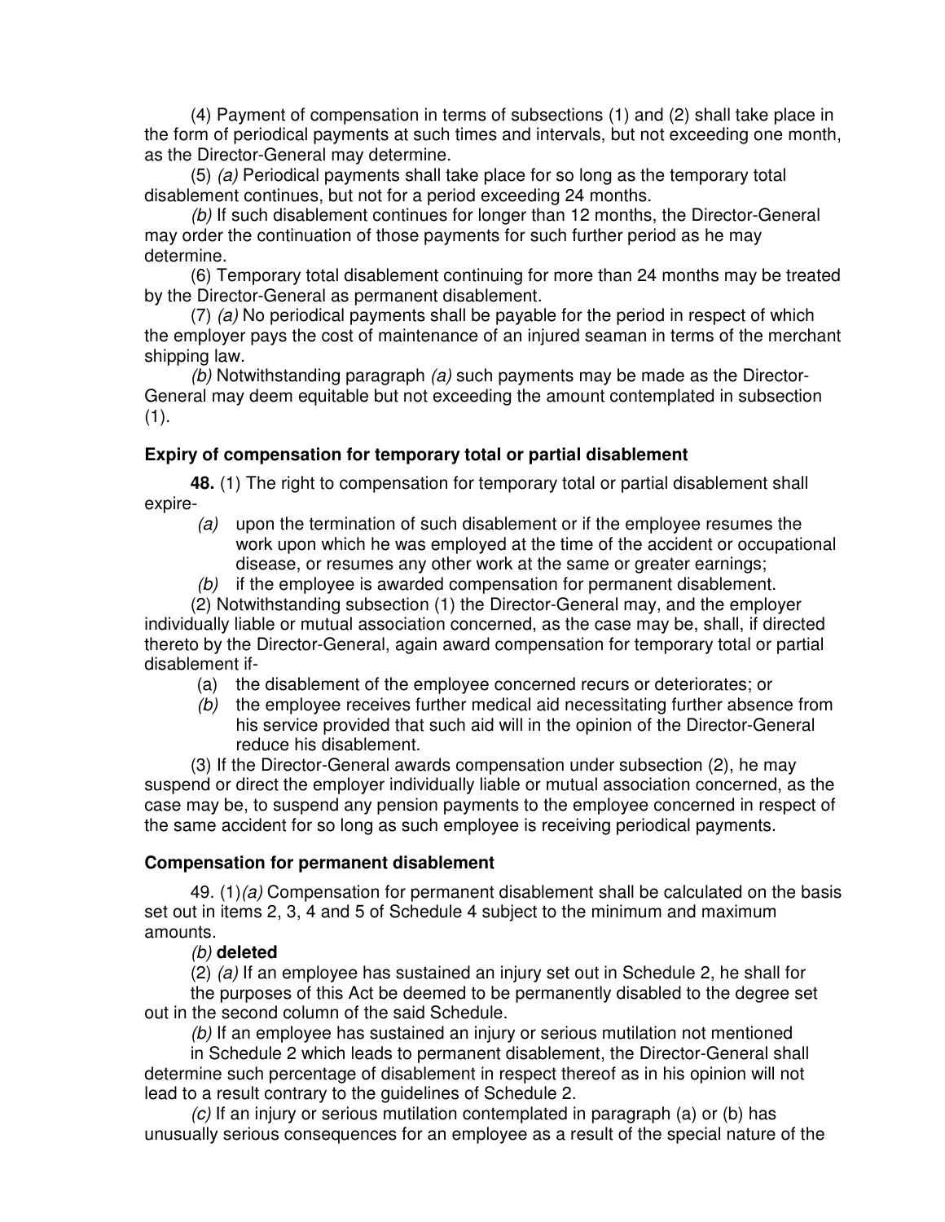(4) Payment of compensation in terms of subsections (1) and (2) shall take place in the form of periodical payments at such times and intervals, but not exceeding one month, as the Director-General may determine.

(5) *(a)* Periodical payments shall take place for so long as the temporary total disablement continues, but not for a period exceeding 24 months.

*(b)* If such disablement continues for longer than 12 months, the Director-General may order the continuation of those payments for such further period as he may determine.

(6) Temporary total disablement continuing for more than 24 months may be treated by the Director-General as permanent disablement.

(7) *(a)* No periodical payments shall be payable for the period in respect of which the employer pays the cost of maintenance of an injured seaman in terms of the merchant shipping law.

*(b)* Notwithstanding paragraph *(a)* such payments may be made as the Director-General may deem equitable but not exceeding the amount contemplated in subsection (1).

### Expiry of compensation for temporary total or partial disablement

**48.** (1) The right to compensation for temporary total or partial disablement shall expire-

*(a)* upon the termination of such disablement or if the employee resumes the work upon which he was employed at the time of the accident or occupational disease, or resumes any other work at the same or greater earnings;

*(b)* if the employee is awarded compensation for permanent disablement.

(2) Notwithstanding subsection (1) the Director-General may, and the employer individually liable or mutual association concerned, as the case may be, shall, if directed thereto by the Director-General, again award compensation for temporary total or partial disablement if-

(a) the disablement of the employee concerned recurs or deteriorates; or

*(b)* the employee receives further medical aid necessitating further absence from his service provided that such aid will in the opinion of the Director-General reduce his disablement.

(3) If the Director-General awards compensation under subsection (2), he may suspend or direct the employer individually liable or mutual association concerned, as the case may be, to suspend any pension payments to the employee concerned in respect of the same accident for so long as such employee is receiving periodical payments.

### Compensation for permanent disablement

49. (1)*(a)* Compensation for permanent disablement shall be calculated on the basis set out in items 2, 3, 4 and 5 of Schedule 4 subject to the minimum and maximum amounts.

*(b)* **deleted**

(2) *(a)* If an employee has sustained an injury set out in Schedule 2, he shall for the purposes of this Act be deemed to be permanently disabled to the degree set out in the second column of the said Schedule.

*(b)* If an employee has sustained an injury or serious mutilation not mentioned in Schedule 2 which leads to permanent disablement, the Director-General shall determine such percentage of disablement in respect thereof as in his opinion will not lead to a result contrary to the guidelines of Schedule 2.

*(c)* If an injury or serious mutilation contemplated in paragraph (a) or (b) has unusually serious consequences for an employee as a result of the special nature of the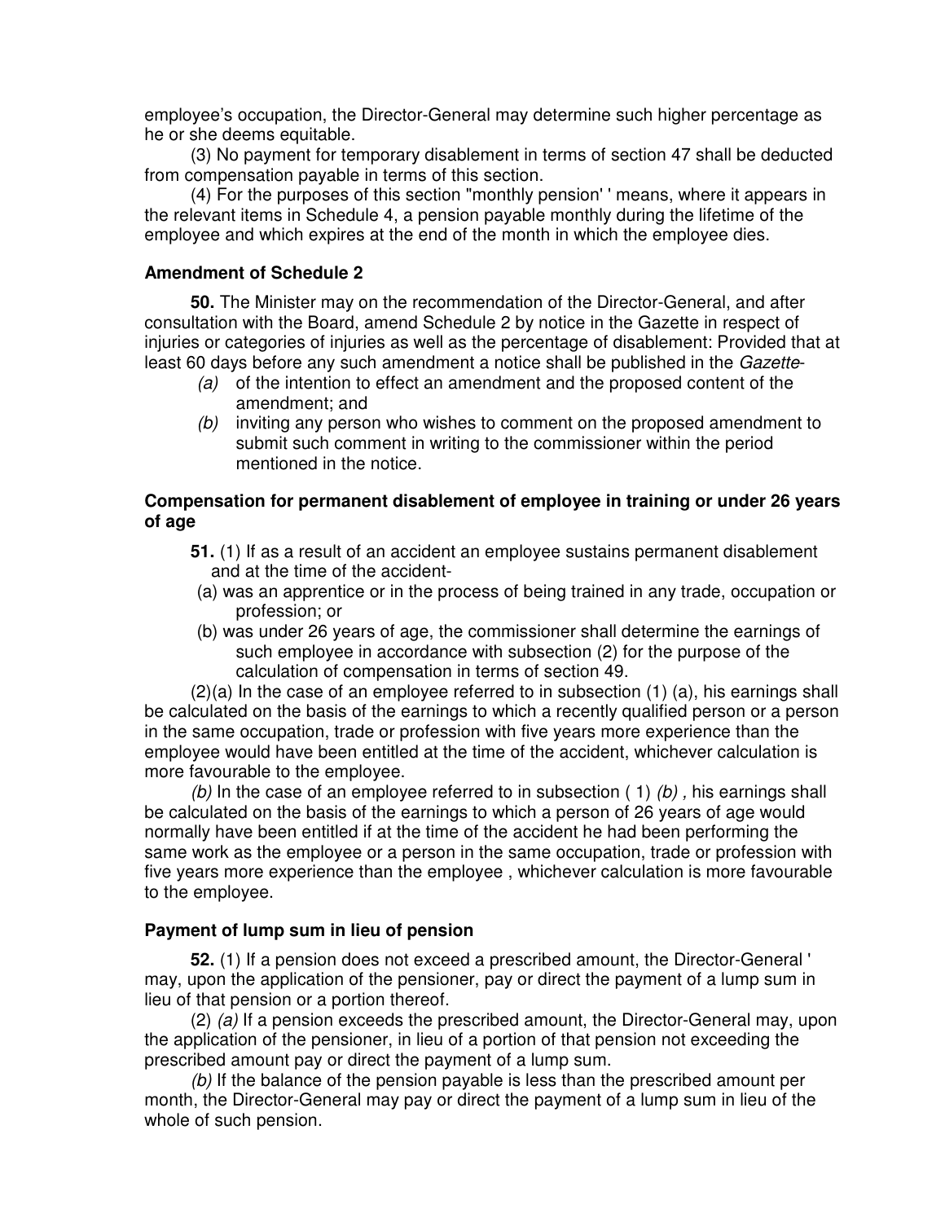employee's occupation, the Director-General may determine such higher percentage as he or she deems equitable.

(3) No payment for temporary disablement in terms of section 47 shall be deducted from compensation payable in terms of this section.

(4) For the purposes of this section "monthly pension' ' means, where it appears in the relevant items in Schedule 4, a pension payable monthly during the lifetime of the employee and which expires at the end of the month in which the employee dies.

**Amendment of Schedule 2**

**50.** The Minister may on the recommendation of the Director-General, and after consultation with the Board, amend Schedule 2 by notice in the Gazette in respect of injuries or categories of injuries as well as the percentage of disablement: Provided that at least 60 days before any such amendment a notice shall be published in the *Gazette*-

*(a)* of the intention to effect an amendment and the proposed content of the amendment; and

*(b)* inviting any person who wishes to comment on the proposed amendment to submit such comment in writing to the commissioner within the period mentioned in the notice.

**Compensation for permanent disablement of employee in training or under 26 years of age**

**51.** (1) If as a result of an accident an employee sustains permanent disablement and at the time of the accident-

(a) was an apprentice or in the process of being trained in any trade, occupation or profession; or

(b) was under 26 years of age, the commissioner shall determine the earnings of such employee in accordance with subsection (2) for the purpose of the calculation of compensation in terms of section 49.

(2)(a) In the case of an employee referred to in subsection (1) (a), his earnings shall be calculated on the basis of the earnings to which a recently qualified person or a person in the same occupation, trade or profession with five years more experience than the employee would have been entitled at the time of the accident, whichever calculation is more favourable to the employee.

*(b)* In the case of an employee referred to in subsection ( 1) *(b) ,* his earnings shall be calculated on the basis of the earnings to which a person of 26 years of age would normally have been entitled if at the time of the accident he had been performing the same work as the employee or a person in the same occupation, trade or profession with five years more experience than the employee , whichever calculation is more favourable to the employee.

**Payment of lump sum in lieu of pension**

**52.** (1) If a pension does not exceed a prescribed amount, the Director-General ' may, upon the application of the pensioner, pay or direct the payment of a lump sum in lieu of that pension or a portion thereof.

(2) *(a)* If a pension exceeds the prescribed amount, the Director-General may, upon the application of the pensioner, in lieu of a portion of that pension not exceeding the prescribed amount pay or direct the payment of a lump sum.

*(b)* If the balance of the pension payable is less than the prescribed amount per month, the Director-General may pay or direct the payment of a lump sum in lieu of the whole of such pension.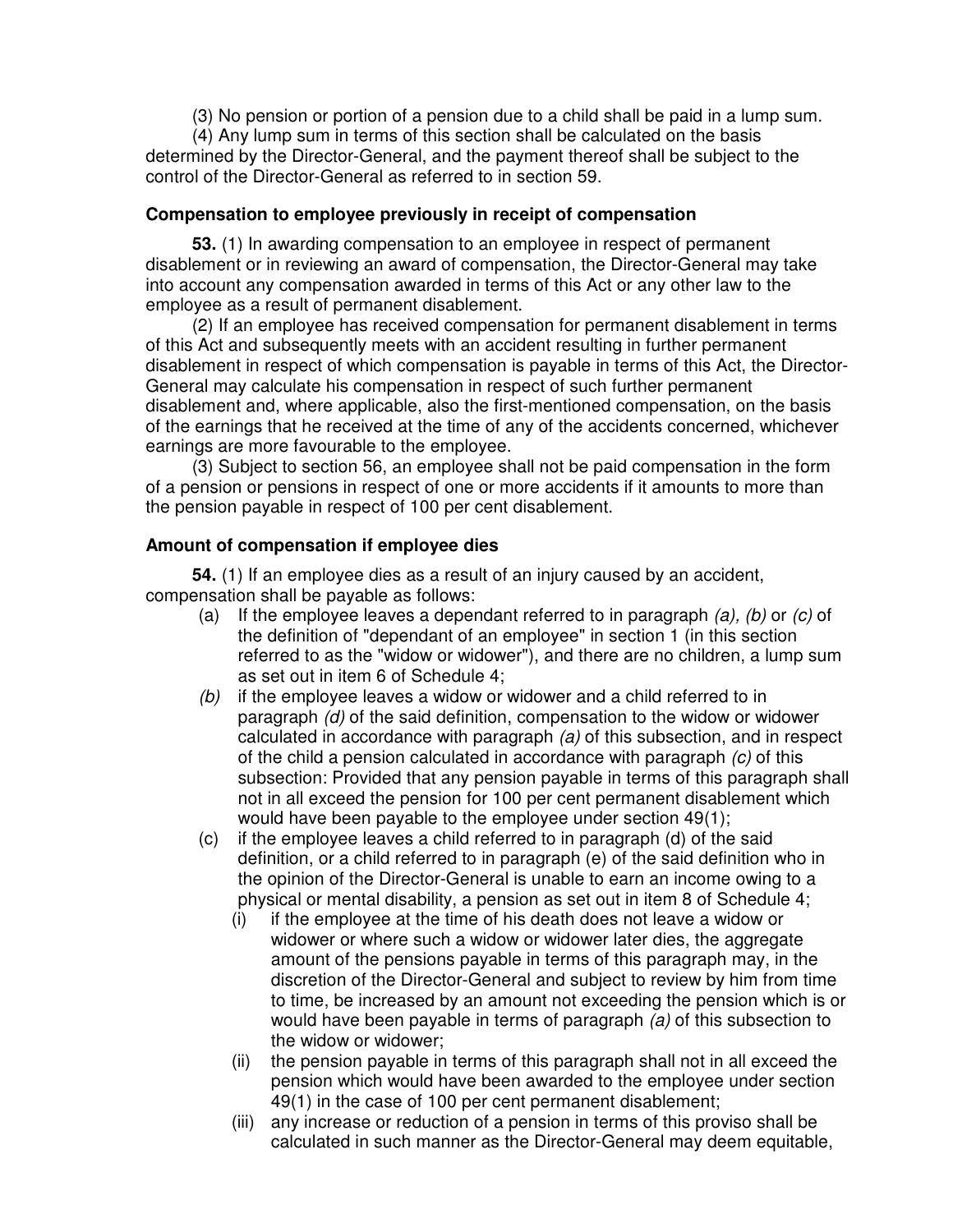(3) No pension or portion of a pension due to a child shall be paid in a lump sum.

(4) Any lump sum in terms of this section shall be calculated on the basis determined by the Director-General, and the payment thereof shall be subject to the control of the Director-General as referred to in section 59.

### Compensation to employee previously in receipt of compensation

**53.** (1) In awarding compensation to an employee in respect of permanent disablement or in reviewing an award of compensation, the Director-General may take into account any compensation awarded in terms of this Act or any other law to the employee as a result of permanent disablement.

(2) If an employee has received compensation for permanent disablement in terms of this Act and subsequently meets with an accident resulting in further permanent disablement in respect of which compensation is payable in terms of this Act, the Director-General may calculate his compensation in respect of such further permanent disablement and, where applicable, also the first-mentioned compensation, on the basis of the earnings that he received at the time of any of the accidents concerned, whichever earnings are more favourable to the employee.

(3) Subject to section 56, an employee shall not be paid compensation in the form of a pension or pensions in respect of one or more accidents if it amounts to more than the pension payable in respect of 100 per cent disablement.

### Amount of compensation if employee dies

**54.** (1) If an employee dies as a result of an injury caused by an accident, compensation shall be payable as follows:

(a) If the employee leaves a dependant referred to in paragraph *(a), (b)* or *(c)* of the definition of "dependant of an employee" in section 1 (in this section referred to as the "widow or widower"), and there are no children, a lump sum as set out in item 6 of Schedule 4;

*(b)* if the employee leaves a widow or widower and a child referred to in paragraph *(d)* of the said definition, compensation to the widow or widower calculated in accordance with paragraph *(a)* of this subsection, and in respect of the child a pension calculated in accordance with paragraph *(c)* of this subsection: Provided that any pension payable in terms of this paragraph shall not in all exceed the pension for 100 per cent permanent disablement which would have been payable to the employee under section 49(1);

(c) if the employee leaves a child referred to in paragraph (d) of the said definition, or a child referred to in paragraph (e) of the said definition who in the opinion of the Director-General is unable to earn an income owing to a physical or mental disability, a pension as set out in item 8 of Schedule 4;

  (i) if the employee at the time of his death does not leave a widow or widower or where such a widow or widower later dies, the aggregate amount of the pensions payable in terms of this paragraph may, in the discretion of the Director-General and subject to review by him from time to time, be increased by an amount not exceeding the pension which is or would have been payable in terms of paragraph *(a)* of this subsection to the widow or widower;

  (ii) the pension payable in terms of this paragraph shall not in all exceed the pension which would have been awarded to the employee under section 49(1) in the case of 100 per cent permanent disablement;

  (iii) any increase or reduction of a pension in terms of this proviso shall be calculated in such manner as the Director-General may deem equitable,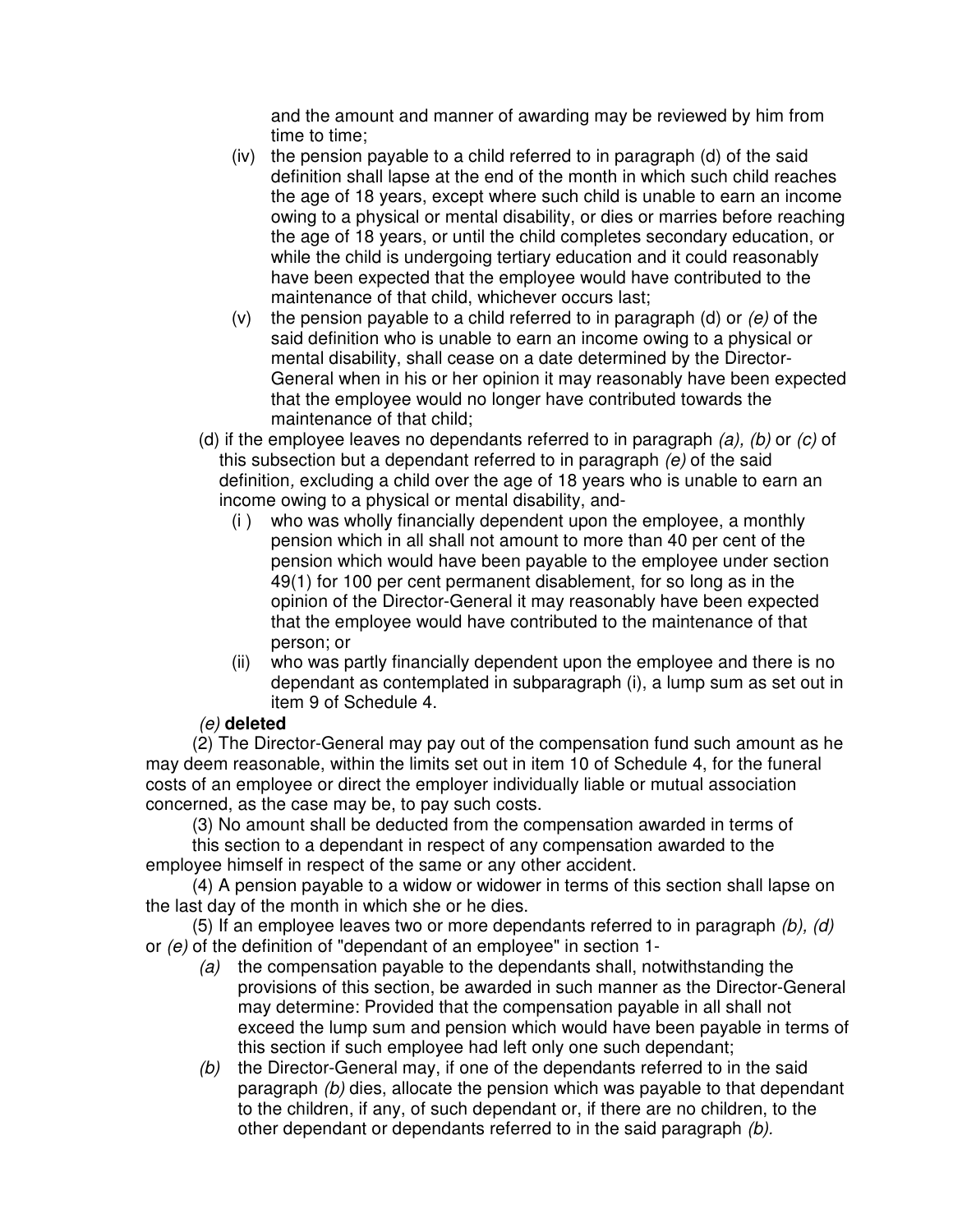and the amount and manner of awarding may be reviewed by him from time to time;

(iv) the pension payable to a child referred to in paragraph (d) of the said definition shall lapse at the end of the month in which such child reaches the age of 18 years, except where such child is unable to earn an income owing to a physical or mental disability, or dies or marries before reaching the age of 18 years, or until the child completes secondary education, or while the child is undergoing tertiary education and it could reasonably have been expected that the employee would have contributed to the maintenance of that child, whichever occurs last;

(v) the pension payable to a child referred to in paragraph (d) or *(e)* of the said definition who is unable to earn an income owing to a physical or mental disability, shall cease on a date determined by the Director-General when in his or her opinion it may reasonably have been expected that the employee would no longer have contributed towards the maintenance of that child;

(d) if the employee leaves no dependants referred to in paragraph *(a), (b)* or *(c)* of this subsection but a dependant referred to in paragraph *(e)* of the said definition*,* excluding a child over the age of 18 years who is unable to earn an income owing to a physical or mental disability, and-

(i ) who was wholly financially dependent upon the employee, a monthly pension which in all shall not amount to more than 40 per cent of the pension which would have been payable to the employee under section 49(1) for 100 per cent permanent disablement, for so long as in the opinion of the Director-General it may reasonably have been expected that the employee would have contributed to the maintenance of that person; or

(ii) who was partly financially dependent upon the employee and there is no dependant as contemplated in subparagraph (i), a lump sum as set out in item 9 of Schedule 4.

*(e)* **deleted**

(2) The Director-General may pay out of the compensation fund such amount as he may deem reasonable, within the limits set out in item 10 of Schedule 4, for the funeral costs of an employee or direct the employer individually liable or mutual association concerned, as the case may be, to pay such costs.

(3) No amount shall be deducted from the compensation awarded in terms of this section to a dependant in respect of any compensation awarded to the employee himself in respect of the same or any other accident.

(4) A pension payable to a widow or widower in terms of this section shall lapse on the last day of the month in which she or he dies.

(5) If an employee leaves two or more dependants referred to in paragraph *(b), (d)* or *(e)* of the definition of "dependant of an employee" in section 1-

*(a)* the compensation payable to the dependants shall, notwithstanding the provisions of this section, be awarded in such manner as the Director-General may determine: Provided that the compensation payable in all shall not exceed the lump sum and pension which would have been payable in terms of this section if such employee had left only one such dependant;

*(b)* the Director-General may, if one of the dependants referred to in the said paragraph *(b)* dies, allocate the pension which was payable to that dependant to the children, if any, of such dependant or, if there are no children, to the other dependant or dependants referred to in the said paragraph *(b).*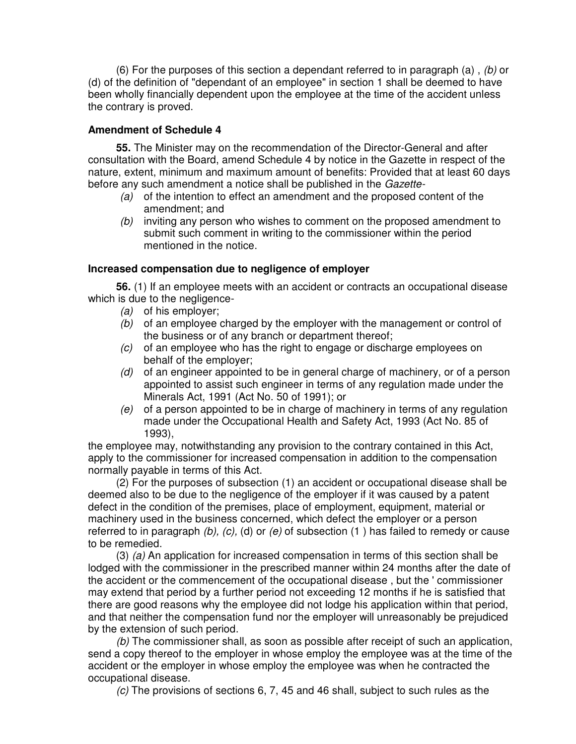(6) For the purposes of this section a dependant referred to in paragraph (a) , *(b)* or (d) of the definition of "dependant of an employee" in section 1 shall be deemed to have been wholly financially dependent upon the employee at the time of the accident unless the contrary is proved.

**Amendment of Schedule 4**

**55.** The Minister may on the recommendation of the Director-General and after consultation with the Board, amend Schedule 4 by notice in the Gazette in respect of the nature, extent, minimum and maximum amount of benefits: Provided that at least 60 days before any such amendment a notice shall be published in the *Gazette*-

*(a)* of the intention to effect an amendment and the proposed content of the amendment; and

*(b)* inviting any person who wishes to comment on the proposed amendment to submit such comment in writing to the commissioner within the period mentioned in the notice.

**Increased compensation due to negligence of employer**

**56.** (1) If an employee meets with an accident or contracts an occupational disease which is due to the negligence-

*(a)* of his employer;

*(b)* of an employee charged by the employer with the management or control of the business or of any branch or department thereof;

*(c)* of an employee who has the right to engage or discharge employees on behalf of the employer;

*(d)* of an engineer appointed to be in general charge of machinery, or of a person appointed to assist such engineer in terms of any regulation made under the Minerals Act, 1991 (Act No. 50 of 1991); or

*(e)* of a person appointed to be in charge of machinery in terms of any regulation made under the Occupational Health and Safety Act, 1993 (Act No. 85 of 1993),

the employee may, notwithstanding any provision to the contrary contained in this Act, apply to the commissioner for increased compensation in addition to the compensation normally payable in terms of this Act.

(2) For the purposes of subsection (1) an accident or occupational disease shall be deemed also to be due to the negligence of the employer if it was caused by a patent defect in the condition of the premises, place of employment, equipment, material or machinery used in the business concerned, which defect the employer or a person referred to in paragraph *(b), (c),* (d) or *(e)* of subsection (1 ) has failed to remedy or cause to be remedied.

(3) *(a)* An application for increased compensation in terms of this section shall be lodged with the commissioner in the prescribed manner within 24 months after the date of the accident or the commencement of the occupational disease , but the ' commissioner may extend that period by a further period not exceeding 12 months if he is satisfied that there are good reasons why the employee did not lodge his application within that period, and that neither the compensation fund nor the employer will unreasonably be prejudiced by the extension of such period.

*(b)* The commissioner shall, as soon as possible after receipt of such an application, send a copy thereof to the employer in whose employ the employee was at the time of the accident or the employer in whose employ the employee was when he contracted the occupational disease.

*(c)* The provisions of sections 6, 7, 45 and 46 shall, subject to such rules as the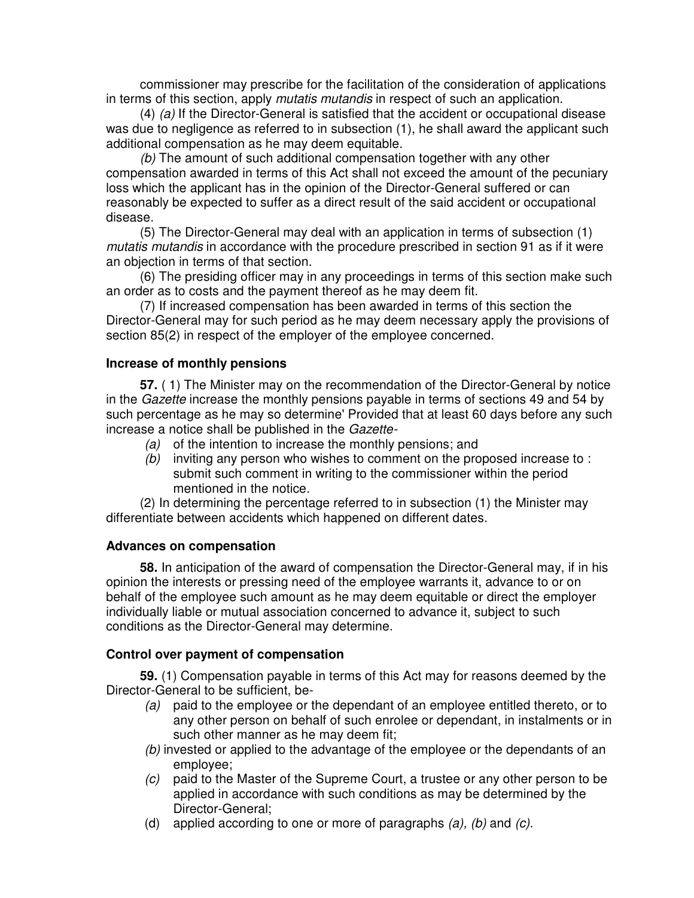commissioner may prescribe for the facilitation of the consideration of applications in terms of this section, apply *mutatis mutandis* in respect of such an application.

(4) *(a)* If the Director-General is satisfied that the accident or occupational disease was due to negligence as referred to in subsection (1), he shall award the applicant such additional compensation as he may deem equitable.

*(b)* The amount of such additional compensation together with any other compensation awarded in terms of this Act shall not exceed the amount of the pecuniary loss which the applicant has in the opinion of the Director-General suffered or can reasonably be expected to suffer as a direct result of the said accident or occupational disease.

(5) The Director-General may deal with an application in terms of subsection (1) *mutatis mutandis* in accordance with the procedure prescribed in section 91 as if it were an objection in terms of that section.

(6) The presiding officer may in any proceedings in terms of this section make such an order as to costs and the payment thereof as he may deem fit.

(7) If increased compensation has been awarded in terms of this section the Director-General may for such period as he may deem necessary apply the provisions of section 85(2) in respect of the employer of the employee concerned.

**Increase of monthly pensions**

**57.** ( 1) The Minister may on the recommendation of the Director-General by notice in the *Gazette* increase the monthly pensions payable in terms of sections 49 and 54 by such percentage as he may so determine' Provided that at least 60 days before any such increase a notice shall be published in the *Gazette*-

*(a)* of the intention to increase the monthly pensions; and

*(b)* inviting any person who wishes to comment on the proposed increase to : submit such comment in writing to the commissioner within the period mentioned in the notice.

(2) In determining the percentage referred to in subsection (1) the Minister may differentiate between accidents which happened on different dates.

**Advances on compensation**

**58.** In anticipation of the award of compensation the Director-General may, if in his opinion the interests or pressing need of the employee warrants it, advance to or on behalf of the employee such amount as he may deem equitable or direct the employer individually liable or mutual association concerned to advance it, subject to such conditions as the Director-General may determine.

**Control over payment of compensation**

**59.** (1) Compensation payable in terms of this Act may for reasons deemed by the Director-General to be sufficient, be-

*(a)* paid to the employee or the dependant of an employee entitled thereto, or to any other person on behalf of such enrolee or dependant, in instalments or in such other manner as he may deem fit;

*(b)* invested or applied to the advantage of the employee or the dependants of an employee;

*(c)* paid to the Master of the Supreme Court, a trustee or any other person to be applied in accordance with such conditions as may be determined by the Director-General;

(d) applied according to one or more of paragraphs *(a), (b)* and *(c).*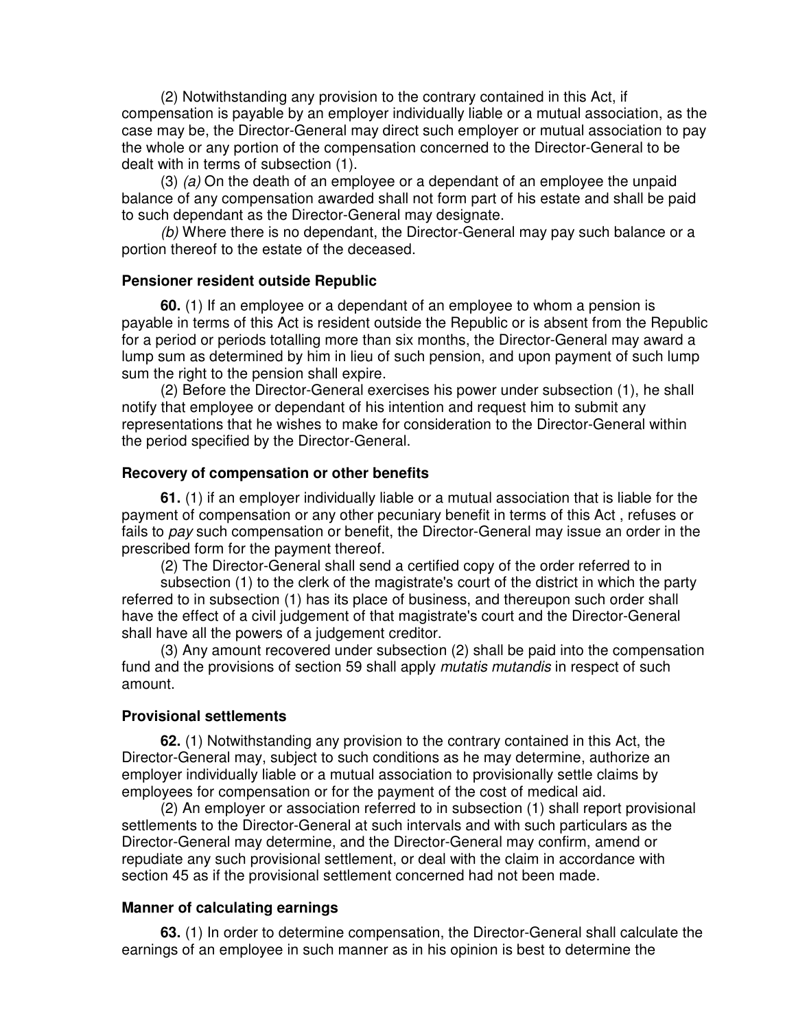(2) Notwithstanding any provision to the contrary contained in this Act, if compensation is payable by an employer individually liable or a mutual association, as the case may be, the Director-General may direct such employer or mutual association to pay the whole or any portion of the compensation concerned to the Director-General to be dealt with in terms of subsection (1).

(3) *(a)* On the death of an employee or a dependant of an employee the unpaid balance of any compensation awarded shall not form part of his estate and shall be paid to such dependant as the Director-General may designate.

*(b)* Where there is no dependant, the Director-General may pay such balance or a portion thereof to the estate of the deceased.

**Pensioner resident outside Republic**

**60.** (1) If an employee or a dependant of an employee to whom a pension is payable in terms of this Act is resident outside the Republic or is absent from the Republic for a period or periods totalling more than six months, the Director-General may award a lump sum as determined by him in lieu of such pension, and upon payment of such lump sum the right to the pension shall expire.

(2) Before the Director-General exercises his power under subsection (1), he shall notify that employee or dependant of his intention and request him to submit any representations that he wishes to make for consideration to the Director-General within the period specified by the Director-General.

**Recovery of compensation or other benefits**

**61.** (1) if an employer individually liable or a mutual association that is liable for the payment of compensation or any other pecuniary benefit in terms of this Act , refuses or fails to *pay* such compensation or benefit, the Director-General may issue an order in the prescribed form for the payment thereof.

(2) The Director-General shall send a certified copy of the order referred to in subsection (1) to the clerk of the magistrate's court of the district in which the party referred to in subsection (1) has its place of business, and thereupon such order shall have the effect of a civil judgement of that magistrate's court and the Director-General shall have all the powers of a judgement creditor.

(3) Any amount recovered under subsection (2) shall be paid into the compensation fund and the provisions of section 59 shall apply *mutatis mutandis* in respect of such amount.

**Provisional settlements**

**62.** (1) Notwithstanding any provision to the contrary contained in this Act, the Director-General may, subject to such conditions as he may determine, authorize an employer individually liable or a mutual association to provisionally settle claims by employees for compensation or for the payment of the cost of medical aid.

(2) An employer or association referred to in subsection (1) shall report provisional settlements to the Director-General at such intervals and with such particulars as the Director-General may determine, and the Director-General may confirm, amend or repudiate any such provisional settlement, or deal with the claim in accordance with section 45 as if the provisional settlement concerned had not been made.

**Manner of calculating earnings**

**63.** (1) In order to determine compensation, the Director-General shall calculate the earnings of an employee in such manner as in his opinion is best to determine the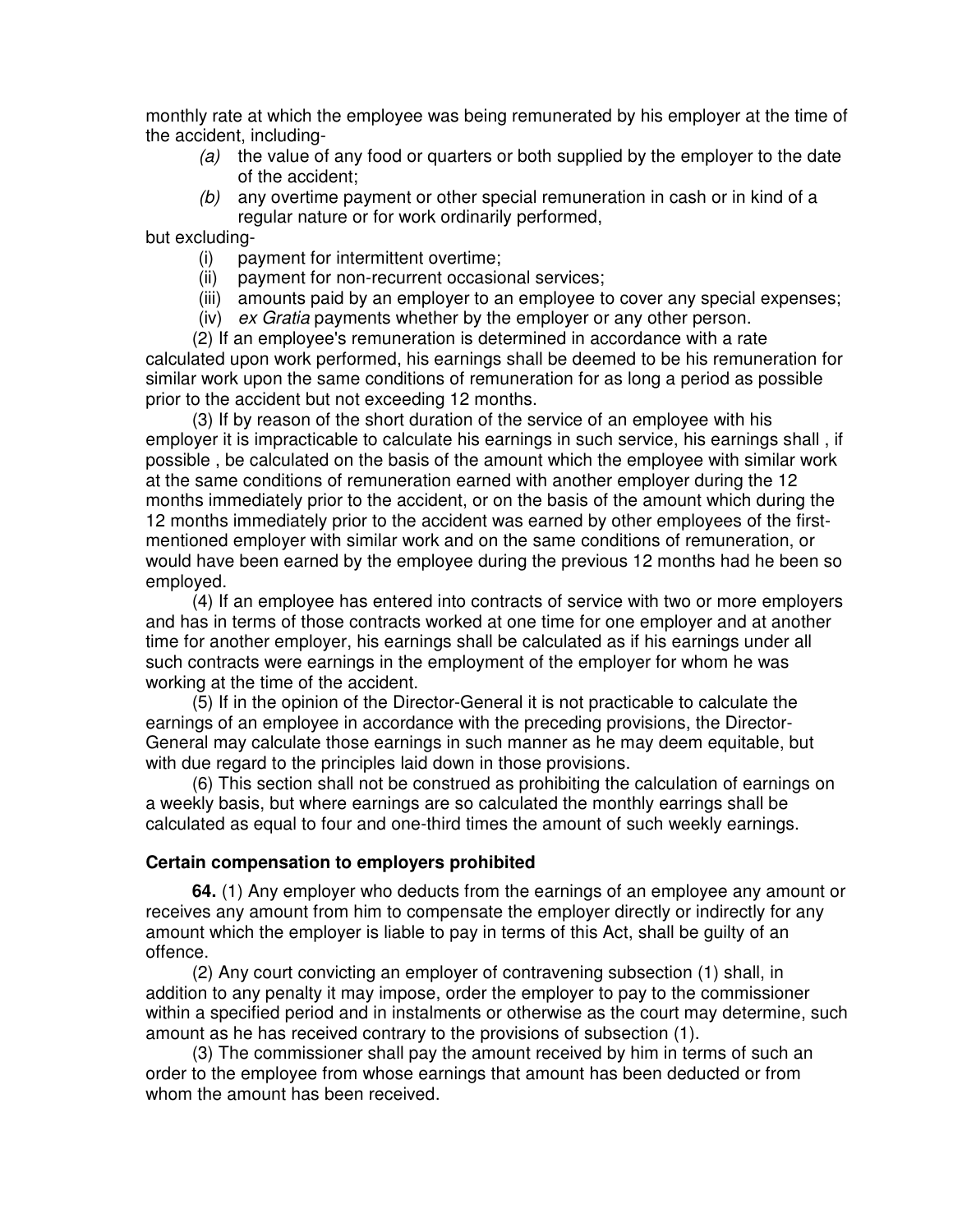monthly rate at which the employee was being remunerated by his employer at the time of the accident, including-

*(a)* the value of any food or quarters or both supplied by the employer to the date of the accident;

*(b)* any overtime payment or other special remuneration in cash or in kind of a regular nature or for work ordinarily performed,

but excluding-

(i) payment for intermittent overtime;

(ii) payment for non-recurrent occasional services;

(iii) amounts paid by an employer to an employee to cover any special expenses;

(iv) *ex Gratia* payments whether by the employer or any other person.

(2) If an employee's remuneration is determined in accordance with a rate calculated upon work performed, his earnings shall be deemed to be his remuneration for similar work upon the same conditions of remuneration for as long a period as possible prior to the accident but not exceeding 12 months.

(3) If by reason of the short duration of the service of an employee with his employer it is impracticable to calculate his earnings in such service, his earnings shall , if possible , be calculated on the basis of the amount which the employee with similar work at the same conditions of remuneration earned with another employer during the 12 months immediately prior to the accident, or on the basis of the amount which during the 12 months immediately prior to the accident was earned by other employees of the first-mentioned employer with similar work and on the same conditions of remuneration, or would have been earned by the employee during the previous 12 months had he been so employed.

(4) If an employee has entered into contracts of service with two or more employers and has in terms of those contracts worked at one time for one employer and at another time for another employer, his earnings shall be calculated as if his earnings under all such contracts were earnings in the employment of the employer for whom he was working at the time of the accident.

(5) If in the opinion of the Director-General it is not practicable to calculate the earnings of an employee in accordance with the preceding provisions, the Director-General may calculate those earnings in such manner as he may deem equitable, but with due regard to the principles laid down in those provisions.

(6) This section shall not be construed as prohibiting the calculation of earnings on a weekly basis, but where earnings are so calculated the monthly earrings shall be calculated as equal to four and one-third times the amount of such weekly earnings.

### Certain compensation to employers prohibited

**64.** (1) Any employer who deducts from the earnings of an employee any amount or receives any amount from him to compensate the employer directly or indirectly for any amount which the employer is liable to pay in terms of this Act, shall be guilty of an offence.

(2) Any court convicting an employer of contravening subsection (1) shall, in addition to any penalty it may impose, order the employer to pay to the commissioner within a specified period and in instalments or otherwise as the court may determine, such amount as he has received contrary to the provisions of subsection (1).

(3) The commissioner shall pay the amount received by him in terms of such an order to the employee from whose earnings that amount has been deducted or from whom the amount has been received.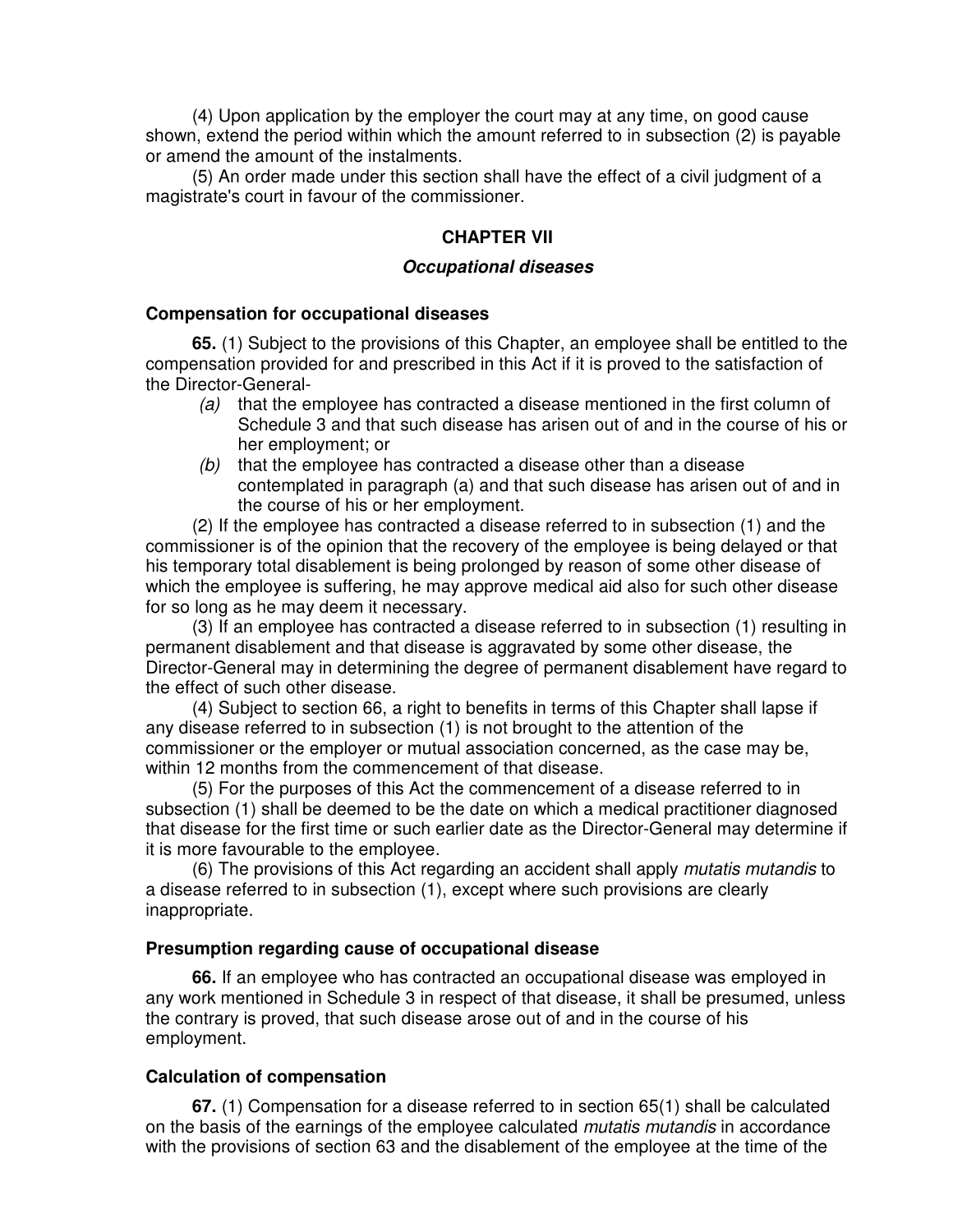(4) Upon application by the employer the court may at any time, on good cause shown, extend the period within which the amount referred to in subsection (2) is payable or amend the amount of the instalments.

(5) An order made under this section shall have the effect of a civil judgment of a magistrate's court in favour of the commissioner.

## CHAPTER VII

### *Occupational diseases*

#### Compensation for occupational diseases

**65.** (1) Subject to the provisions of this Chapter, an employee shall be entitled to the compensation provided for and prescribed in this Act if it is proved to the satisfaction of the Director-General-

*(a)* that the employee has contracted a disease mentioned in the first column of Schedule 3 and that such disease has arisen out of and in the course of his or her employment; or

*(b)* that the employee has contracted a disease other than a disease contemplated in paragraph (a) and that such disease has arisen out of and in the course of his or her employment.

(2) If the employee has contracted a disease referred to in subsection (1) and the commissioner is of the opinion that the recovery of the employee is being delayed or that his temporary total disablement is being prolonged by reason of some other disease of which the employee is suffering, he may approve medical aid also for such other disease for so long as he may deem it necessary.

(3) If an employee has contracted a disease referred to in subsection (1) resulting in permanent disablement and that disease is aggravated by some other disease, the Director-General may in determining the degree of permanent disablement have regard to the effect of such other disease.

(4) Subject to section 66, a right to benefits in terms of this Chapter shall lapse if any disease referred to in subsection (1) is not brought to the attention of the commissioner or the employer or mutual association concerned, as the case may be, within 12 months from the commencement of that disease.

(5) For the purposes of this Act the commencement of a disease referred to in subsection (1) shall be deemed to be the date on which a medical practitioner diagnosed that disease for the first time or such earlier date as the Director-General may determine if it is more favourable to the employee.

(6) The provisions of this Act regarding an accident shall apply *mutatis mutandis* to a disease referred to in subsection (1), except where such provisions are clearly inappropriate.

#### Presumption regarding cause of occupational disease

**66.** If an employee who has contracted an occupational disease was employed in any work mentioned in Schedule 3 in respect of that disease, it shall be presumed, unless the contrary is proved, that such disease arose out of and in the course of his employment.

#### Calculation of compensation

**67.** (1) Compensation for a disease referred to in section 65(1) shall be calculated on the basis of the earnings of the employee calculated *mutatis mutandis* in accordance with the provisions of section 63 and the disablement of the employee at the time of the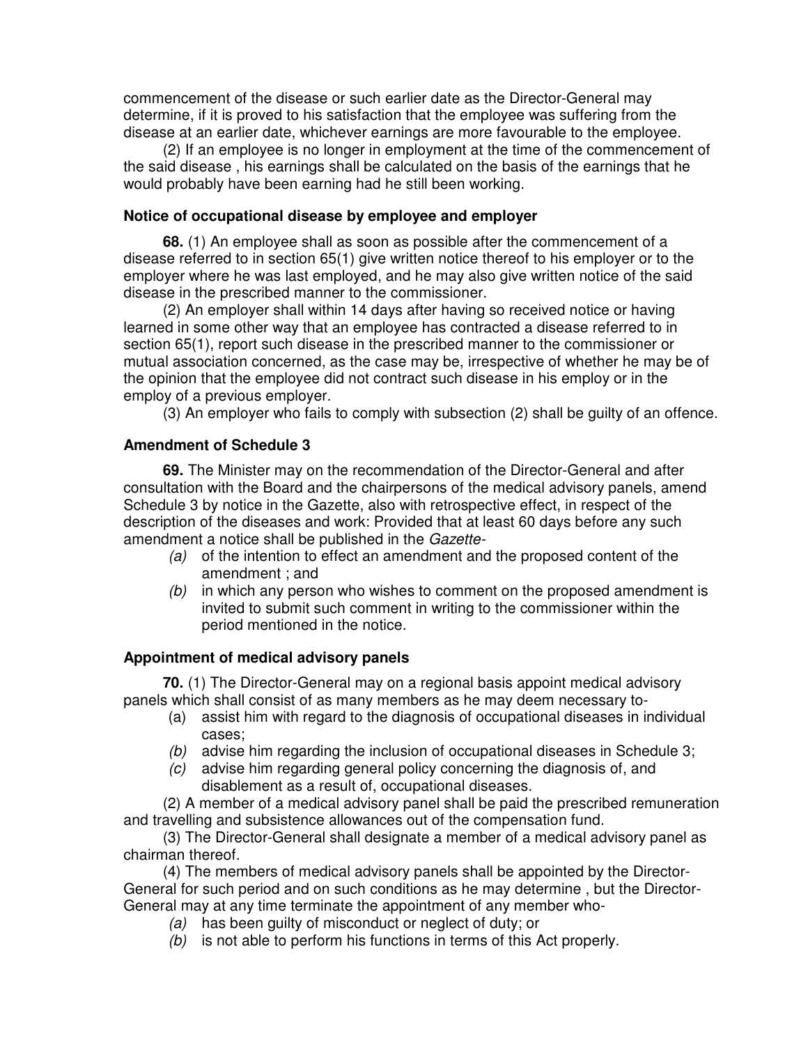commencement of the disease or such earlier date as the Director-General may determine, if it is proved to his satisfaction that the employee was suffering from the disease at an earlier date, whichever earnings are more favourable to the employee.

(2) If an employee is no longer in employment at the time of the commencement of the said disease , his earnings shall be calculated on the basis of the earnings that he would probably have been earning had he still been working.

### Notice of occupational disease by employee and employer

**68.** (1) An employee shall as soon as possible after the commencement of a disease referred to in section 65(1) give written notice thereof to his employer or to the employer where he was last employed, and he may also give written notice of the said disease in the prescribed manner to the commissioner.

(2) An employer shall within 14 days after having so received notice or having learned in some other way that an employee has contracted a disease referred to in section 65(1), report such disease in the prescribed manner to the commissioner or mutual association concerned, as the case may be, irrespective of whether he may be of the opinion that the employee did not contract such disease in his employ or in the employ of a previous employer.

(3) An employer who fails to comply with subsection (2) shall be guilty of an offence.

### Amendment of Schedule 3

**69.** The Minister may on the recommendation of the Director-General and after consultation with the Board and the chairpersons of the medical advisory panels, amend Schedule 3 by notice in the Gazette, also with retrospective effect, in respect of the description of the diseases and work: Provided that at least 60 days before any such amendment a notice shall be published in the *Gazette*-

*(a)* of the intention to effect an amendment and the proposed content of the amendment ; and

*(b)* in which any person who wishes to comment on the proposed amendment is invited to submit such comment in writing to the commissioner within the period mentioned in the notice.

### Appointment of medical advisory panels

**70.** (1) The Director-General may on a regional basis appoint medical advisory panels which shall consist of as many members as he may deem necessary to-

(a) assist him with regard to the diagnosis of occupational diseases in individual cases;

*(b)* advise him regarding the inclusion of occupational diseases in Schedule 3;

*(c)* advise him regarding general policy concerning the diagnosis of, and disablement as a result of, occupational diseases.

(2) A member of a medical advisory panel shall be paid the prescribed remuneration and travelling and subsistence allowances out of the compensation fund.

(3) The Director-General shall designate a member of a medical advisory panel as chairman thereof.

(4) The members of medical advisory panels shall be appointed by the Director-General for such period and on such conditions as he may determine , but the Director-General may at any time terminate the appointment of any member who-

*(a)* has been guilty of misconduct or neglect of duty; or

*(b)* is not able to perform his functions in terms of this Act properly.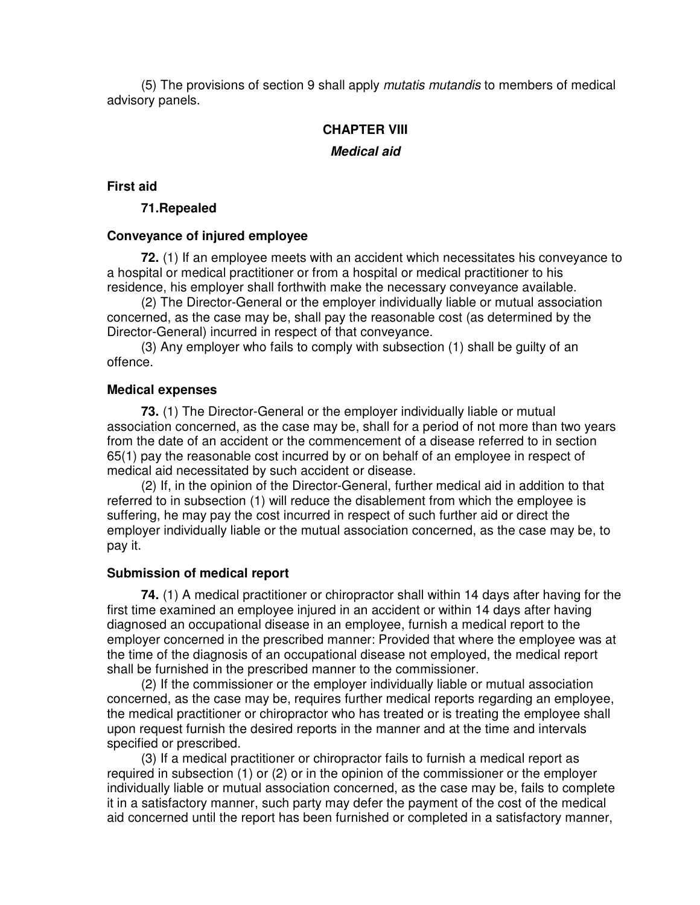(5) The provisions of section 9 shall apply *mutatis mutandis* to members of medical advisory panels.

## CHAPTER VIII

### *Medical aid*

**First aid**

**71. Repealed**

**Conveyance of injured employee**

**72.** (1) If an employee meets with an accident which necessitates his conveyance to a hospital or medical practitioner or from a hospital or medical practitioner to his residence, his employer shall forthwith make the necessary conveyance available.

(2) The Director-General or the employer individually liable or mutual association concerned, as the case may be, shall pay the reasonable cost (as determined by the Director-General) incurred in respect of that conveyance.

(3) Any employer who fails to comply with subsection (1) shall be guilty of an offence.

**Medical expenses**

**73.** (1) The Director-General or the employer individually liable or mutual association concerned, as the case may be, shall for a period of not more than two years from the date of an accident or the commencement of a disease referred to in section 65(1) pay the reasonable cost incurred by or on behalf of an employee in respect of medical aid necessitated by such accident or disease.

(2) If, in the opinion of the Director-General, further medical aid in addition to that referred to in subsection (1) will reduce the disablement from which the employee is suffering, he may pay the cost incurred in respect of such further aid or direct the employer individually liable or the mutual association concerned, as the case may be, to pay it.

**Submission of medical report**

**74.** (1) A medical practitioner or chiropractor shall within 14 days after having for the first time examined an employee injured in an accident or within 14 days after having diagnosed an occupational disease in an employee, furnish a medical report to the employer concerned in the prescribed manner: Provided that where the employee was at the time of the diagnosis of an occupational disease not employed, the medical report shall be furnished in the prescribed manner to the commissioner.

(2) If the commissioner or the employer individually liable or mutual association concerned, as the case may be, requires further medical reports regarding an employee, the medical practitioner or chiropractor who has treated or is treating the employee shall upon request furnish the desired reports in the manner and at the time and intervals specified or prescribed.

(3) If a medical practitioner or chiropractor fails to furnish a medical report as required in subsection (1) or (2) or in the opinion of the commissioner or the employer individually liable or mutual association concerned, as the case may be, fails to complete it in a satisfactory manner, such party may defer the payment of the cost of the medical aid concerned until the report has been furnished or completed in a satisfactory manner,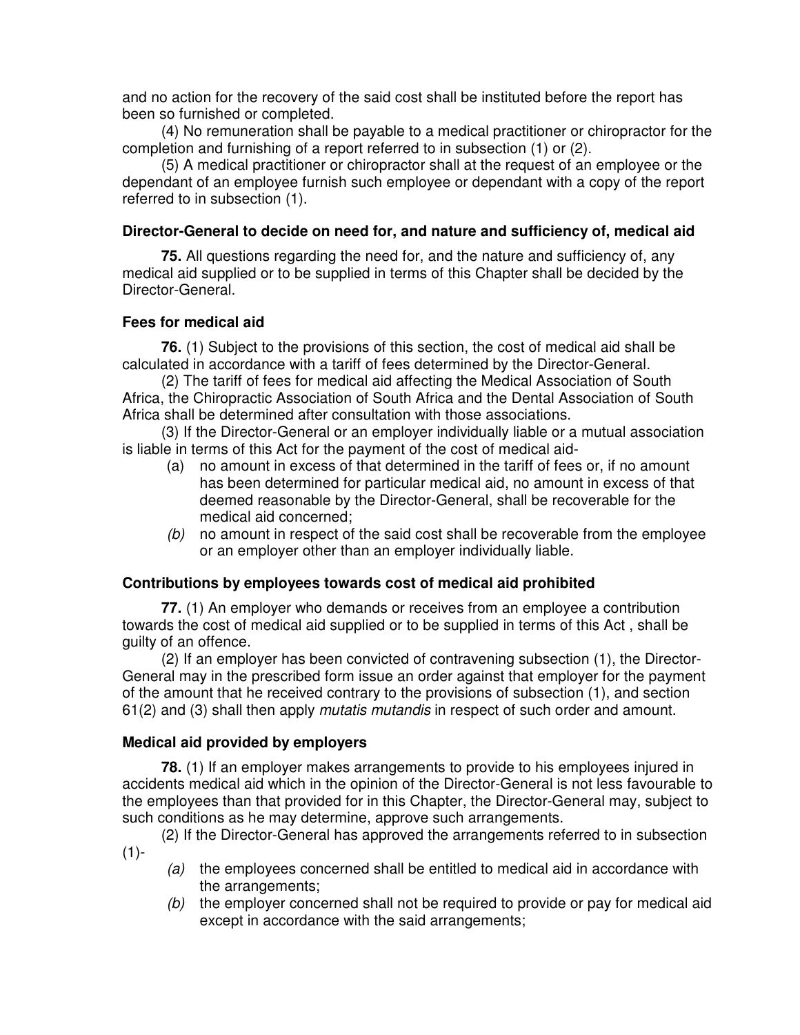and no action for the recovery of the said cost shall be instituted before the report has been so furnished or completed.

(4) No remuneration shall be payable to a medical practitioner or chiropractor for the completion and furnishing of a report referred to in subsection (1) or (2).

(5) A medical practitioner or chiropractor shall at the request of an employee or the dependant of an employee furnish such employee or dependant with a copy of the report referred to in subsection (1).

### Director-General to decide on need for, and nature and sufficiency of, medical aid

**75.** All questions regarding the need for, and the nature and sufficiency of, any medical aid supplied or to be supplied in terms of this Chapter shall be decided by the Director-General.

### Fees for medical aid

**76.** (1) Subject to the provisions of this section, the cost of medical aid shall be calculated in accordance with a tariff of fees determined by the Director-General.

(2) The tariff of fees for medical aid affecting the Medical Association of South Africa, the Chiropractic Association of South Africa and the Dental Association of South Africa shall be determined after consultation with those associations.

(3) If the Director-General or an employer individually liable or a mutual association is liable in terms of this Act for the payment of the cost of medical aid-

- (a) no amount in excess of that determined in the tariff of fees or, if no amount has been determined for particular medical aid, no amount in excess of that deemed reasonable by the Director-General, shall be recoverable for the medical aid concerned;
- *(b)* no amount in respect of the said cost shall be recoverable from the employee or an employer other than an employer individually liable.

### Contributions by employees towards cost of medical aid prohibited

**77.** (1) An employer who demands or receives from an employee a contribution towards the cost of medical aid supplied or to be supplied in terms of this Act , shall be guilty of an offence.

(2) If an employer has been convicted of contravening subsection (1), the Director-General may in the prescribed form issue an order against that employer for the payment of the amount that he received contrary to the provisions of subsection (1), and section 61(2) and (3) shall then apply *mutatis mutandis* in respect of such order and amount.

### Medical aid provided by employers

**78.** (1) If an employer makes arrangements to provide to his employees injured in accidents medical aid which in the opinion of the Director-General is not less favourable to the employees than that provided for in this Chapter, the Director-General may, subject to such conditions as he may determine, approve such arrangements.

(2) If the Director-General has approved the arrangements referred to in subsection (1)-

- *(a)* the employees concerned shall be entitled to medical aid in accordance with the arrangements;
- *(b)* the employer concerned shall not be required to provide or pay for medical aid except in accordance with the said arrangements;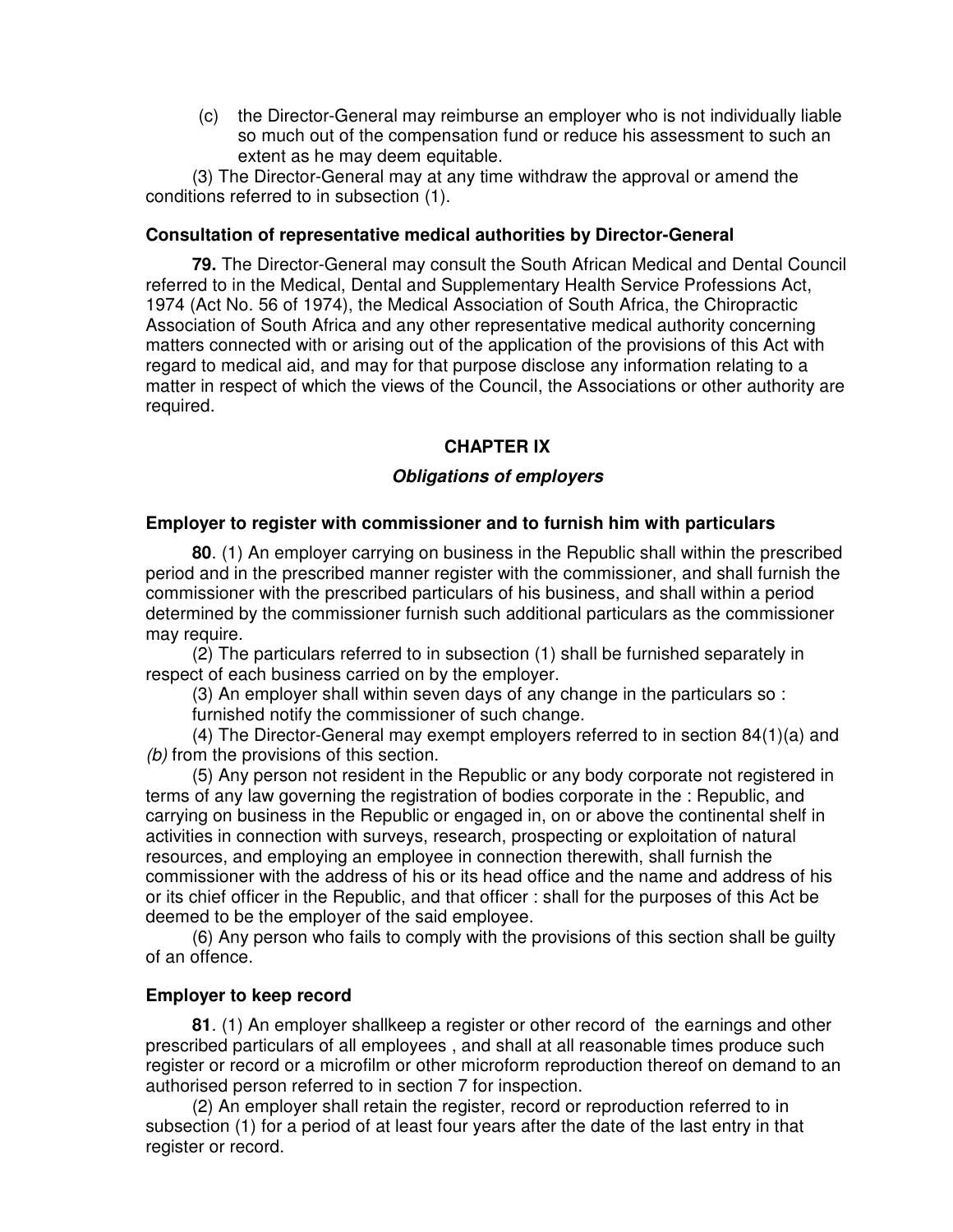(c) the Director-General may reimburse an employer who is not individually liable so much out of the compensation fund or reduce his assessment to such an extent as he may deem equitable.

(3) The Director-General may at any time withdraw the approval or amend the conditions referred to in subsection (1).

**Consultation of representative medical authorities by Director-General**

**79.** The Director-General may consult the South African Medical and Dental Council referred to in the Medical, Dental and Supplementary Health Service Professions Act, 1974 (Act No. 56 of 1974), the Medical Association of South Africa, the Chiropractic Association of South Africa and any other representative medical authority concerning matters connected with or arising out of the application of the provisions of this Act with regard to medical aid, and may for that purpose disclose any information relating to a matter in respect of which the views of the Council, the Associations or other authority are required.

## CHAPTER IX

### *Obligations of employers*

**Employer to register with commissioner and to furnish him with particulars**

**80**. (1) An employer carrying on business in the Republic shall within the prescribed period and in the prescribed manner register with the commissioner, and shall furnish the commissioner with the prescribed particulars of his business, and shall within a period determined by the commissioner furnish such additional particulars as the commissioner may require.

(2) The particulars referred to in subsection (1) shall be furnished separately in respect of each business carried on by the employer.

(3) An employer shall within seven days of any change in the particulars so : furnished notify the commissioner of such change.

(4) The Director-General may exempt employers referred to in section 84(1)(a) and *(b)* from the provisions of this section.

(5) Any person not resident in the Republic or any body corporate not registered in terms of any law governing the registration of bodies corporate in the : Republic, and carrying on business in the Republic or engaged in, on or above the continental shelf in activities in connection with surveys, research, prospecting or exploitation of natural resources, and employing an employee in connection therewith, shall furnish the commissioner with the address of his or its head office and the name and address of his or its chief officer in the Republic, and that officer : shall for the purposes of this Act be deemed to be the employer of the said employee.

(6) Any person who fails to comply with the provisions of this section shall be guilty of an offence.

**Employer to keep record**

**81**. (1) An employer shallkeep a register or other record of the earnings and other prescribed particulars of all employees , and shall at all reasonable times produce such register or record or a microfilm or other microform reproduction thereof on demand to an authorised person referred to in section 7 for inspection.

(2) An employer shall retain the register, record or reproduction referred to in subsection (1) for a period of at least four years after the date of the last entry in that register or record.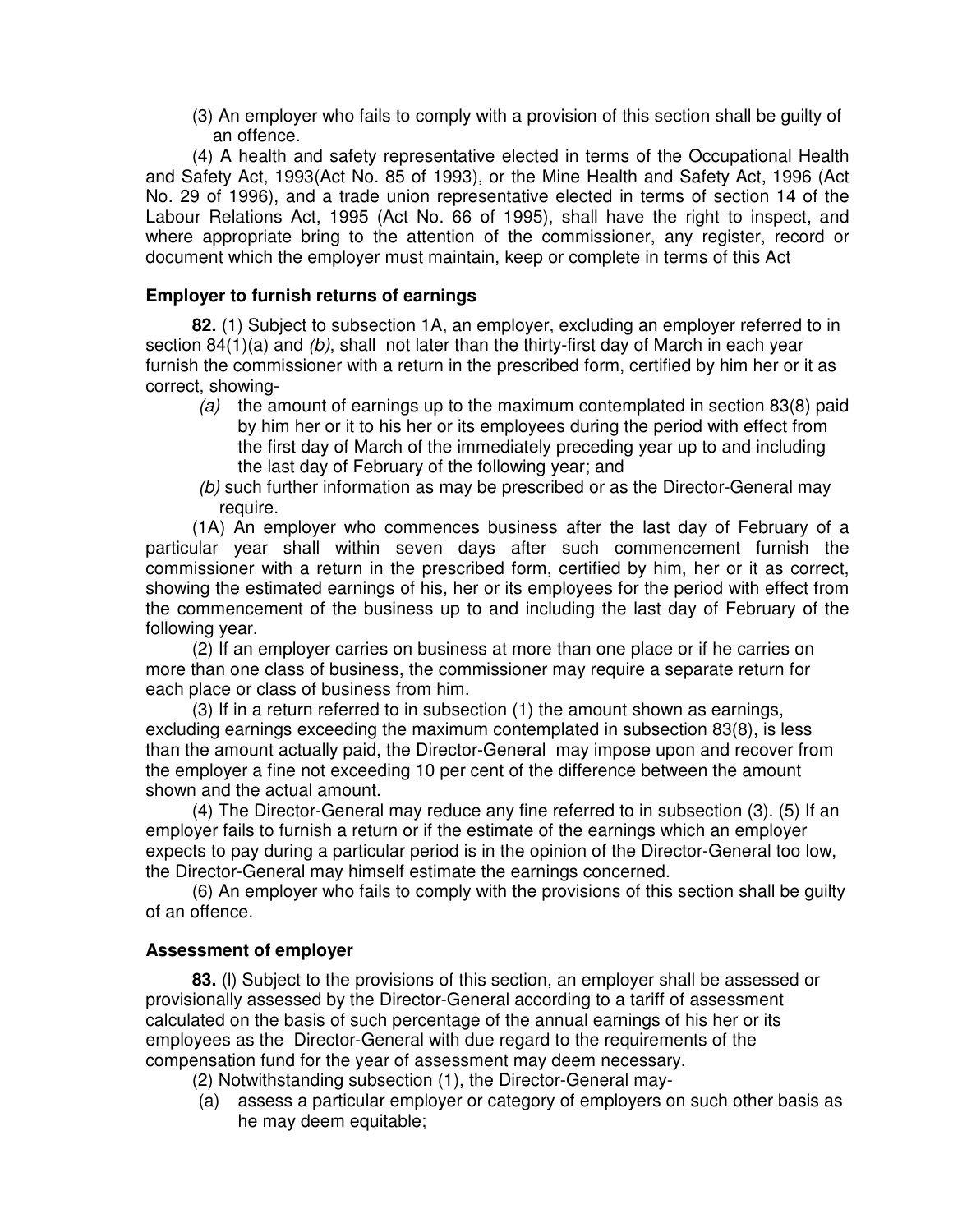(3) An employer who fails to comply with a provision of this section shall be guilty of an offence.

(4) A health and safety representative elected in terms of the Occupational Health and Safety Act, 1993(Act No. 85 of 1993), or the Mine Health and Safety Act, 1996 (Act No. 29 of 1996), and a trade union representative elected in terms of section 14 of the Labour Relations Act, 1995 (Act No. 66 of 1995), shall have the right to inspect, and where appropriate bring to the attention of the commissioner, any register, record or document which the employer must maintain, keep or complete in terms of this Act

**Employer to furnish returns of earnings**

**82.** (1) Subject to subsection 1A, an employer, excluding an employer referred to in section 84(1)(a) and *(b)*, shall not later than the thirty-first day of March in each year furnish the commissioner with a return in the prescribed form, certified by him her or it as correct, showing-

*(a)* the amount of earnings up to the maximum contemplated in section 83(8) paid by him her or it to his her or its employees during the period with effect from the first day of March of the immediately preceding year up to and including the last day of February of the following year; and

*(b)* such further information as may be prescribed or as the Director-General may require.

(1A) An employer who commences business after the last day of February of a particular year shall within seven days after such commencement furnish the commissioner with a return in the prescribed form, certified by him, her or it as correct, showing the estimated earnings of his, her or its employees for the period with effect from the commencement of the business up to and including the last day of February of the following year.

(2) If an employer carries on business at more than one place or if he carries on more than one class of business, the commissioner may require a separate return for each place or class of business from him.

(3) If in a return referred to in subsection (1) the amount shown as earnings, excluding earnings exceeding the maximum contemplated in subsection 83(8), is less than the amount actually paid, the Director-General may impose upon and recover from the employer a fine not exceeding 10 per cent of the difference between the amount shown and the actual amount.

(4) The Director-General may reduce any fine referred to in subsection (3). (5) If an employer fails to furnish a return or if the estimate of the earnings which an employer expects to pay during a particular period is in the opinion of the Director-General too low, the Director-General may himself estimate the earnings concerned.

(6) An employer who fails to comply with the provisions of this section shall be guilty of an offence.

**Assessment of employer**

**83.** (l) Subject to the provisions of this section, an employer shall be assessed or provisionally assessed by the Director-General according to a tariff of assessment calculated on the basis of such percentage of the annual earnings of his her or its employees as the Director-General with due regard to the requirements of the compensation fund for the year of assessment may deem necessary.

(2) Notwithstanding subsection (1), the Director-General may-

(a) assess a particular employer or category of employers on such other basis as he may deem equitable;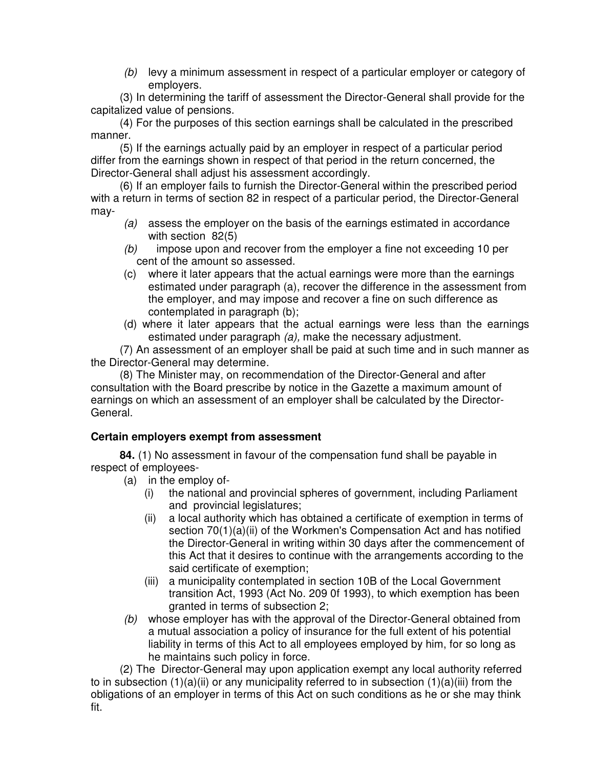*(b)* levy a minimum assessment in respect of a particular employer or category of employers.

(3) In determining the tariff of assessment the Director-General shall provide for the capitalized value of pensions.

(4) For the purposes of this section earnings shall be calculated in the prescribed manner.

(5) If the earnings actually paid by an employer in respect of a particular period differ from the earnings shown in respect of that period in the return concerned, the Director-General shall adjust his assessment accordingly.

(6) If an employer fails to furnish the Director-General within the prescribed period with a return in terms of section 82 in respect of a particular period, the Director-General may-

*(a)* assess the employer on the basis of the earnings estimated in accordance with section 82(5)

*(b)* impose upon and recover from the employer a fine not exceeding 10 per cent of the amount so assessed.

(c) where it later appears that the actual earnings were more than the earnings estimated under paragraph (a), recover the difference in the assessment from the employer, and may impose and recover a fine on such difference as contemplated in paragraph (b);

(d) where it later appears that the actual earnings were less than the earnings estimated under paragraph *(a),* make the necessary adjustment.

(7) An assessment of an employer shall be paid at such time and in such manner as the Director-General may determine.

(8) The Minister may, on recommendation of the Director-General and after consultation with the Board prescribe by notice in the Gazette a maximum amount of earnings on which an assessment of an employer shall be calculated by the Director-General.

**Certain employers exempt from assessment**

**84.** (1) No assessment in favour of the compensation fund shall be payable in respect of employees-

(a) in the employ of-

(i) the national and provincial spheres of government, including Parliament and provincial legislatures;

(ii) a local authority which has obtained a certificate of exemption in terms of section 70(1)(a)(ii) of the Workmen's Compensation Act and has notified the Director-General in writing within 30 days after the commencement of this Act that it desires to continue with the arrangements according to the said certificate of exemption;

(iii) a municipality contemplated in section 10B of the Local Government transition Act, 1993 (Act No. 209 0f 1993), to which exemption has been granted in terms of subsection 2;

*(b)* whose employer has with the approval of the Director-General obtained from a mutual association a policy of insurance for the full extent of his potential liability in terms of this Act to all employees employed by him, for so long as he maintains such policy in force.

(2) The Director-General may upon application exempt any local authority referred to in subsection (1)(a)(ii) or any municipality referred to in subsection (1)(a)(iii) from the obligations of an employer in terms of this Act on such conditions as he or she may think fit.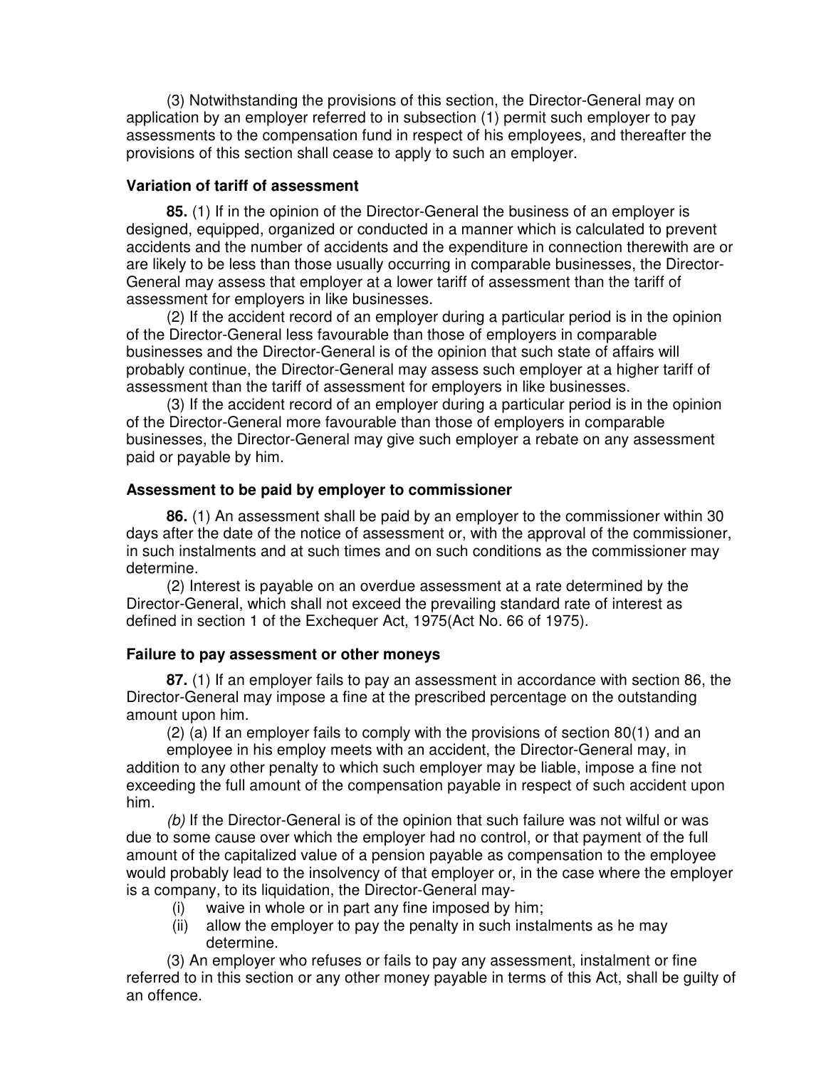(3) Notwithstanding the provisions of this section, the Director-General may on application by an employer referred to in subsection (1) permit such employer to pay assessments to the compensation fund in respect of his employees, and thereafter the provisions of this section shall cease to apply to such an employer.

**Variation of tariff of assessment**

**85.** (1) If in the opinion of the Director-General the business of an employer is designed, equipped, organized or conducted in a manner which is calculated to prevent accidents and the number of accidents and the expenditure in connection therewith are or are likely to be less than those usually occurring in comparable businesses, the Director-General may assess that employer at a lower tariff of assessment than the tariff of assessment for employers in like businesses.

(2) If the accident record of an employer during a particular period is in the opinion of the Director-General less favourable than those of employers in comparable businesses and the Director-General is of the opinion that such state of affairs will probably continue, the Director-General may assess such employer at a higher tariff of assessment than the tariff of assessment for employers in like businesses.

(3) If the accident record of an employer during a particular period is in the opinion of the Director-General more favourable than those of employers in comparable businesses, the Director-General may give such employer a rebate on any assessment paid or payable by him.

**Assessment to be paid by employer to commissioner**

**86.** (1) An assessment shall be paid by an employer to the commissioner within 30 days after the date of the notice of assessment or, with the approval of the commissioner, in such instalments and at such times and on such conditions as the commissioner may determine.

(2) Interest is payable on an overdue assessment at a rate determined by the Director-General, which shall not exceed the prevailing standard rate of interest as defined in section 1 of the Exchequer Act, 1975(Act No. 66 of 1975).

**Failure to pay assessment or other moneys**

**87.** (1) If an employer fails to pay an assessment in accordance with section 86, the Director-General may impose a fine at the prescribed percentage on the outstanding amount upon him.

(2) (a) If an employer fails to comply with the provisions of section 80(1) and an employee in his employ meets with an accident, the Director-General may, in addition to any other penalty to which such employer may be liable, impose a fine not exceeding the full amount of the compensation payable in respect of such accident upon him.

*(b)* If the Director-General is of the opinion that such failure was not wilful or was due to some cause over which the employer had no control, or that payment of the full amount of the capitalized value of a pension payable as compensation to the employee would probably lead to the insolvency of that employer or, in the case where the employer is a company, to its liquidation, the Director-General may-

(i) waive in whole or in part any fine imposed by him;
(ii) allow the employer to pay the penalty in such instalments as he may determine.

(3) An employer who refuses or fails to pay any assessment, instalment or fine referred to in this section or any other money payable in terms of this Act, shall be guilty of an offence.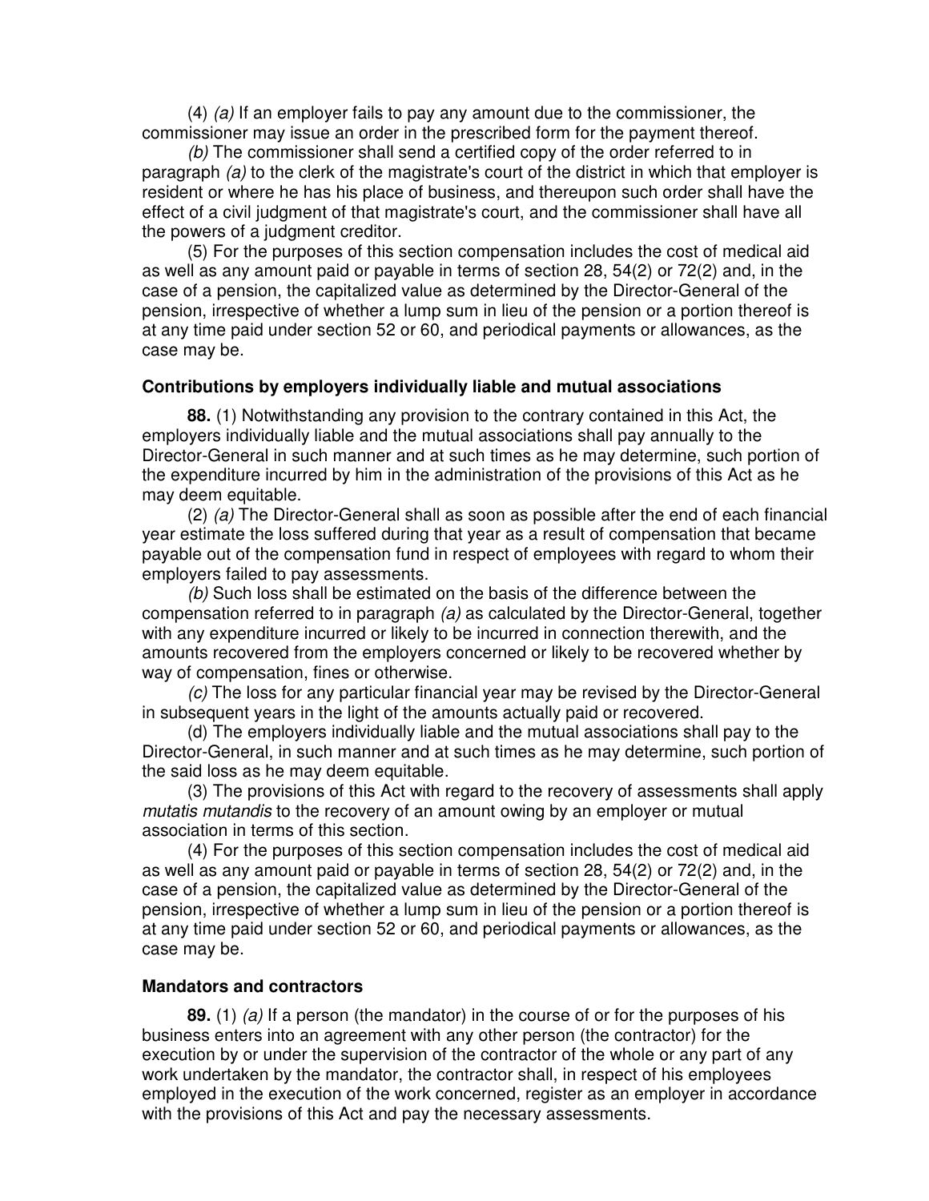(4) *(a)* If an employer fails to pay any amount due to the commissioner, the commissioner may issue an order in the prescribed form for the payment thereof.

*(b)* The commissioner shall send a certified copy of the order referred to in paragraph *(a)* to the clerk of the magistrate's court of the district in which that employer is resident or where he has his place of business, and thereupon such order shall have the effect of a civil judgment of that magistrate's court, and the commissioner shall have all the powers of a judgment creditor.

(5) For the purposes of this section compensation includes the cost of medical aid as well as any amount paid or payable in terms of section 28, 54(2) or 72(2) and, in the case of a pension, the capitalized value as determined by the Director-General of the pension, irrespective of whether a lump sum in lieu of the pension or a portion thereof is at any time paid under section 52 or 60, and periodical payments or allowances, as the case may be.

**Contributions by employers individually liable and mutual associations**

**88.** (1) Notwithstanding any provision to the contrary contained in this Act, the employers individually liable and the mutual associations shall pay annually to the Director-General in such manner and at such times as he may determine, such portion of the expenditure incurred by him in the administration of the provisions of this Act as he may deem equitable.

(2) *(a)* The Director-General shall as soon as possible after the end of each financial year estimate the loss suffered during that year as a result of compensation that became payable out of the compensation fund in respect of employees with regard to whom their employers failed to pay assessments.

*(b)* Such loss shall be estimated on the basis of the difference between the compensation referred to in paragraph *(a)* as calculated by the Director-General, together with any expenditure incurred or likely to be incurred in connection therewith, and the amounts recovered from the employers concerned or likely to be recovered whether by way of compensation, fines or otherwise.

*(c)* The loss for any particular financial year may be revised by the Director-General in subsequent years in the light of the amounts actually paid or recovered.

(d) The employers individually liable and the mutual associations shall pay to the Director-General, in such manner and at such times as he may determine, such portion of the said loss as he may deem equitable.

(3) The provisions of this Act with regard to the recovery of assessments shall apply *mutatis mutandis* to the recovery of an amount owing by an employer or mutual association in terms of this section.

(4) For the purposes of this section compensation includes the cost of medical aid as well as any amount paid or payable in terms of section 28, 54(2) or 72(2) and, in the case of a pension, the capitalized value as determined by the Director-General of the pension, irrespective of whether a lump sum in lieu of the pension or a portion thereof is at any time paid under section 52 or 60, and periodical payments or allowances, as the case may be.

**Mandators and contractors**

**89.** (1) *(a)* If a person (the mandator) in the course of or for the purposes of his business enters into an agreement with any other person (the contractor) for the execution by or under the supervision of the contractor of the whole or any part of any work undertaken by the mandator, the contractor shall, in respect of his employees employed in the execution of the work concerned, register as an employer in accordance with the provisions of this Act and pay the necessary assessments.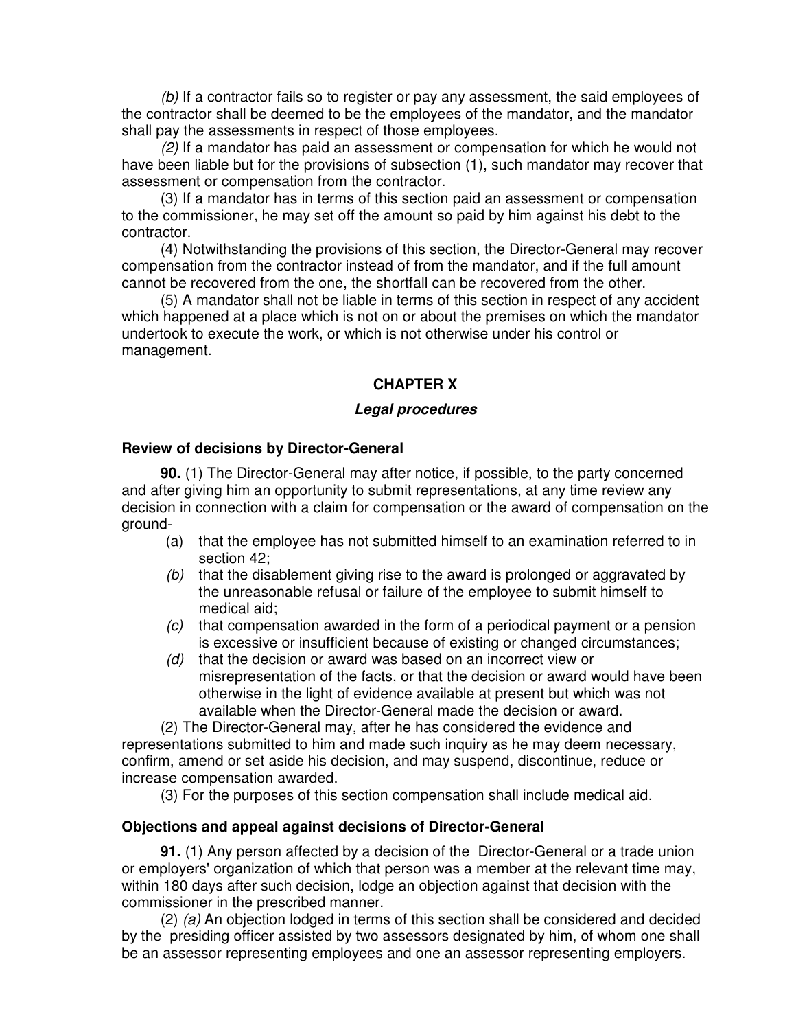*(b)* If a contractor fails so to register or pay any assessment, the said employees of the contractor shall be deemed to be the employees of the mandator, and the mandator shall pay the assessments in respect of those employees.

*(2)* If a mandator has paid an assessment or compensation for which he would not have been liable but for the provisions of subsection (1), such mandator may recover that assessment or compensation from the contractor.

(3) If a mandator has in terms of this section paid an assessment or compensation to the commissioner, he may set off the amount so paid by him against his debt to the contractor.

(4) Notwithstanding the provisions of this section, the Director-General may recover compensation from the contractor instead of from the mandator, and if the full amount cannot be recovered from the one, the shortfall can be recovered from the other.

(5) A mandator shall not be liable in terms of this section in respect of any accident which happened at a place which is not on or about the premises on which the mandator undertook to execute the work, or which is not otherwise under his control or management.

## CHAPTER X

### *Legal procedures*

#### Review of decisions by Director-General

**90.** (1) The Director-General may after notice, if possible, to the party concerned and after giving him an opportunity to submit representations, at any time review any decision in connection with a claim for compensation or the award of compensation on the ground-

(a) that the employee has not submitted himself to an examination referred to in section 42;

*(b)* that the disablement giving rise to the award is prolonged or aggravated by the unreasonable refusal or failure of the employee to submit himself to medical aid;

*(c)* that compensation awarded in the form of a periodical payment or a pension is excessive or insufficient because of existing or changed circumstances;

*(d)* that the decision or award was based on an incorrect view or misrepresentation of the facts, or that the decision or award would have been otherwise in the light of evidence available at present but which was not available when the Director-General made the decision or award.

(2) The Director-General may, after he has considered the evidence and representations submitted to him and made such inquiry as he may deem necessary, confirm, amend or set aside his decision, and may suspend, discontinue, reduce or increase compensation awarded.

(3) For the purposes of this section compensation shall include medical aid.

#### Objections and appeal against decisions of Director-General

**91.** (1) Any person affected by a decision of the Director-General or a trade union or employers' organization of which that person was a member at the relevant time may, within 180 days after such decision, lodge an objection against that decision with the commissioner in the prescribed manner.

(2) *(a)* An objection lodged in terms of this section shall be considered and decided by the presiding officer assisted by two assessors designated by him, of whom one shall be an assessor representing employees and one an assessor representing employers.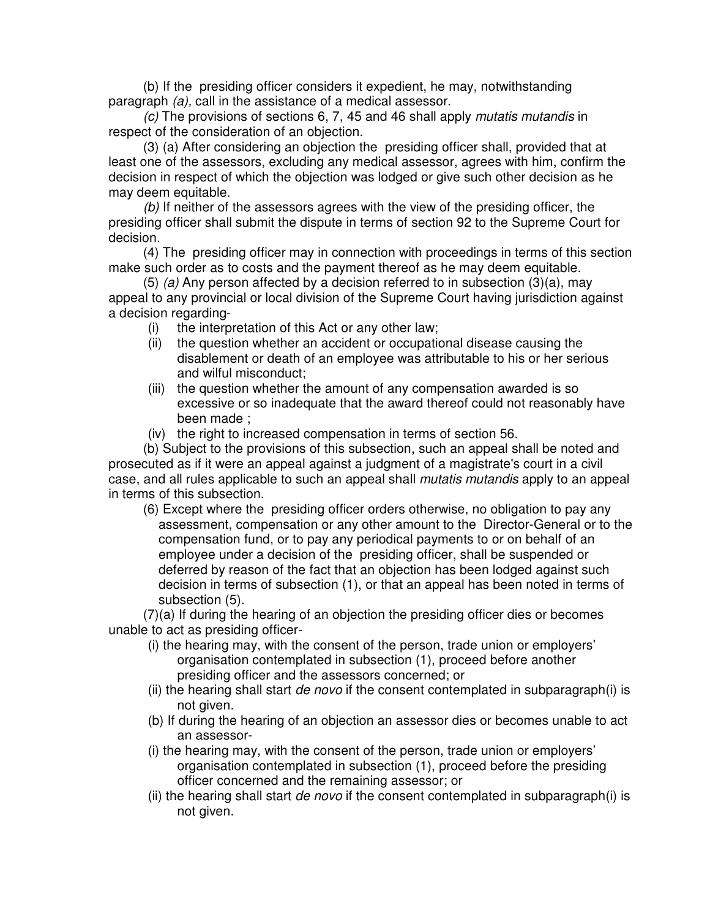(b) If the presiding officer considers it expedient, he may, notwithstanding paragraph *(a),* call in the assistance of a medical assessor.

*(c)* The provisions of sections 6, 7, 45 and 46 shall apply *mutatis mutandis* in respect of the consideration of an objection.

(3) (a) After considering an objection the presiding officer shall, provided that at least one of the assessors, excluding any medical assessor, agrees with him, confirm the decision in respect of which the objection was lodged or give such other decision as he may deem equitable.

*(b)* If neither of the assessors agrees with the view of the presiding officer, the presiding officer shall submit the dispute in terms of section 92 to the Supreme Court for decision.

(4) The presiding officer may in connection with proceedings in terms of this section make such order as to costs and the payment thereof as he may deem equitable.

(5) *(a)* Any person affected by a decision referred to in subsection (3)(a), may appeal to any provincial or local division of the Supreme Court having jurisdiction against a decision regarding-

- (i) the interpretation of this Act or any other law;
- (ii) the question whether an accident or occupational disease causing the disablement or death of an employee was attributable to his or her serious and wilful misconduct;
- (iii) the question whether the amount of any compensation awarded is so excessive or so inadequate that the award thereof could not reasonably have been made ;
- (iv) the right to increased compensation in terms of section 56.

(b) Subject to the provisions of this subsection, such an appeal shall be noted and prosecuted as if it were an appeal against a judgment of a magistrate's court in a civil case, and all rules applicable to such an appeal shall *mutatis mutandis* apply to an appeal in terms of this subsection.

(6) Except where the presiding officer orders otherwise, no obligation to pay any assessment, compensation or any other amount to the Director-General or to the compensation fund, or to pay any periodical payments to or on behalf of an employee under a decision of the presiding officer, shall be suspended or deferred by reason of the fact that an objection has been lodged against such decision in terms of subsection (1), or that an appeal has been noted in terms of subsection (5).

(7)(a) If during the hearing of an objection the presiding officer dies or becomes unable to act as presiding officer-

- (i) the hearing may, with the consent of the person, trade union or employers' organisation contemplated in subsection (1), proceed before another presiding officer and the assessors concerned; or
- (ii) the hearing shall start *de novo* if the consent contemplated in subparagraph(i) is not given.

(b) If during the hearing of an objection an assessor dies or becomes unable to act an assessor-

- (i) the hearing may, with the consent of the person, trade union or employers' organisation contemplated in subsection (1), proceed before the presiding officer concerned and the remaining assessor; or
- (ii) the hearing shall start *de novo* if the consent contemplated in subparagraph(i) is not given.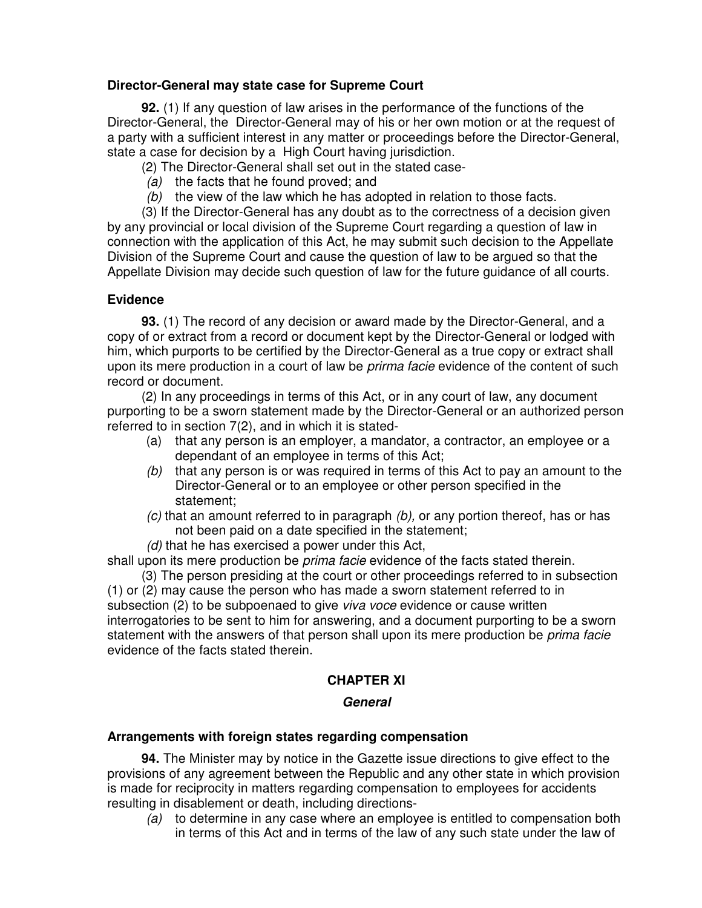**Director-General may state case for Supreme Court**

**92.** (1) If any question of law arises in the performance of the functions of the Director-General, the Director-General may of his or her own motion or at the request of a party with a sufficient interest in any matter or proceedings before the Director-General, state a case for decision by a High Court having jurisdiction.

(2) The Director-General shall set out in the stated case-

*(a)* the facts that he found proved; and

*(b)* the view of the law which he has adopted in relation to those facts.

(3) If the Director-General has any doubt as to the correctness of a decision given by any provincial or local division of the Supreme Court regarding a question of law in connection with the application of this Act, he may submit such decision to the Appellate Division of the Supreme Court and cause the question of law to be argued so that the Appellate Division may decide such question of law for the future guidance of all courts.

**Evidence**

**93.** (1) The record of any decision or award made by the Director-General, and a copy of or extract from a record or document kept by the Director-General or lodged with him, which purports to be certified by the Director-General as a true copy or extract shall upon its mere production in a court of law be *prirma facie* evidence of the content of such record or document.

(2) In any proceedings in terms of this Act, or in any court of law, any document purporting to be a sworn statement made by the Director-General or an authorized person referred to in section 7(2), and in which it is stated-

(a) that any person is an employer, a mandator, a contractor, an employee or a dependant of an employee in terms of this Act;

*(b)* that any person is or was required in terms of this Act to pay an amount to the Director-General or to an employee or other person specified in the statement;

*(c)* that an amount referred to in paragraph *(b),* or any portion thereof, has or has not been paid on a date specified in the statement;

*(d)* that he has exercised a power under this Act,

shall upon its mere production be *prima facie* evidence of the facts stated therein.

(3) The person presiding at the court or other proceedings referred to in subsection (1) or (2) may cause the person who has made a sworn statement referred to in subsection (2) to be subpoenaed to give *viva voce* evidence or cause written interrogatories to be sent to him for answering, and a document purporting to be a sworn statement with the answers of that person shall upon its mere production be *prima facie* evidence of the facts stated therein.

## CHAPTER XI

### *General*

**Arrangements with foreign states regarding compensation**

**94.** The Minister may by notice in the Gazette issue directions to give effect to the provisions of any agreement between the Republic and any other state in which provision is made for reciprocity in matters regarding compensation to employees for accidents resulting in disablement or death, including directions-

*(a)* to determine in any case where an employee is entitled to compensation both in terms of this Act and in terms of the law of any such state under the law of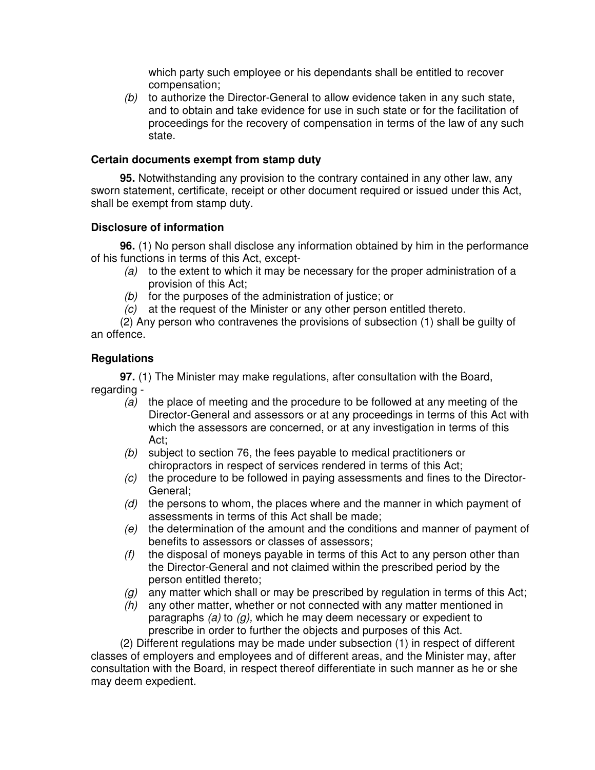which party such employee or his dependants shall be entitled to recover compensation;

*(b)* to authorize the Director-General to allow evidence taken in any such state, and to obtain and take evidence for use in such state or for the facilitation of proceedings for the recovery of compensation in terms of the law of any such state.

### Certain documents exempt from stamp duty

**95.** Notwithstanding any provision to the contrary contained in any other law, any sworn statement, certificate, receipt or other document required or issued under this Act, shall be exempt from stamp duty.

### Disclosure of information

**96.** (1) No person shall disclose any information obtained by him in the performance of his functions in terms of this Act, except-

*(a)* to the extent to which it may be necessary for the proper administration of a provision of this Act;

*(b)* for the purposes of the administration of justice; or

*(c)* at the request of the Minister or any other person entitled thereto.

(2) Any person who contravenes the provisions of subsection (1) shall be guilty of an offence.

### Regulations

**97.** (1) The Minister may make regulations, after consultation with the Board, regarding -

*(a)* the place of meeting and the procedure to be followed at any meeting of the Director-General and assessors or at any proceedings in terms of this Act with which the assessors are concerned, or at any investigation in terms of this Act;

*(b)* subject to section 76, the fees payable to medical practitioners or chiropractors in respect of services rendered in terms of this Act;

*(c)* the procedure to be followed in paying assessments and fines to the Director-General;

*(d)* the persons to whom, the places where and the manner in which payment of assessments in terms of this Act shall be made;

*(e)* the determination of the amount and the conditions and manner of payment of benefits to assessors or classes of assessors;

*(f)* the disposal of moneys payable in terms of this Act to any person other than the Director-General and not claimed within the prescribed period by the person entitled thereto;

*(g)* any matter which shall or may be prescribed by regulation in terms of this Act;

*(h)* any other matter, whether or not connected with any matter mentioned in paragraphs *(a)* to *(g),* which he may deem necessary or expedient to prescribe in order to further the objects and purposes of this Act.

(2) Different regulations may be made under subsection (1) in respect of different classes of employers and employees and of different areas, and the Minister may, after consultation with the Board, in respect thereof differentiate in such manner as he or she may deem expedient.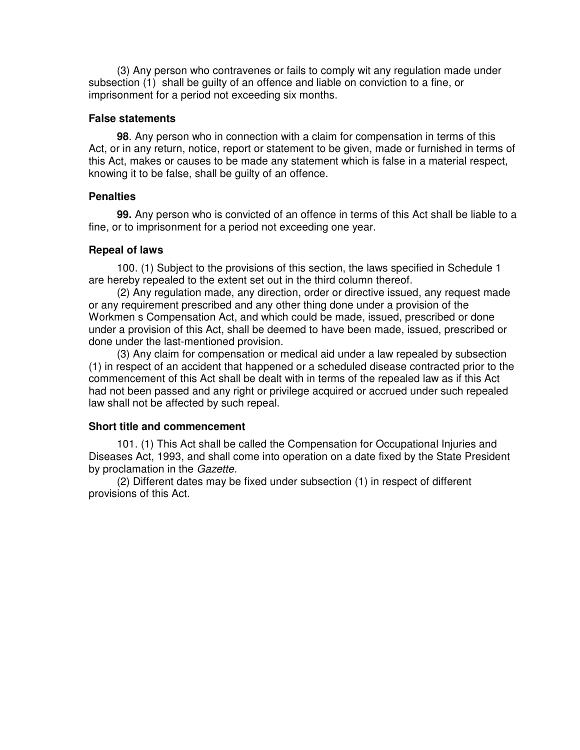(3) Any person who contravenes or fails to comply wit any regulation made under subsection (1) shall be guilty of an offence and liable on conviction to a fine, or imprisonment for a period not exceeding six months.

### False statements

**98**. Any person who in connection with a claim for compensation in terms of this Act, or in any return, notice, report or statement to be given, made or furnished in terms of this Act, makes or causes to be made any statement which is false in a material respect, knowing it to be false, shall be guilty of an offence.

### Penalties

**99.** Any person who is convicted of an offence in terms of this Act shall be liable to a fine, or to imprisonment for a period not exceeding one year.

### Repeal of laws

100. (1) Subject to the provisions of this section, the laws specified in Schedule 1 are hereby repealed to the extent set out in the third column thereof.

(2) Any regulation made, any direction, order or directive issued, any request made or any requirement prescribed and any other thing done under a provision of the Workmen s Compensation Act, and which could be made, issued, prescribed or done under a provision of this Act, shall be deemed to have been made, issued, prescribed or done under the last-mentioned provision.

(3) Any claim for compensation or medical aid under a law repealed by subsection (1) in respect of an accident that happened or a scheduled disease contracted prior to the commencement of this Act shall be dealt with in terms of the repealed law as if this Act had not been passed and any right or privilege acquired or accrued under such repealed law shall not be affected by such repeal.

### Short title and commencement

101. (1) This Act shall be called the Compensation for Occupational Injuries and Diseases Act, 1993, and shall come into operation on a date fixed by the State President by proclamation in the *Gazette.*

(2) Different dates may be fixed under subsection (1) in respect of different provisions of this Act.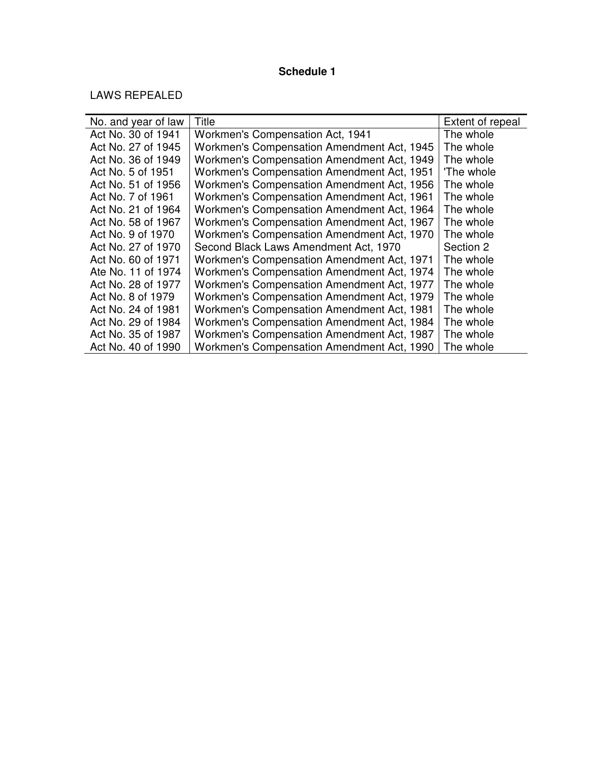**Schedule 1**

LAWS REPEALED

| No. and year of law | Title | Extent of repeal |
|---|---|---|
| Act No. 30 of 1941 | Workmen's Compensation Act, 1941 | The whole |
| Act No. 27 of 1945 | Workmen's Compensation Amendment Act, 1945 | The whole |
| Act No. 36 of 1949 | Workmen's Compensation Amendment Act, 1949 | The whole |
| Act No. 5 of 1951 | Workmen's Compensation Amendment Act, 1951 | 'The whole |
| Act No. 51 of 1956 | Workmen's Compensation Amendment Act, 1956 | The whole |
| Act No. 7 of 1961 | Workmen's Compensation Amendment Act, 1961 | The whole |
| Act No. 21 of 1964 | Workmen's Compensation Amendment Act, 1964 | The whole |
| Act No. 58 of 1967 | Workmen's Compensation Amendment Act, 1967 | The whole |
| Act No. 9 of 1970 | Workmen's Compensation Amendment Act, 1970 | The whole |
| Act No. 27 of 1970 | Second Black Laws Amendment Act, 1970 | Section 2 |
| Act No. 60 of 1971 | Workmen's Compensation Amendment Act, 1971 | The whole |
| Ate No. 11 of 1974 | Workmen's Compensation Amendment Act, 1974 | The whole |
| Act No. 28 of 1977 | Workmen's Compensation Amendment Act, 1977 | The whole |
| Act No. 8 of 1979 | Workmen's Compensation Amendment Act, 1979 | The whole |
| Act No. 24 of 1981 | Workmen's Compensation Amendment Act, 1981 | The whole |
| Act No. 29 of 1984 | Workmen's Compensation Amendment Act, 1984 | The whole |
| Act No. 35 of 1987 | Workmen's Compensation Amendment Act, 1987 | The whole |
| Act No. 40 of 1990 | Workmen's Compensation Amendment Act, 1990 | The whole |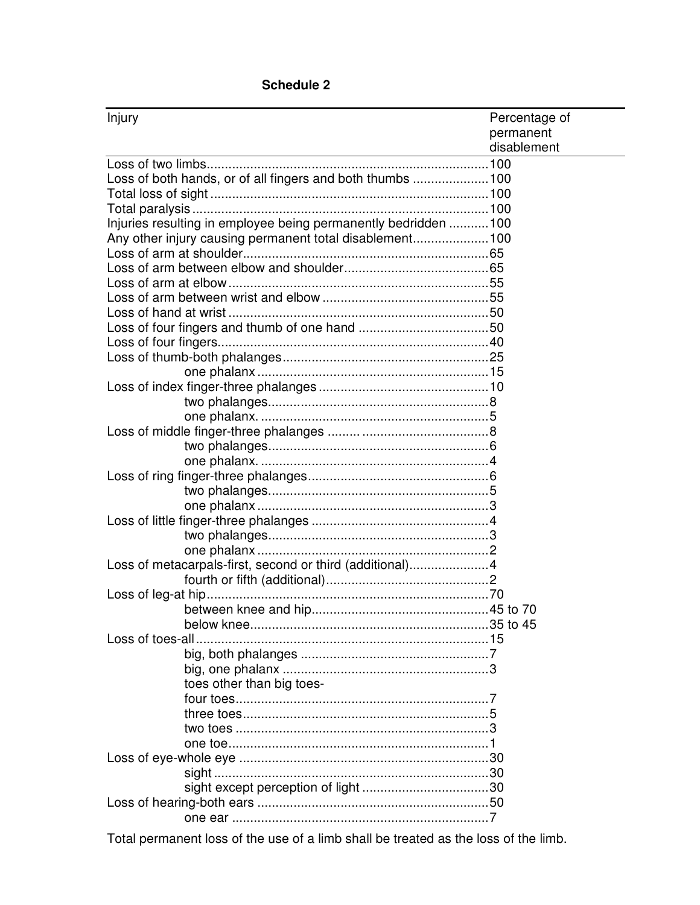**Schedule 2**

| Injury | Percentage of permanent disablement |
|---|---|
| Loss of two limbs | 100 |
| Loss of both hands, or of all fingers and both thumbs | 100 |
| Total loss of sight | 100 |
| Total paralysis | 100 |
| Injuries resulting in employee being permanently bedridden | 100 |
| Any other injury causing permanent total disablement | 100 |
| Loss of arm at shoulder | 65 |
| Loss of arm between elbow and shoulder | 65 |
| Loss of arm at elbow | 55 |
| Loss of arm between wrist and elbow | 55 |
| Loss of hand at wrist | 50 |
| Loss of four fingers and thumb of one hand | 50 |
| Loss of four fingers | 40 |
| Loss of thumb-both phalanges | 25 |
| one phalanx | 15 |
| Loss of index finger-three phalanges | 10 |
| two phalanges | 8 |
| one phalanx. | 5 |
| Loss of middle finger-three phalanges | 8 |
| two phalanges | 6 |
| one phalanx. | 4 |
| Loss of ring finger-three phalanges | 6 |
| two phalanges | 5 |
| one phalanx | 3 |
| Loss of little finger-three phalanges | 4 |
| two phalanges | 3 |
| one phalanx | 2 |
| Loss of metacarpals-first, second or third (additional) | 4 |
| fourth or fifth (additional) | 2 |
| Loss of leg-at hip | 70 |
| between knee and hip | 45 to 70 |
| below knee | 35 to 45 |
| Loss of toes-all | 15 |
| big, both phalanges | 7 |
| big, one phalanx | 3 |
| toes other than big toes- | |
| four toes | 7 |
| three toes | 5 |
| two toes | 3 |
| one toe | 1 |
| Loss of eye-whole eye | 30 |
| sight | 30 |
| sight except perception of light | 30 |
| Loss of hearing-both ears | 50 |
| one ear | 7 |

Total permanent loss of the use of a limb shall be treated as the loss of the limb.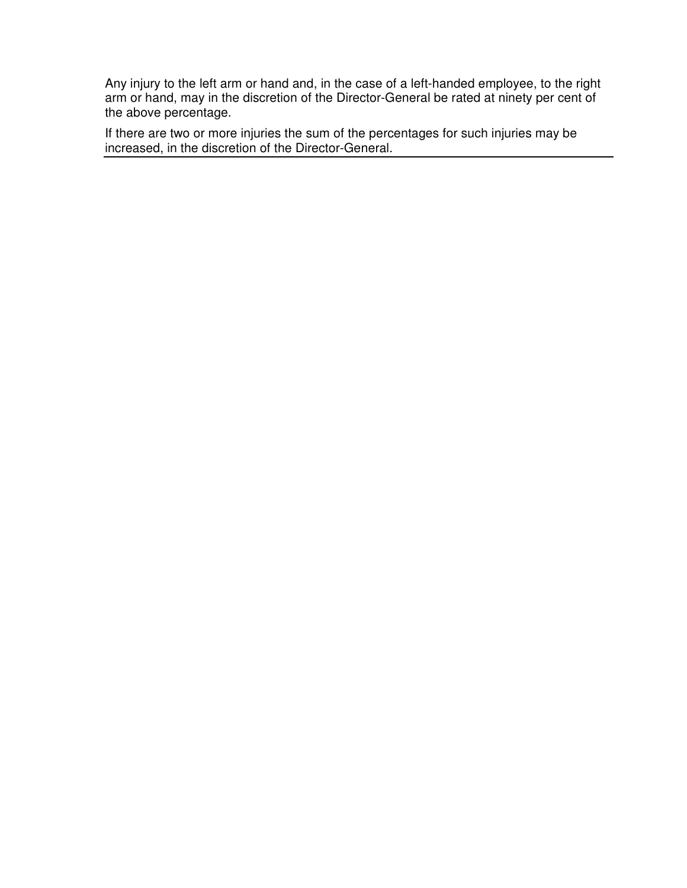Any injury to the left arm or hand and, in the case of a left-handed employee, to the right arm or hand, may in the discretion of the Director-General be rated at ninety per cent of the above percentage.

If there are two or more injuries the sum of the percentages for such injuries may be increased, in the discretion of the Director-General.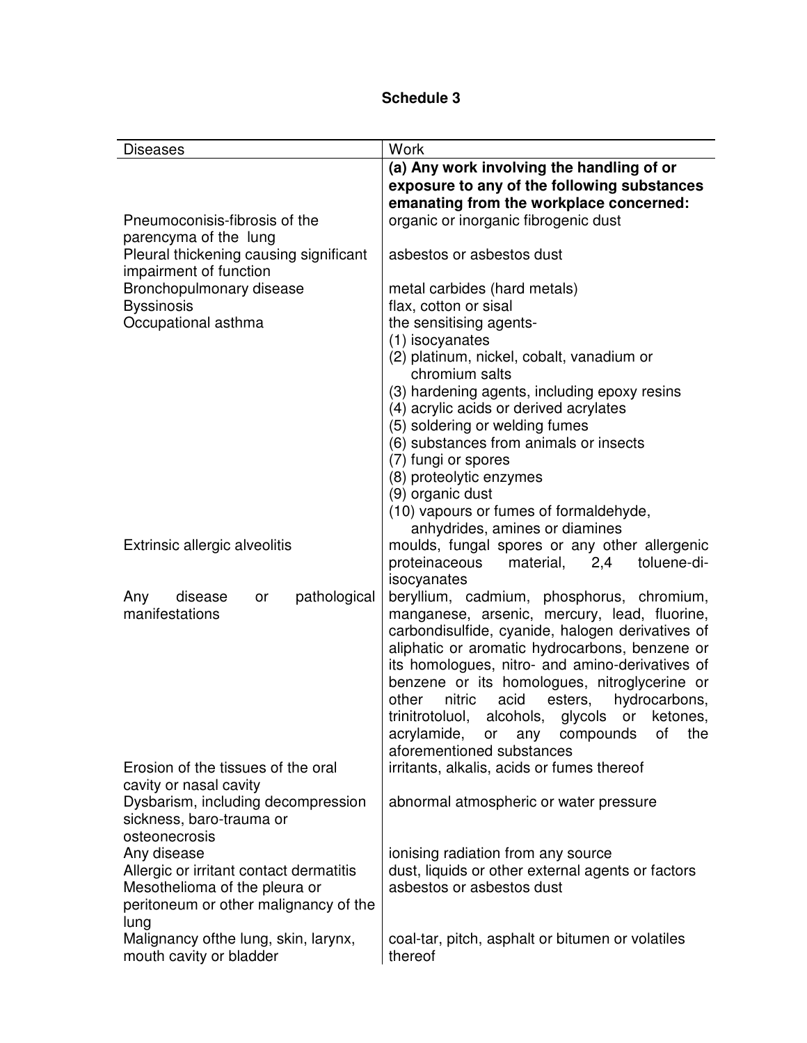**Schedule 3**

| Diseases | Work |
|---|---|
| | **(a) Any work involving the handling of or exposure to any of the following substances emanating from the workplace concerned:** |
| Pneumoconisis-fibrosis of the parencyma of the lung | organic or inorganic fibrogenic dust |
| Pleural thickening causing significant impairment of function | asbestos or asbestos dust |
| Bronchopulmonary disease | metal carbides (hard metals) |
| Byssinosis | flax, cotton or sisal |
| Occupational asthma | the sensitising agents- (1) isocyanates (2) platinum, nickel, cobalt, vanadium or chromium salts (3) hardening agents, including epoxy resins (4) acrylic acids or derived acrylates (5) soldering or welding fumes (6) substances from animals or insects (7) fungi or spores (8) proteolytic enzymes (9) organic dust (10) vapours or fumes of formaldehyde, anhydrides, amines or diamines |
| Extrinsic allergic alveolitis | moulds, fungal spores or any other allergenic proteinaceous material, 2,4 toluene-di-isocyanates |
| Any disease or pathological manifestations | beryllium, cadmium, phosphorus, chromium, manganese, arsenic, mercury, lead, fluorine, carbondisulfide, cyanide, halogen derivatives of aliphatic or aromatic hydrocarbons, benzene or its homologues, nitro- and amino-derivatives of benzene or its homologues, nitroglycerine or other nitric acid esters, hydrocarbons, trinitrotoluol, alcohols, glycols or ketones, acrylamide, or any compounds of the aforementioned substances |
| Erosion of the tissues of the oral cavity or nasal cavity | irritants, alkalis, acids or fumes thereof |
| Dysbarism, including decompression sickness, baro-trauma or osteonecrosis | abnormal atmospheric or water pressure |
| Any disease | ionising radiation from any source |
| Allergic or irritant contact dermatitis | dust, liquids or other external agents or factors |
| Mesothelioma of the pleura or peritoneum or other malignancy of the lung | asbestos or asbestos dust |
| Malignancy ofthe lung, skin, larynx, mouth cavity or bladder | coal-tar, pitch, asphalt or bitumen or volatiles thereof |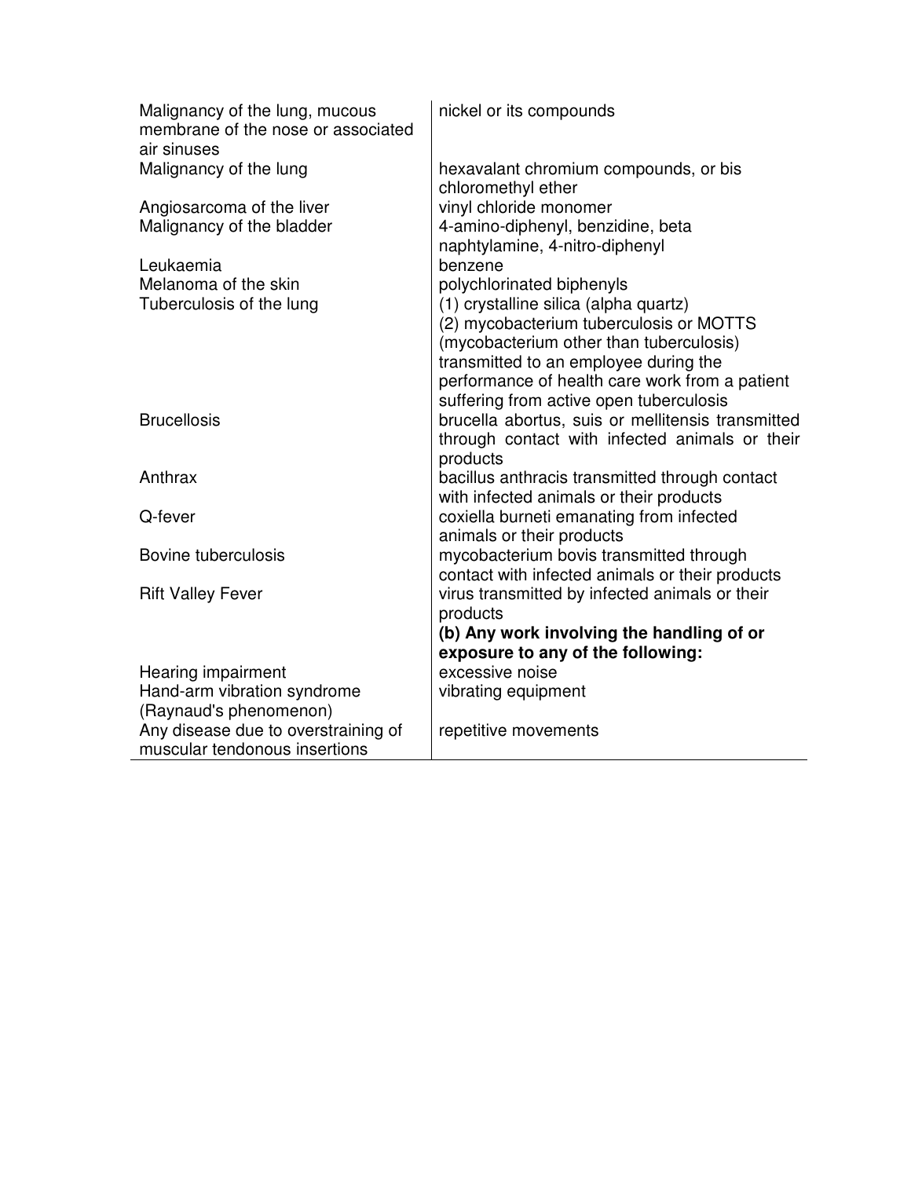| | |
|---|---|
| Malignancy of the lung, mucous membrane of the nose or associated air sinuses | nickel or its compounds |
| Malignancy of the lung | hexavalant chromium compounds, or bis chloromethyl ether |
| Angiosarcoma of the liver | vinyl chloride monomer |
| Malignancy of the bladder | 4-amino-diphenyl, benzidine, beta naphtylamine, 4-nitro-diphenyl |
| Leukaemia | benzene |
| Melanoma of the skin | polychlorinated biphenyls |
| Tuberculosis of the lung | (1) crystalline silica (alpha quartz) (2) mycobacterium tuberculosis or MOTTS (mycobacterium other than tuberculosis) transmitted to an employee during the performance of health care work from a patient suffering from active open tuberculosis |
| Brucellosis | brucella abortus, suis or mellitensis transmitted through contact with infected animals or their products |
| Anthrax | bacillus anthracis transmitted through contact with infected animals or their products |
| Q-fever | coxiella burneti emanating from infected animals or their products |
| Bovine tuberculosis | mycobacterium bovis transmitted through contact with infected animals or their products |
| Rift Valley Fever | virus transmitted by infected animals or their products |
| | **(b) Any work involving the handling of or exposure to any of the following:** |
| Hearing impairment | excessive noise |
| Hand-arm vibration syndrome (Raynaud's phenomenon) | vibrating equipment |
| Any disease due to overstraining of muscular tendonous insertions | repetitive movements |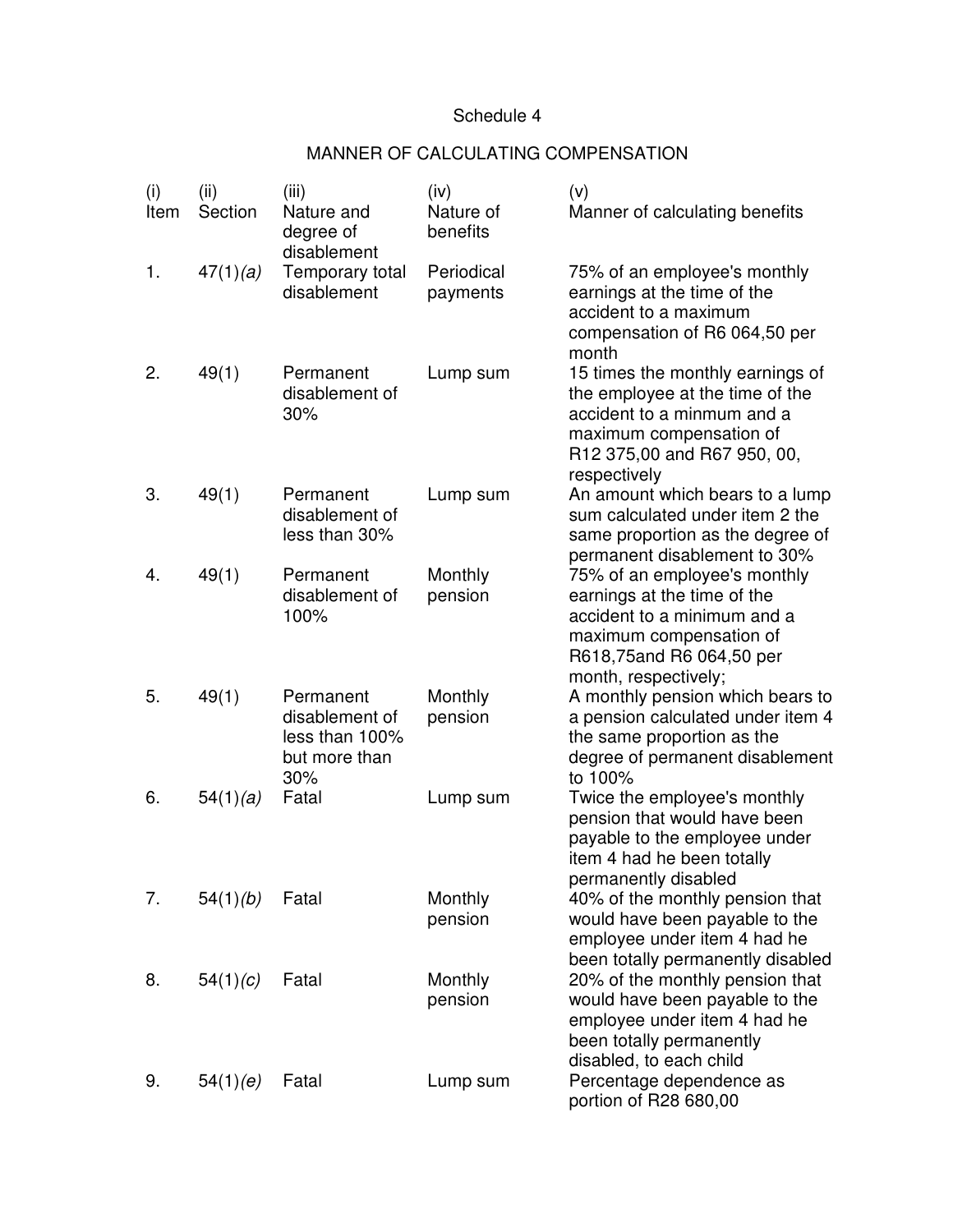Schedule 4

MANNER OF CALCULATING COMPENSATION

| (i) Item | (ii) Section | (iii) Nature and degree of disablement | (iv) Nature of benefits | (v) Manner of calculating benefits |
|---|---|---|---|---|
| 1. | 47(1)*(a)* | Temporary total disablement | Periodical payments | 75% of an employee's monthly earnings at the time of the accident to a maximum compensation of R6 064,50 per month |
| 2. | 49(1) | Permanent disablement of 30% | Lump sum | 15 times the monthly earnings of the employee at the time of the accident to a minmum and a maximum compensation of R12 375,00 and R67 950, 00, respectively |
| 3. | 49(1) | Permanent disablement of less than 30% | Lump sum | An amount which bears to a lump sum calculated under item 2 the same proportion as the degree of permanent disablement to 30% |
| 4. | 49(1) | Permanent disablement of 100% | Monthly pension | 75% of an employee's monthly earnings at the time of the accident to a minimum and a maximum compensation of R618,75and R6 064,50 per month, respectively; |
| 5. | 49(1) | Permanent disablement of less than 100% but more than 30% | Monthly pension | A monthly pension which bears to a pension calculated under item 4 the same proportion as the degree of permanent disablement to 100% |
| 6. | 54(1)*(a)* | Fatal | Lump sum | Twice the employee's monthly pension that would have been payable to the employee under item 4 had he been totally permanently disabled |
| 7. | 54(1)*(b)* | Fatal | Monthly pension | 40% of the monthly pension that would have been payable to the employee under item 4 had he been totally permanently disabled |
| 8. | 54(1)*(c)* | Fatal | Monthly pension | 20% of the monthly pension that would have been payable to the employee under item 4 had he been totally permanently disabled, to each child |
| 9. | 54(1)*(e)* | Fatal | Lump sum | Percentage dependence as portion of R28 680,00 |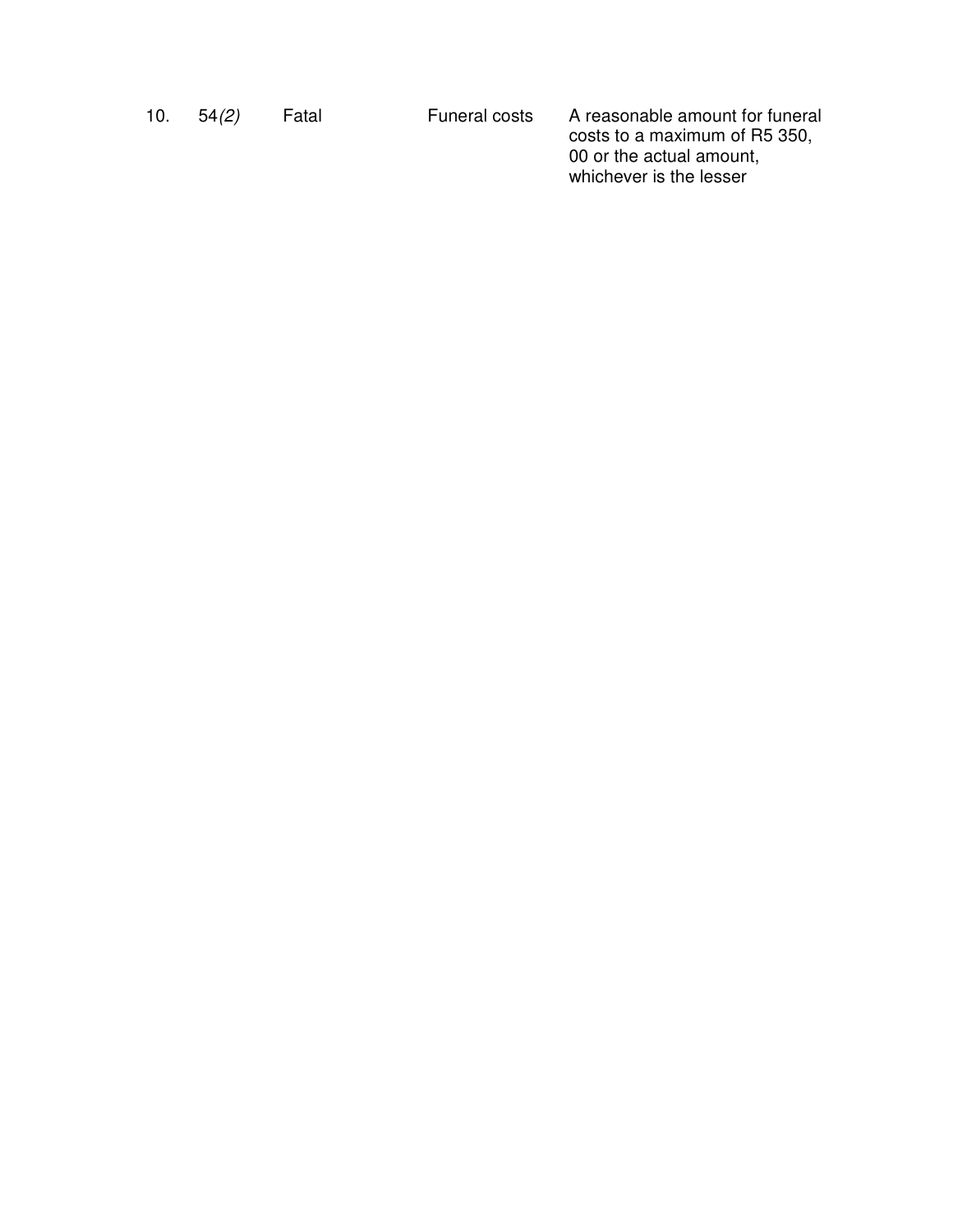| | | | | |
|---|---|---|---|---|
| 10. | 54*(2)* | Fatal | Funeral costs | A reasonable amount for funeral costs to a maximum of R5 350, 00 or the actual amount, whichever is the lesser |